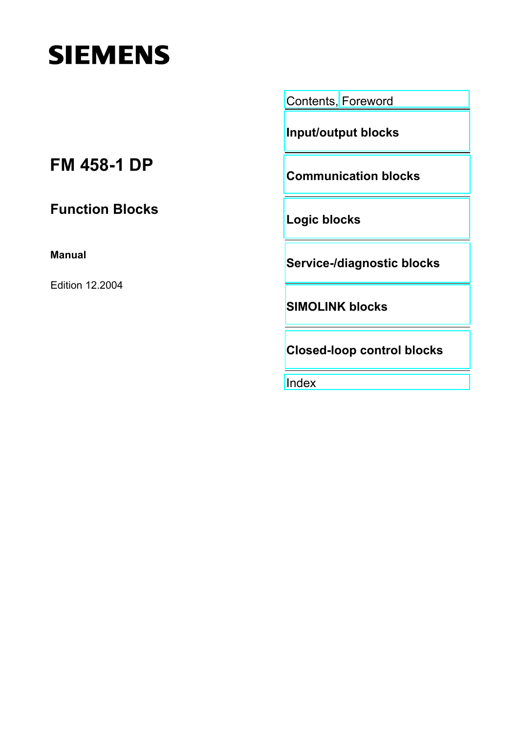SIEMENS

# FM 458-1 DP

## Function Blocks

**Manual**

Edition 12.2004

Contents, Foreword

**Input/output blocks**

**Communication blocks**

**Logic blocks**

**Service-/diagnostic blocks**

**SIMOLINK blocks**

**Closed-loop control blocks**

Index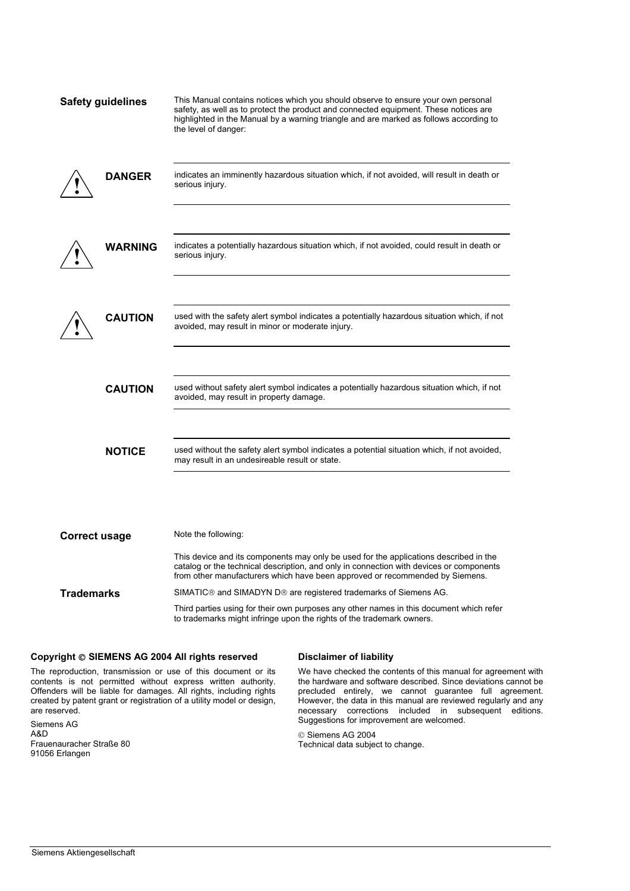**Safety guidelines**

This Manual contains notices which you should observe to ensure your own personal safety, as well as to protect the product and connected equipment. These notices are highlighted in the Manual by a warning triangle and are marked as follows according to the level of danger:

**DANGER**

indicates an imminently hazardous situation which, if not avoided, will result in death or serious injury.

**WARNING**

indicates a potentially hazardous situation which, if not avoided, could result in death or serious injury.

**CAUTION**

used with the safety alert symbol indicates a potentially hazardous situation which, if not avoided, may result in minor or moderate injury.

**CAUTION**

used without safety alert symbol indicates a potentially hazardous situation which, if not avoided, may result in property damage.

**NOTICE**

used without the safety alert symbol indicates a potential situation which, if not avoided, may result in an undesireable result or state.

**Correct usage**

Note the following:

This device and its components may only be used for the applications described in the catalog or the technical description, and only in connection with devices or components from other manufacturers which have been approved or recommended by Siemens.

**Trademarks**

SIMATIC® and SIMADYN D® are registered trademarks of Siemens AG.

Third parties using for their own purposes any other names in this document which refer to trademarks might infringe upon the rights of the trademark owners.

**Copyright © SIEMENS AG 2004 All rights reserved**

The reproduction, transmission or use of this document or its contents is not permitted without express written authority. Offenders will be liable for damages. All rights, including rights created by patent grant or registration of a utility model or design, are reserved.

Siemens AG
A&D
Frauenauracher Straße 80
91056 Erlangen

**Disclaimer of liability**

We have checked the contents of this manual for agreement with the hardware and software described. Since deviations cannot be precluded entirely, we cannot guarantee full agreement. However, the data in this manual are reviewed regularly and any necessary corrections included in subsequent editions. Suggestions for improvement are welcomed.

© Siemens AG 2004
Technical data subject to change.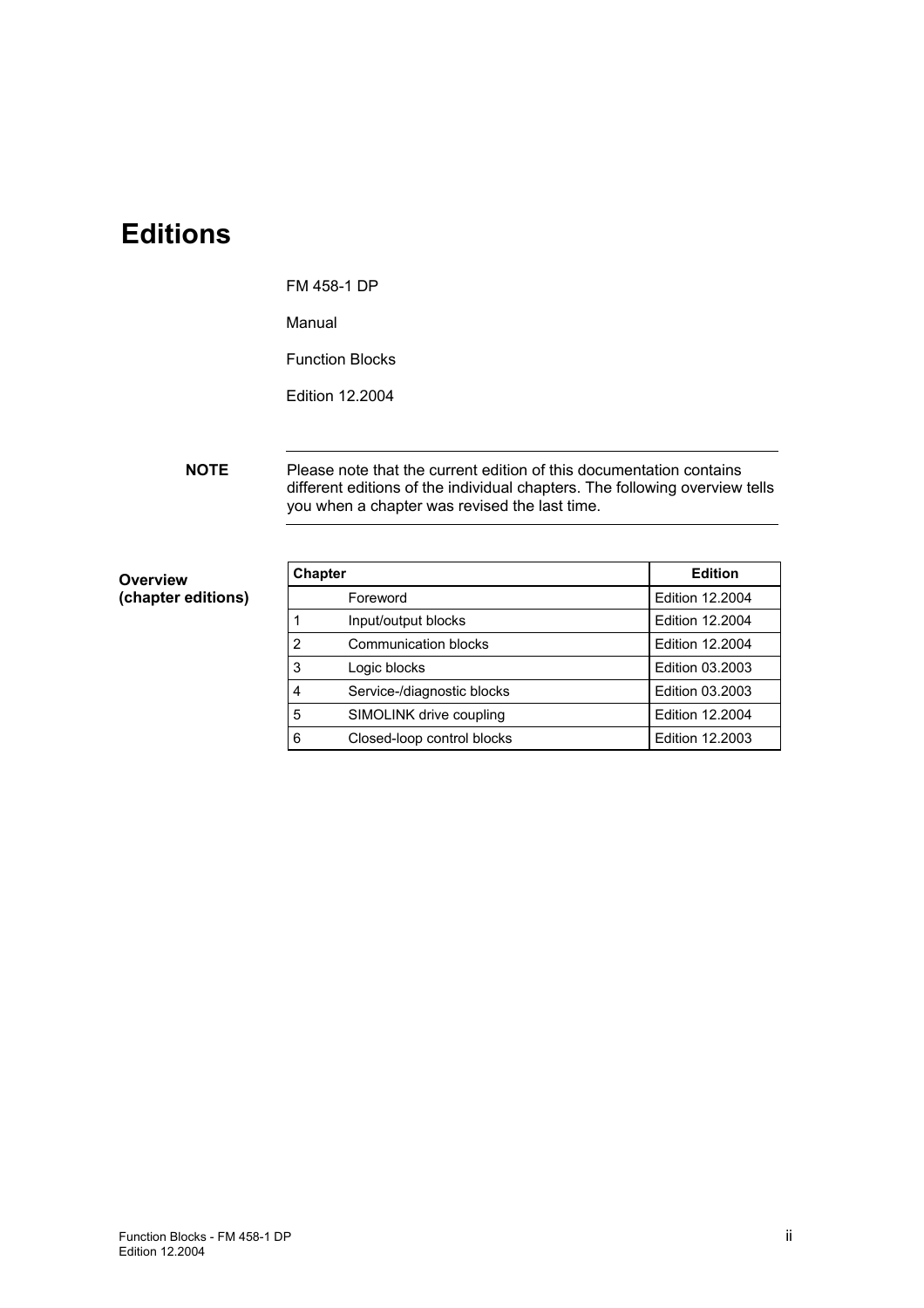# Editions

FM 458-1 DP

Manual

Function Blocks

Edition 12.2004

**NOTE**

Please note that the current edition of this documentation contains different editions of the individual chapters. The following overview tells you when a chapter was revised the last time.

**Overview (chapter editions)**

| Chapter | | Edition |
|---|---|---|
| | Foreword | Edition 12.2004 |
| 1 | Input/output blocks | Edition 12.2004 |
| 2 | Communication blocks | Edition 12.2004 |
| 3 | Logic blocks | Edition 03.2003 |
| 4 | Service-/diagnostic blocks | Edition 03.2003 |
| 5 | SIMOLINK drive coupling | Edition 12.2004 |
| 6 | Closed-loop control blocks | Edition 12.2003 |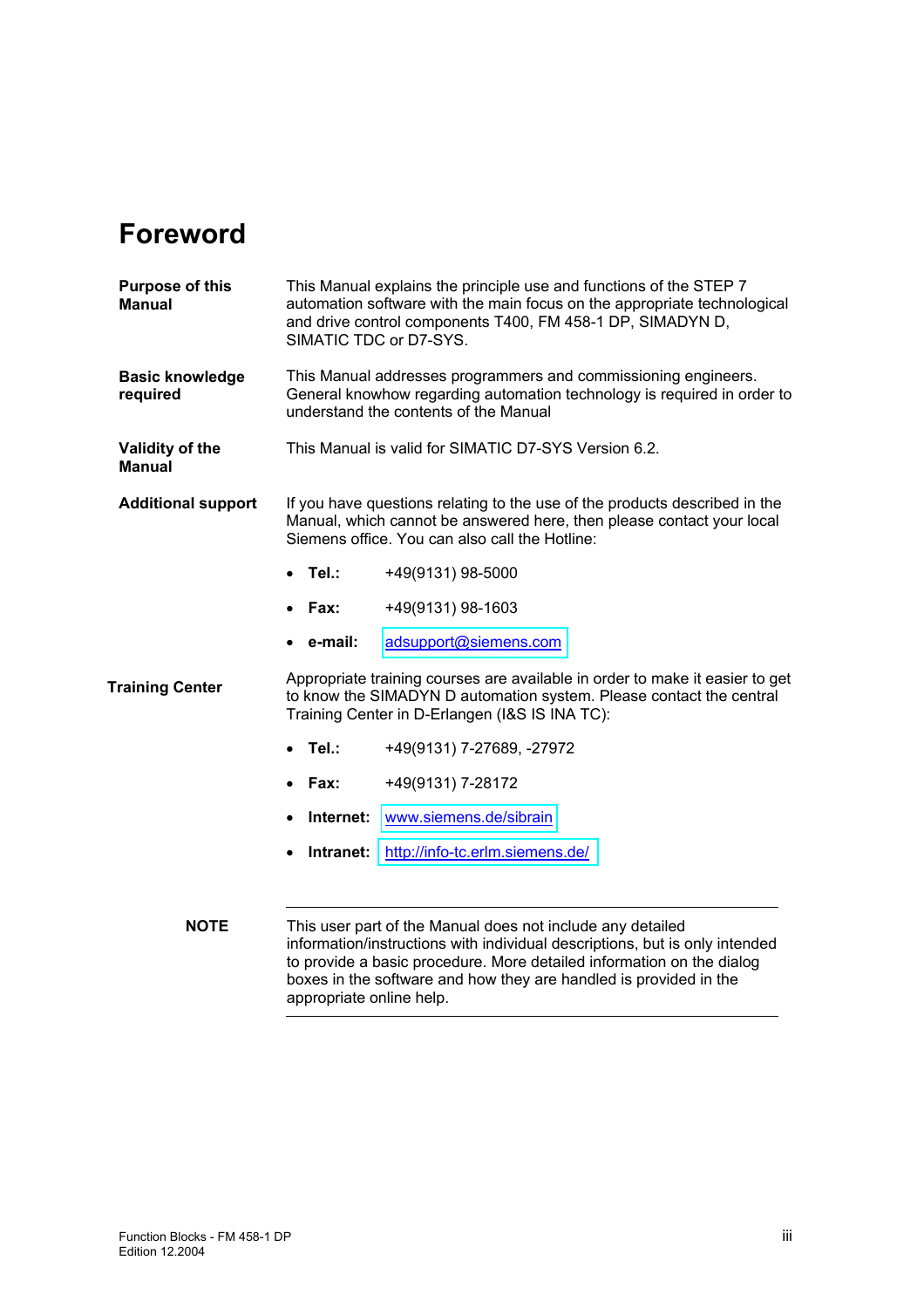# Foreword

**Purpose of this Manual**

This Manual explains the principle use and functions of the STEP 7 automation software with the main focus on the appropriate technological and drive control components T400, FM 458-1 DP, SIMADYN D, SIMATIC TDC or D7-SYS.

**Basic knowledge required**

This Manual addresses programmers and commissioning engineers. General knowhow regarding automation technology is required in order to understand the contents of the Manual

**Validity of the Manual**

This Manual is valid for SIMATIC D7-SYS Version 6.2.

**Additional support**

If you have questions relating to the use of the products described in the Manual, which cannot be answered here, then please contact your local Siemens office. You can also call the Hotline:

- **Tel.:** +49(9131) 98-5000
- **Fax:** +49(9131) 98-1603
- **e-mail:** adsupport@siemens.com

**Training Center**

Appropriate training courses are available in order to make it easier to get to know the SIMADYN D automation system. Please contact the central Training Center in D-Erlangen (I&S IS INA TC):

- **Tel.:** +49(9131) 7-27689, -27972
- **Fax:** +49(9131) 7-28172
- **Internet:** www.siemens.de/sibrain
- **Intranet:** http://info-tc.erlm.siemens.de/

---

**NOTE**

This user part of the Manual does not include any detailed information/instructions with individual descriptions, but is only intended to provide a basic procedure. More detailed information on the dialog boxes in the software and how they are handled is provided in the appropriate online help.

---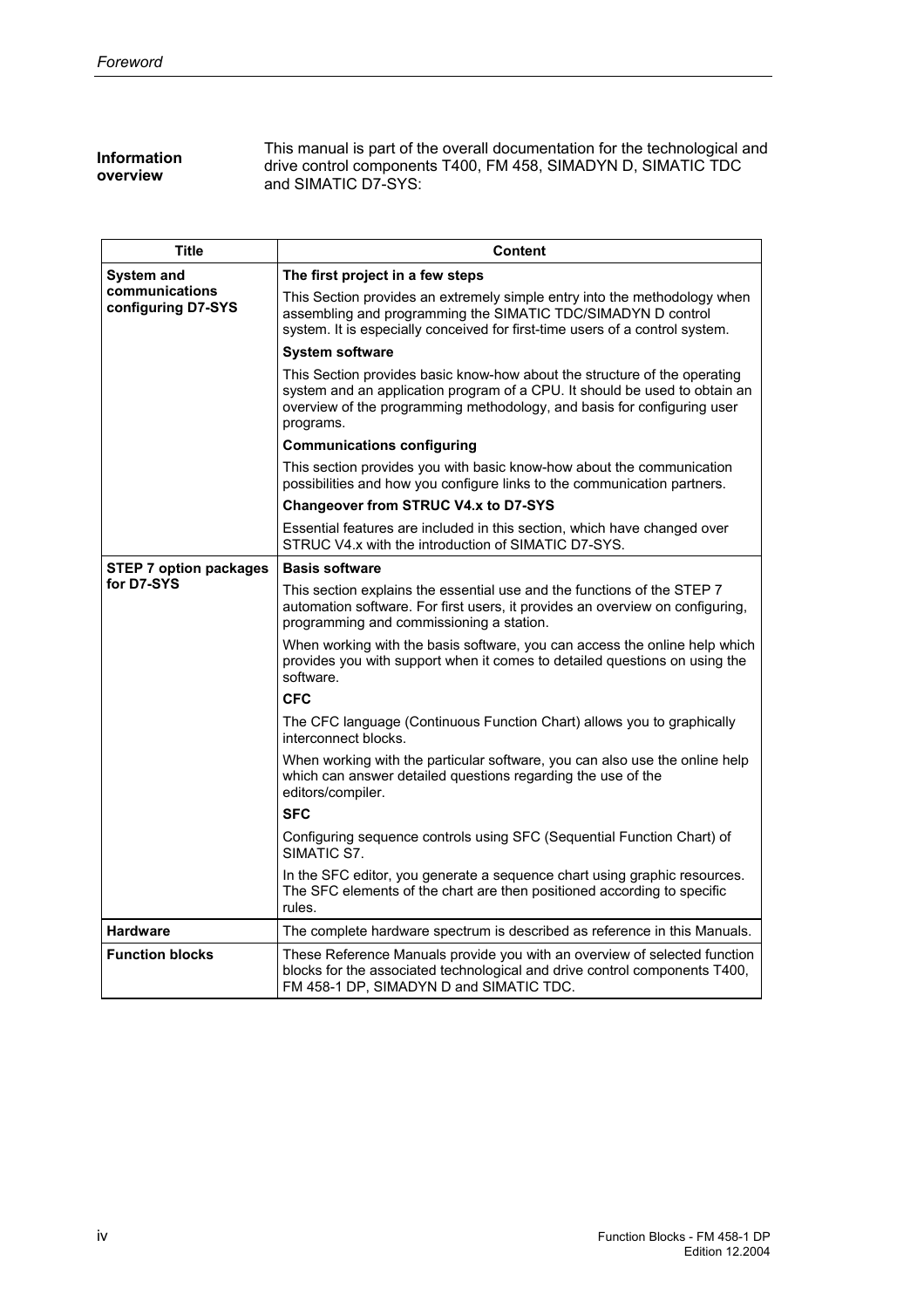**Information overview**

This manual is part of the overall documentation for the technological and drive control components T400, FM 458, SIMADYN D, SIMATIC TDC and SIMATIC D7-SYS:

| Title | Content |
|---|---|
| **System and communications configuring D7-SYS** | **The first project in a few steps**<br>This Section provides an extremely simple entry into the methodology when assembling and programming the SIMATIC TDC/SIMADYN D control system. It is especially conceived for first-time users of a control system.<br>**System software**<br>This Section provides basic know-how about the structure of the operating system and an application program of a CPU. It should be used to obtain an overview of the programming methodology, and basis for configuring user programs.<br>**Communications configuring**<br>This section provides you with basic know-how about the communication possibilities and how you configure links to the communication partners.<br>**Changeover from STRUC V4.x to D7-SYS**<br>Essential features are included in this section, which have changed over STRUC V4.x with the introduction of SIMATIC D7-SYS. |
| **STEP 7 option packages for D7-SYS** | **Basis software**<br>This section explains the essential use and the functions of the STEP 7 automation software. For first users, it provides an overview on configuring, programming and commissioning a station.<br>When working with the basis software, you can access the online help which provides you with support when it comes to detailed questions on using the software.<br>**CFC**<br>The CFC language (Continuous Function Chart) allows you to graphically interconnect blocks.<br>When working with the particular software, you can also use the online help which can answer detailed questions regarding the use of the editors/compiler.<br>**SFC**<br>Configuring sequence controls using SFC (Sequential Function Chart) of SIMATIC S7.<br>In the SFC editor, you generate a sequence chart using graphic resources. The SFC elements of the chart are then positioned according to specific rules. |
| **Hardware** | The complete hardware spectrum is described as reference in this Manuals. |
| **Function blocks** | These Reference Manuals provide you with an overview of selected function blocks for the associated technological and drive control components T400, FM 458-1 DP, SIMADYN D and SIMATIC TDC. |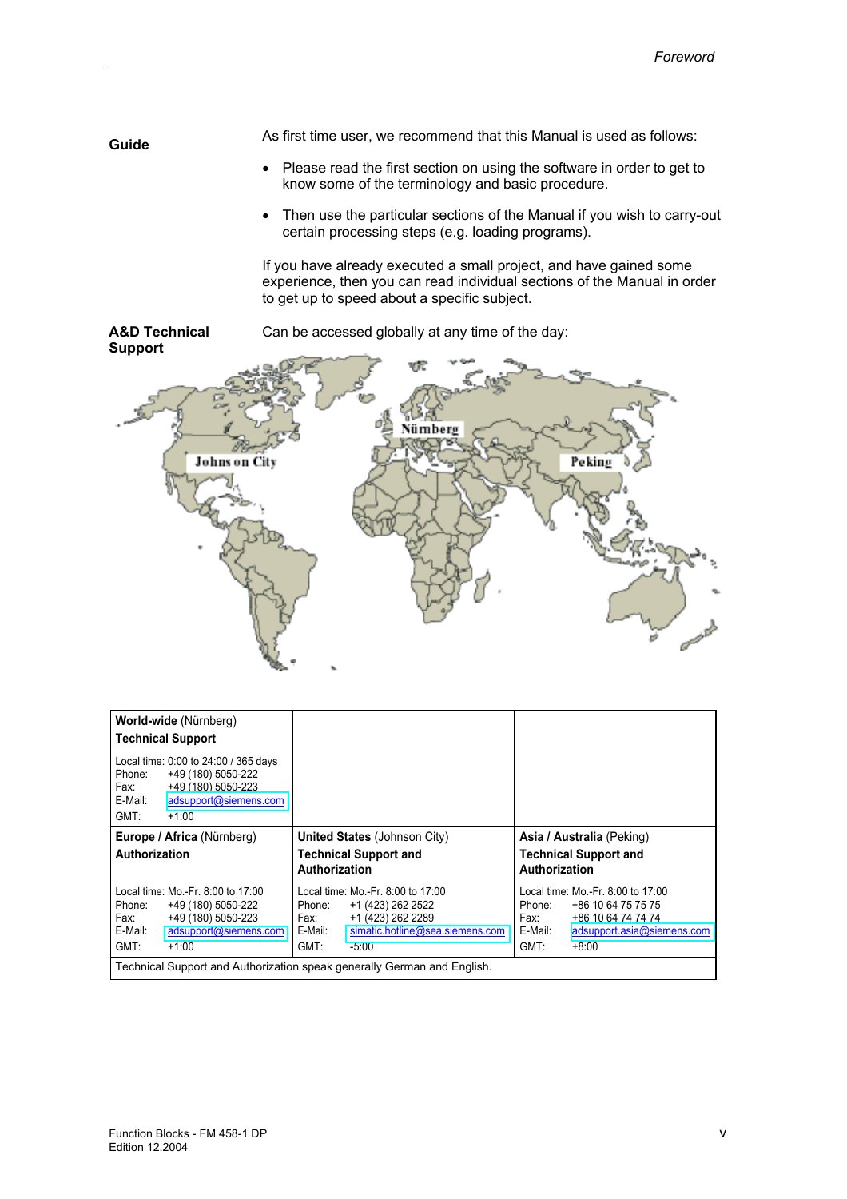**Guide**

As first time user, we recommend that this Manual is used as follows:

- Please read the first section on using the software in order to get to know some of the terminology and basic procedure.
- Then use the particular sections of the Manual if you wish to carry-out certain processing steps (e.g. loading programs).

If you have already executed a small project, and have gained some experience, then you can read individual sections of the Manual in order to get up to speed about a specific subject.

**A&D Technical Support**

Can be accessed globally at any time of the day:

| **World-wide** (Nürnberg)<br>**Technical Support**<br><br>Local time: 0:00 to 24:00 / 365 days<br>Phone: +49 (180) 5050-222<br>Fax: +49 (180) 5050-223<br>E-Mail: adsupport@siemens.com<br>GMT: +1:00 | | |
|---|---|---|
| **Europe / Africa** (Nürnberg)<br>**Authorization**<br><br>Local time: Mo.-Fr. 8:00 to 17:00<br>Phone: +49 (180) 5050-222<br>Fax: +49 (180) 5050-223<br>E-Mail: adsupport@siemens.com<br>GMT: +1:00 | **United States** (Johnson City)<br>**Technical Support and Authorization**<br><br>Local time: Mo.-Fr. 8:00 to 17:00<br>Phone: +1 (423) 262 2522<br>Fax: +1 (423) 262 2289<br>E-Mail: simatic.hotline@sea.siemens.com<br>GMT: -5:00 | **Asia / Australia** (Peking)<br>**Technical Support and Authorization**<br><br>Local time: Mo.-Fr. 8:00 to 17:00<br>Phone: +86 10 64 75 75 75<br>Fax: +86 10 64 74 74 74<br>E-Mail: adsupport.asia@siemens.com<br>GMT: +8:00 |
| Technical Support and Authorization speak generally German and English. | | |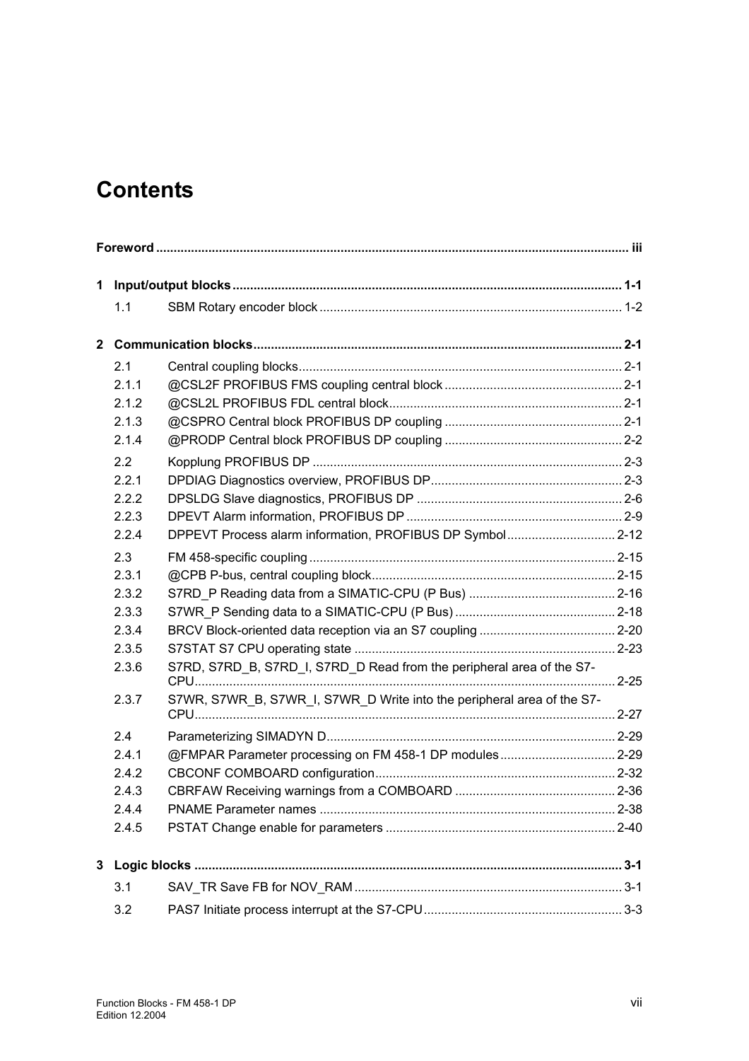# Contents

**Foreword** ..... iii

**1 Input/output blocks** ..... 1-1

- 1.1 SBM Rotary encoder block ..... 1-2

**2 Communication blocks** ..... 2-1

- 2.1 Central coupling blocks ..... 2-1
- 2.1.1 @CSL2F PROFIBUS FMS coupling central block ..... 2-1
- 2.1.2 @CSL2L PROFIBUS FDL central block ..... 2-1
- 2.1.3 @CSPRO Central block PROFIBUS DP coupling ..... 2-1
- 2.1.4 @PRODP Central block PROFIBUS DP coupling ..... 2-2
- 2.2 Kopplung PROFIBUS DP ..... 2-3
- 2.2.1 DPDIAG Diagnostics overview, PROFIBUS DP ..... 2-3
- 2.2.2 DPSLDG Slave diagnostics, PROFIBUS DP ..... 2-6
- 2.2.3 DPEVT Alarm information, PROFIBUS DP ..... 2-9
- 2.2.4 DPPEVT Process alarm information, PROFIBUS DP Symbol ..... 2-12
- 2.3 FM 458-specific coupling ..... 2-15
- 2.3.1 @CPB P-bus, central coupling block ..... 2-15
- 2.3.2 S7RD_P Reading data from a SIMATIC-CPU (P Bus) ..... 2-16
- 2.3.3 S7WR_P Sending data to a SIMATIC-CPU (P Bus) ..... 2-18
- 2.3.4 BRCV Block-oriented data reception via an S7 coupling ..... 2-20
- 2.3.5 S7STAT S7 CPU operating state ..... 2-23
- 2.3.6 S7RD, S7RD_B, S7RD_I, S7RD_D Read from the peripheral area of the S7-CPU ..... 2-25
- 2.3.7 S7WR, S7WR_B, S7WR_I, S7WR_D Write into the peripheral area of the S7-CPU ..... 2-27
- 2.4 Parameterizing SIMADYN D ..... 2-29
- 2.4.1 @FMPAR Parameter processing on FM 458-1 DP modules ..... 2-29
- 2.4.2 CBCONF COMBOARD configuration ..... 2-32
- 2.4.3 CBRFAW Receiving warnings from a COMBOARD ..... 2-36
- 2.4.4 PNAME Parameter names ..... 2-38
- 2.4.5 PSTAT Change enable for parameters ..... 2-40

**3 Logic blocks** ..... 3-1

- 3.1 SAV_TR Save FB for NOV_RAM ..... 3-1
- 3.2 PAS7 Initiate process interrupt at the S7-CPU ..... 3-3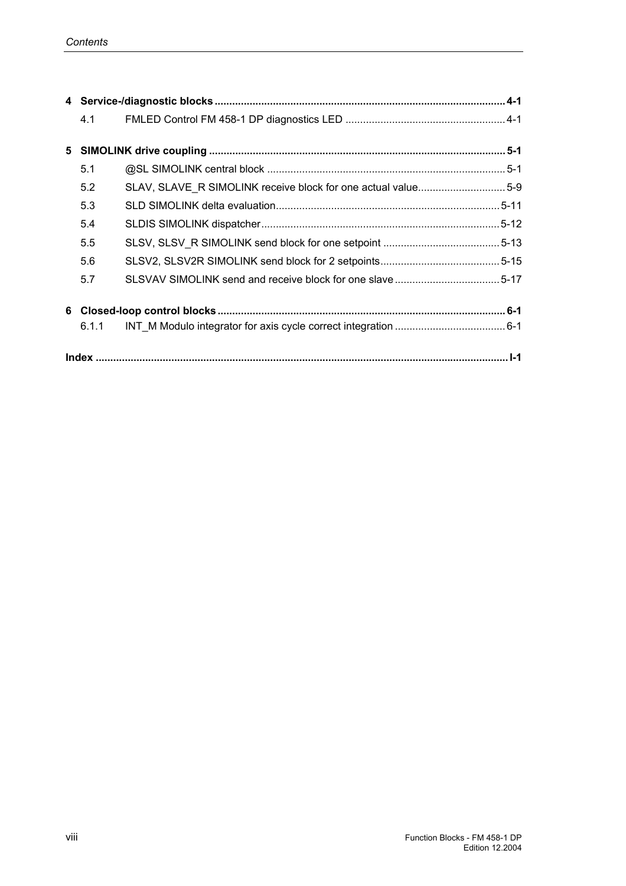| | | |
|---|---|---|
| **4** | **Service-/diagnostic blocks** | **4-1** |
| 4.1 | FMLED Control FM 458-1 DP diagnostics LED | 4-1 |
| **5** | **SIMOLINK drive coupling** | **5-1** |
| 5.1 | @SL SIMOLINK central block | 5-1 |
| 5.2 | SLAV, SLAVE_R SIMOLINK receive block for one actual value | 5-9 |
| 5.3 | SLD SIMOLINK delta evaluation | 5-11 |
| 5.4 | SLDIS SIMOLINK dispatcher | 5-12 |
| 5.5 | SLSV, SLSV_R SIMOLINK send block for one setpoint | 5-13 |
| 5.6 | SLSV2, SLSV2R SIMOLINK send block for 2 setpoints | 5-15 |
| 5.7 | SLSVAV SIMOLINK send and receive block for one slave | 5-17 |
| **6** | **Closed-loop control blocks** | **6-1** |
| 6.1.1 | INT_M Modulo integrator for axis cycle correct integration | 6-1 |
| **Index** | | **I-1** |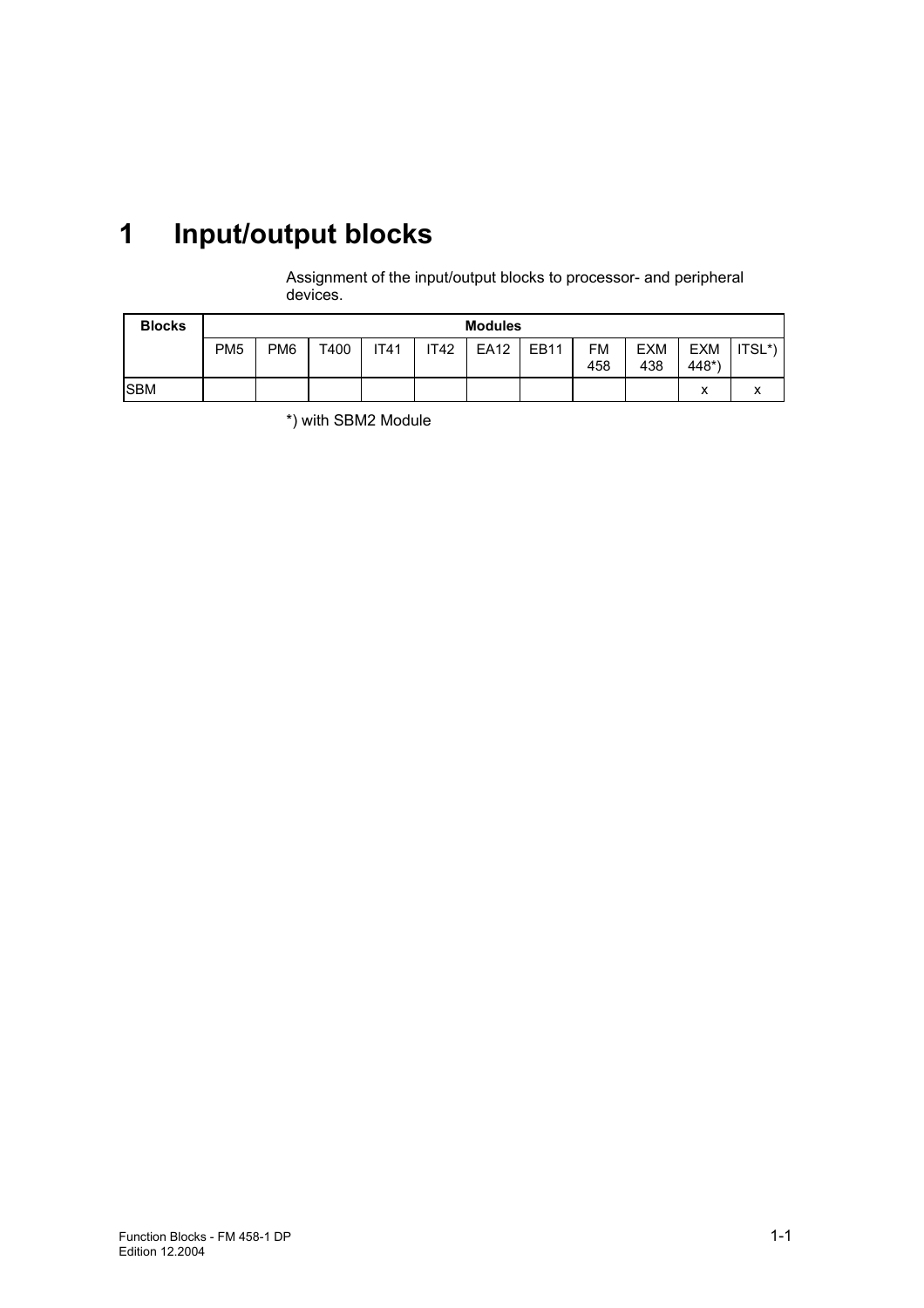# 1 Input/output blocks

Assignment of the input/output blocks to processor- and peripheral devices.

| Blocks | Modules | | | | | | | | | | |
|---|---|---|---|---|---|---|---|---|---|---|---|
| | PM5 | PM6 | T400 | IT41 | IT42 | EA12 | EB11 | FM 458 | EXM 438 | EXM 448*) | ITSL*) |
| SBM | | | | | | | | | | x | x |

*) with SBM2 Module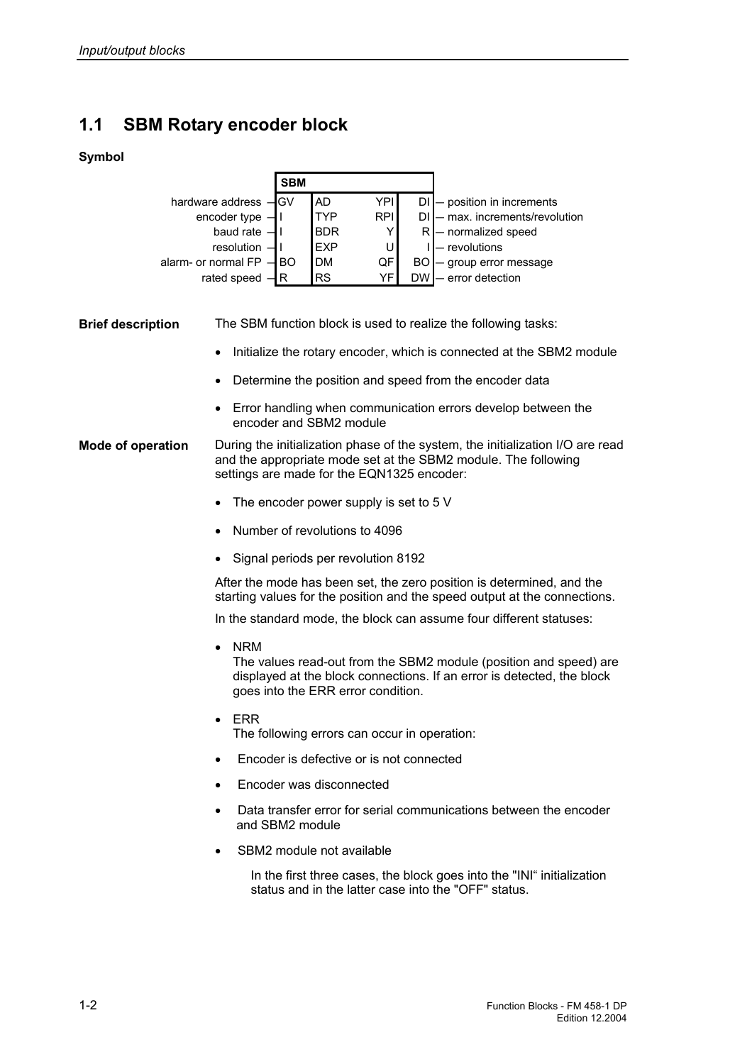## 1.1 SBM Rotary encoder block

**Symbol**

| | SBM | | | |
|---|---|---|---|---|
| hardware address — GV | AD | YPI | DI — position in increments |
| encoder type — I | TYP | RPI | DI — max. increments/revolution |
| baud rate — I | BDR | Y | R — normalized speed |
| resolution — I | EXP | U | I — revolutions |
| alarm- or normal FP — BO | DM | QF | BO — group error message |
| rated speed — R | RS | YF | DW — error detection |

**Brief description**

The SBM function block is used to realize the following tasks:

- Initialize the rotary encoder, which is connected at the SBM2 module
- Determine the position and speed from the encoder data
- Error handling when communication errors develop between the encoder and SBM2 module

**Mode of operation**

During the initialization phase of the system, the initialization I/O are read and the appropriate mode set at the SBM2 module. The following settings are made for the EQN1325 encoder:

- The encoder power supply is set to 5 V
- Number of revolutions to 4096
- Signal periods per revolution 8192

After the mode has been set, the zero position is determined, and the starting values for the position and the speed output at the connections.

In the standard mode, the block can assume four different statuses:

- NRM
  The values read-out from the SBM2 module (position and speed) are displayed at the block connections. If an error is detected, the block goes into the ERR error condition.
- ERR
  The following errors can occur in operation:
- Encoder is defective or is not connected
- Encoder was disconnected
- Data transfer error for serial communications between the encoder and SBM2 module
- SBM2 module not available

  In the first three cases, the block goes into the "INI“ initialization status and in the latter case into the "OFF" status.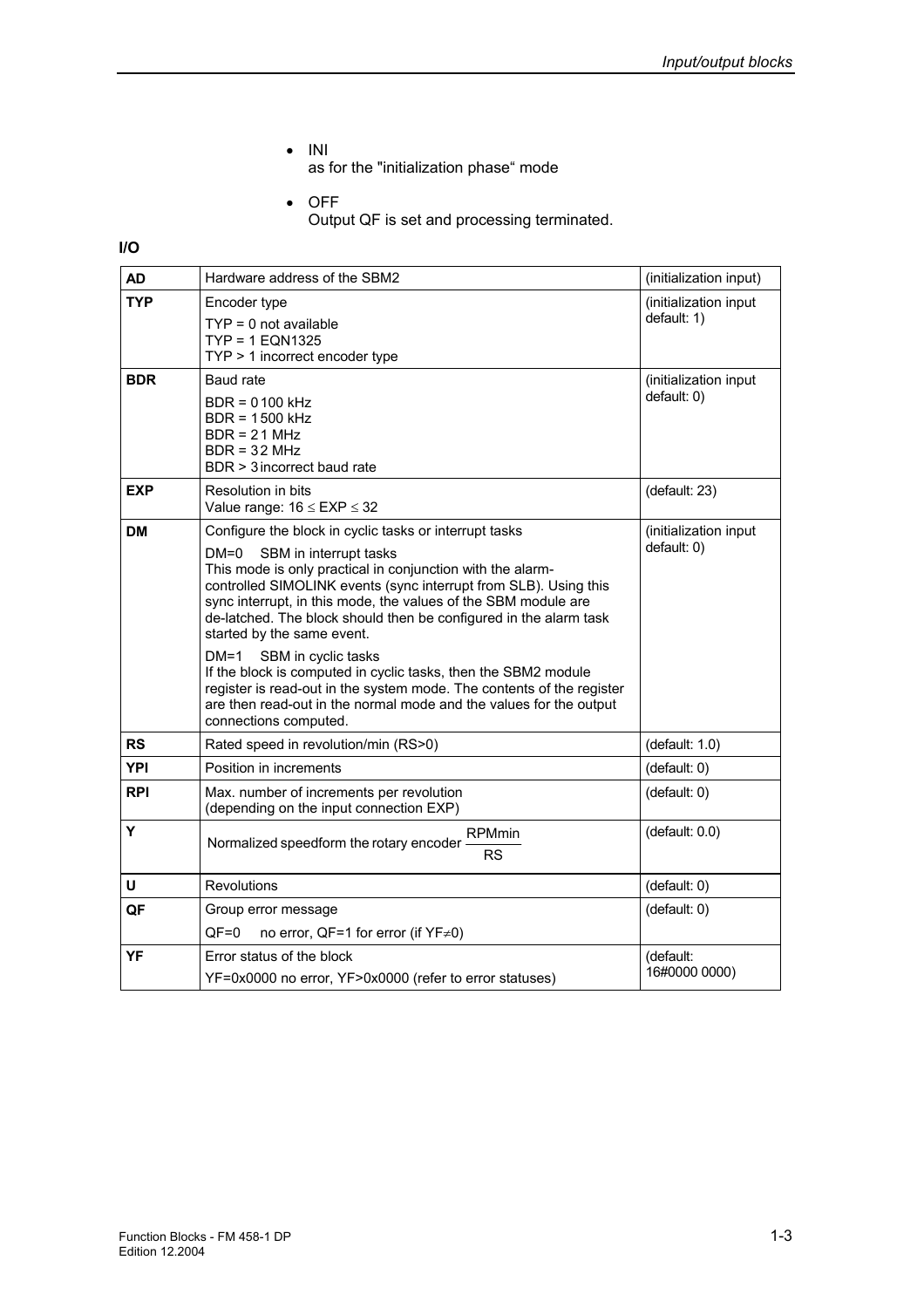- INI
  as for the "initialization phase" mode

- OFF
  Output QF is set and processing terminated.

**I/O**

| | | |
|---|---|---|
| **AD** | Hardware address of the SBM2 | (initialization input) |
| **TYP** | Encoder type<br>TYP = 0 not available<br>TYP = 1 EQN1325<br>TYP > 1 incorrect encoder type | (initialization input default: 1) |
| **BDR** | Baud rate<br>BDR = 0 100 kHz<br>BDR = 1 500 kHz<br>BDR = 2 1 MHz<br>BDR = 3 2 MHz<br>BDR > 3 incorrect baud rate | (initialization input default: 0) |
| **EXP** | Resolution in bits<br>Value range: $16 \leq \text{EXP} \leq 32$ | (default: 23) |
| **DM** | Configure the block in cyclic tasks or interrupt tasks<br>DM=0 SBM in interrupt tasks<br>This mode is only practical in conjunction with the alarm-controlled SIMOLINK events (sync interrupt from SLB). Using this sync interrupt, in this mode, the values of the SBM module are de-latched. The block should then be configured in the alarm task started by the same event.<br>DM=1 SBM in cyclic tasks<br>If the block is computed in cyclic tasks, then the SBM2 module register is read-out in the system mode. The contents of the register are then read-out in the normal mode and the values for the output connections computed. | (initialization input default: 0) |
| **RS** | Rated speed in revolution/min (RS>0) | (default: 1.0) |
| **YPI** | Position in increments | (default: 0) |
| **RPI** | Max. number of increments per revolution (depending on the input connection EXP) | (default: 0) |
| **Y** | Normalized speedform the rotary encoder $\frac{\text{RPMmin}}{\text{RS}}$ | (default: 0.0) |
| **U** | Revolutions | (default: 0) |
| **QF** | Group error message<br>QF=0 no error, QF=1 for error (if $\text{YF} \neq 0$) | (default: 0) |
| **YF** | Error status of the block<br>YF=0x0000 no error, YF>0x0000 (refer to error statuses) | (default: 16#0000 0000) |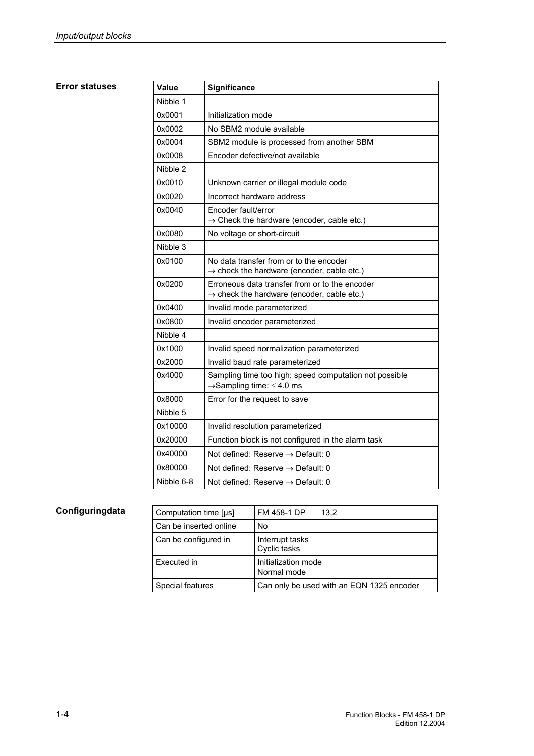### Error statuses

| Value | Significance |
|---|---|
| Nibble 1 | |
| 0x0001 | Initialization mode |
| 0x0002 | No SBM2 module available |
| 0x0004 | SBM2 module is processed from another SBM |
| 0x0008 | Encoder defective/not available |
| Nibble 2 | |
| 0x0010 | Unknown carrier or illegal module code |
| 0x0020 | Incorrect hardware address |
| 0x0040 | Encoder fault/error<br>→ Check the hardware (encoder, cable etc.) |
| 0x0080 | No voltage or short-circuit |
| Nibble 3 | |
| 0x0100 | No data transfer from or to the encoder<br>→ check the hardware (encoder, cable etc.) |
| 0x0200 | Erroneous data transfer from or to the encoder<br>→ check the hardware (encoder, cable etc.) |
| 0x0400 | Invalid mode parameterized |
| 0x0800 | Invalid encoder parameterized |
| Nibble 4 | |
| 0x1000 | Invalid speed normalization parameterized |
| 0x2000 | Invalid baud rate parameterized |
| 0x4000 | Sampling time too high; speed computation not possible<br>→Sampling time: ≤ 4.0 ms |
| 0x8000 | Error for the request to save |
| Nibble 5 | |
| 0x10000 | Invalid resolution parameterized |
| 0x20000 | Function block is not configured in the alarm task |
| 0x40000 | Not defined: Reserve → Default: 0 |
| 0x80000 | Not defined: Reserve → Default: 0 |
| Nibble 6-8 | Not defined: Reserve → Default: 0 |

### Configuringdata

| | |
|---|---|
| Computation time [µs] | FM 458-1 DP 13,2 |
| Can be inserted online | No |
| Can be configured in | Interrupt tasks<br>Cyclic tasks |
| Executed in | Initialization mode<br>Normal mode |
| Special features | Can only be used with an EQN 1325 encoder |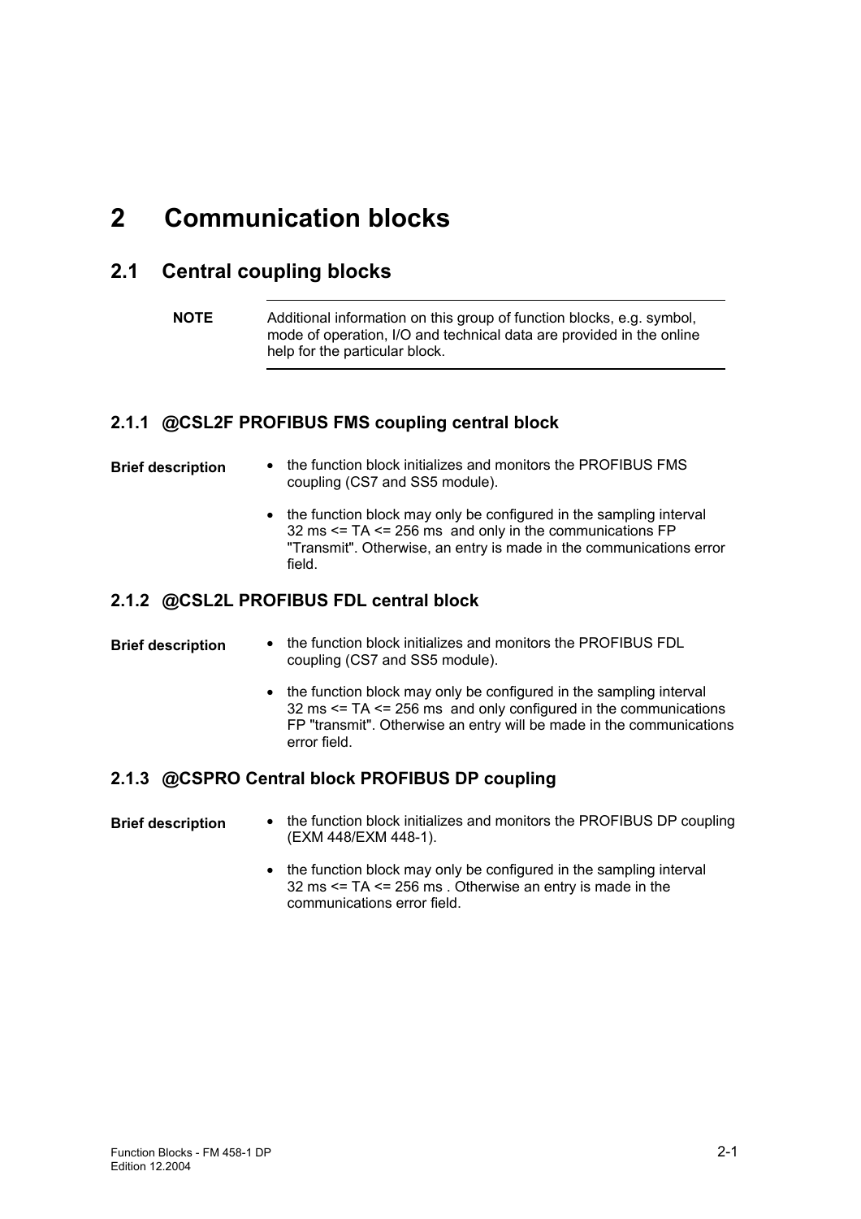# 2 Communication blocks

## 2.1 Central coupling blocks

**NOTE** Additional information on this group of function blocks, e.g. symbol, mode of operation, I/O and technical data are provided in the online help for the particular block.

### 2.1.1 @CSL2F PROFIBUS FMS coupling central block

**Brief description**

- the function block initializes and monitors the PROFIBUS FMS coupling (CS7 and SS5 module).
- the function block may only be configured in the sampling interval 32 ms <= TA <= 256 ms and only in the communications FP "Transmit". Otherwise, an entry is made in the communications error field.

### 2.1.2 @CSL2L PROFIBUS FDL central block

**Brief description**

- the function block initializes and monitors the PROFIBUS FDL coupling (CS7 and SS5 module).
- the function block may only be configured in the sampling interval 32 ms <= TA <= 256 ms and only configured in the communications FP "transmit". Otherwise an entry will be made in the communications error field.

### 2.1.3 @CSPRO Central block PROFIBUS DP coupling

**Brief description**

- the function block initializes and monitors the PROFIBUS DP coupling (EXM 448/EXM 448-1).
- the function block may only be configured in the sampling interval 32 ms <= TA <= 256 ms . Otherwise an entry is made in the communications error field.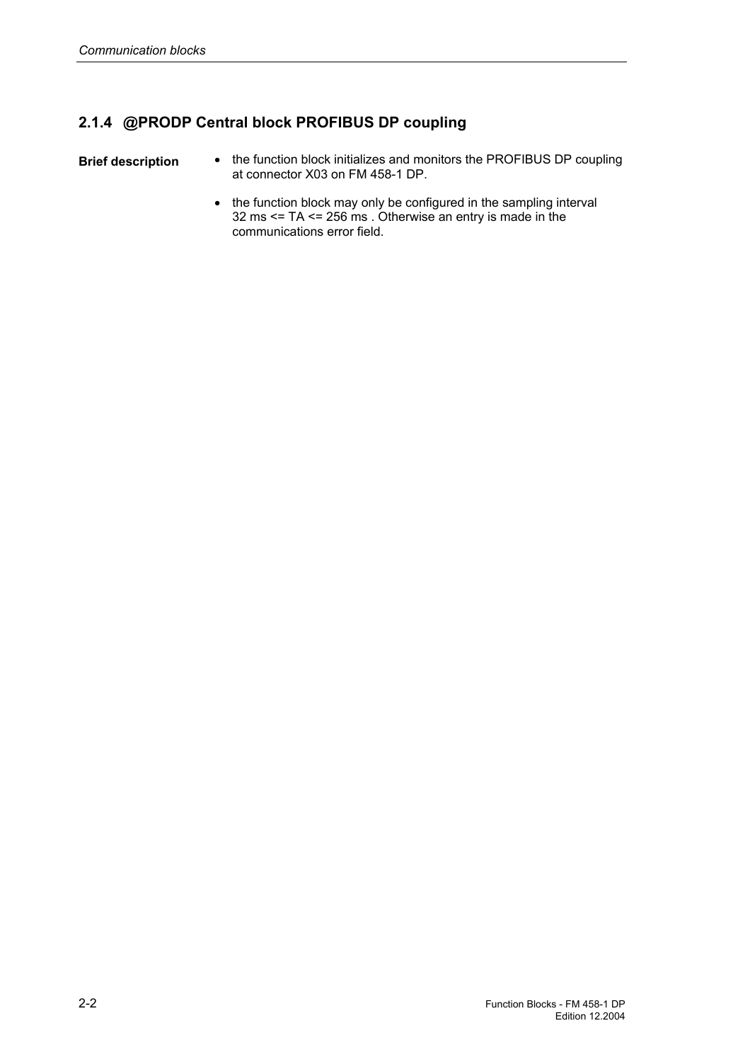### 2.1.4 @PRODP Central block PROFIBUS DP coupling

**Brief description**

- the function block initializes and monitors the PROFIBUS DP coupling at connector X03 on FM 458-1 DP.
- the function block may only be configured in the sampling interval 32 ms <= TA <= 256 ms . Otherwise an entry is made in the communications error field.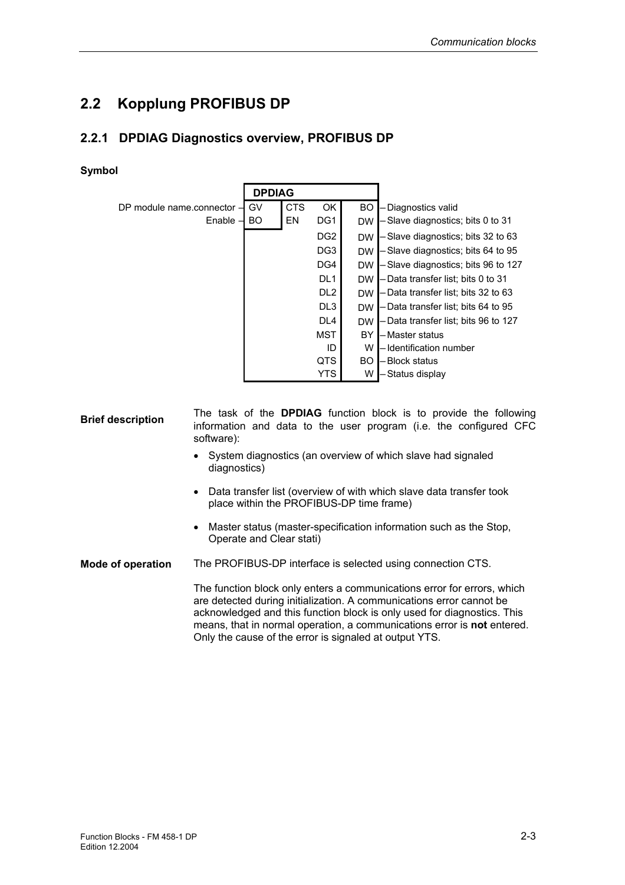## 2.2 Kopplung PROFIBUS DP

### 2.2.1 DPDIAG Diagnostics overview, PROFIBUS DP

**Symbol**

| Input description | Input type | Input | Output | Output type | Output description |
|---|---|---|---|---|---|
| DP module name.connector | GV | CTS | OK | BO | Diagnostics valid |
| Enable | BO | EN | DG1 | DW | Slave diagnostics; bits 0 to 31 |
| | | | DG2 | DW | Slave diagnostics; bits 32 to 63 |
| | | | DG3 | DW | Slave diagnostics; bits 64 to 95 |
| | | | DG4 | DW | Slave diagnostics; bits 96 to 127 |
| | | | DL1 | DW | Data transfer list; bits 0 to 31 |
| | | | DL2 | DW | Data transfer list; bits 32 to 63 |
| | | | DL3 | DW | Data transfer list; bits 64 to 95 |
| | | | DL4 | DW | Data transfer list; bits 96 to 127 |
| | | | MST | BY | Master status |
| | | | ID | W | Identification number |
| | | | QTS | BO | Block status |
| | | | YTS | W | Status display |

**Brief description**

The task of the **DPDIAG** function block is to provide the following information and data to the user program (i.e. the configured CFC software):

- System diagnostics (an overview of which slave had signaled diagnostics)
- Data transfer list (overview of with which slave data transfer took place within the PROFIBUS-DP time frame)
- Master status (master-specification information such as the Stop, Operate and Clear stati)

**Mode of operation**

The PROFIBUS-DP interface is selected using connection CTS.

The function block only enters a communications error for errors, which are detected during initialization. A communications error cannot be acknowledged and this function block is only used for diagnostics. This means, that in normal operation, a communications error is **not** entered. Only the cause of the error is signaled at output YTS.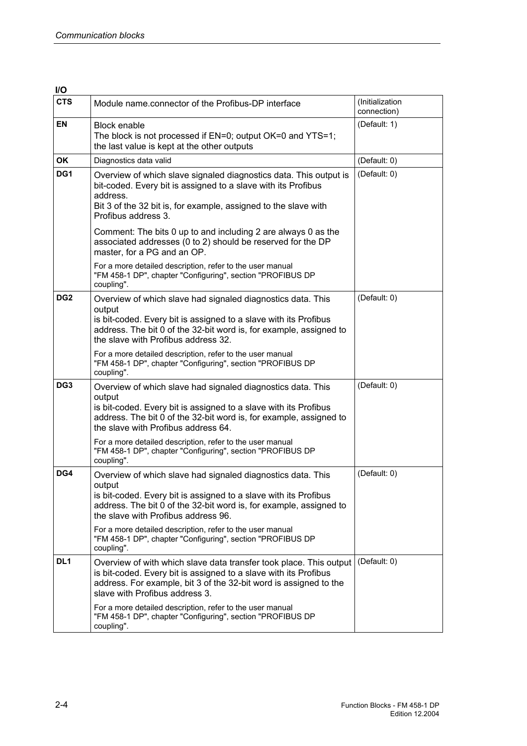**I/O**

| | | |
|---|---|---|
| **CTS** | Module name.connector of the Profibus-DP interface | (Initialization connection) |
| **EN** | Block enable<br>The block is not processed if EN=0; output OK=0 and YTS=1; the last value is kept at the other outputs | (Default: 1) |
| **OK** | Diagnostics data valid | (Default: 0) |
| **DG1** | Overview of which slave signaled diagnostics data. This output is bit-coded. Every bit is assigned to a slave with its Profibus address.<br>Bit 3 of the 32 bit is, for example, assigned to the slave with Profibus address 3.<br><br>Comment: The bits 0 up to and including 2 are always 0 as the associated addresses (0 to 2) should be reserved for the DP master, for a PG and an OP.<br><br>For a more detailed description, refer to the user manual "FM 458-1 DP", chapter "Configuring", section "PROFIBUS DP coupling". | (Default: 0) |
| **DG2** | Overview of which slave had signaled diagnostics data. This output<br>is bit-coded. Every bit is assigned to a slave with its Profibus address. The bit 0 of the 32-bit word is, for example, assigned to the slave with Profibus address 32.<br><br>For a more detailed description, refer to the user manual "FM 458-1 DP", chapter "Configuring", section "PROFIBUS DP coupling". | (Default: 0) |
| **DG3** | Overview of which slave had signaled diagnostics data. This output<br>is bit-coded. Every bit is assigned to a slave with its Profibus address. The bit 0 of the 32-bit word is, for example, assigned to the slave with Profibus address 64.<br><br>For a more detailed description, refer to the user manual "FM 458-1 DP", chapter "Configuring", section "PROFIBUS DP coupling". | (Default: 0) |
| **DG4** | Overview of which slave had signaled diagnostics data. This output<br>is bit-coded. Every bit is assigned to a slave with its Profibus address. The bit 0 of the 32-bit word is, for example, assigned to the slave with Profibus address 96.<br><br>For a more detailed description, refer to the user manual "FM 458-1 DP", chapter "Configuring", section "PROFIBUS DP coupling". | (Default: 0) |
| **DL1** | Overview of with which slave data transfer took place. This output is bit-coded. Every bit is assigned to a slave with its Profibus address. For example, bit 3 of the 32-bit word is assigned to the slave with Profibus address 3.<br><br>For a more detailed description, refer to the user manual "FM 458-1 DP", chapter "Configuring", section "PROFIBUS DP coupling". | (Default: 0) |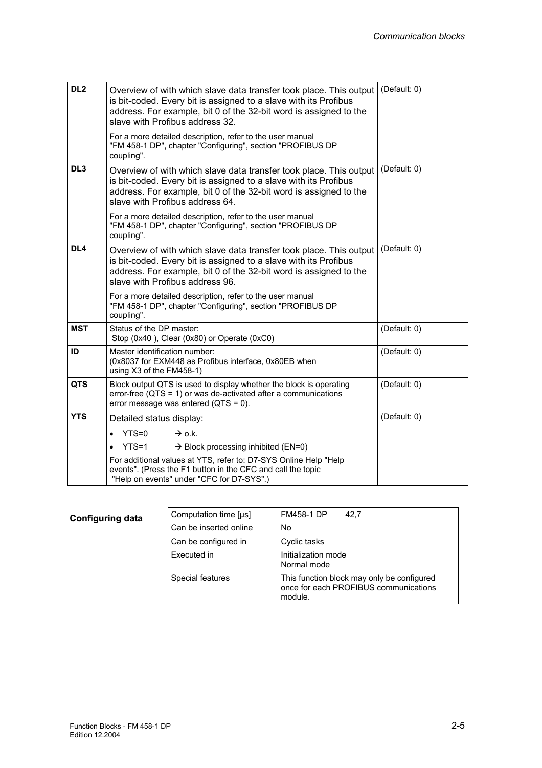| | | |
|---|---|---|
| **DL2** | Overview of with which slave data transfer took place. This output is bit-coded. Every bit is assigned to a slave with its Profibus address. For example, bit 0 of the 32-bit word is assigned to the slave with Profibus address 32.<br><br>For a more detailed description, refer to the user manual "FM 458-1 DP", chapter "Configuring", section "PROFIBUS DP coupling". | (Default: 0) |
| **DL3** | Overview of with which slave data transfer took place. This output is bit-coded. Every bit is assigned to a slave with its Profibus address. For example, bit 0 of the 32-bit word is assigned to the slave with Profibus address 64.<br><br>For a more detailed description, refer to the user manual "FM 458-1 DP", chapter "Configuring", section "PROFIBUS DP coupling". | (Default: 0) |
| **DL4** | Overview of with which slave data transfer took place. This output is bit-coded. Every bit is assigned to a slave with its Profibus address. For example, bit 0 of the 32-bit word is assigned to the slave with Profibus address 96.<br><br>For a more detailed description, refer to the user manual "FM 458-1 DP", chapter "Configuring", section "PROFIBUS DP coupling". | (Default: 0) |
| **MST** | Status of the DP master:<br>Stop (0x40 ), Clear (0x80) or Operate (0xC0) | (Default: 0) |
| **ID** | Master identification number:<br>(0x8037 for EXM448 as Profibus interface, 0x80EB when using X3 of the FM458-1) | (Default: 0) |
| **QTS** | Block output QTS is used to display whether the block is operating error-free (QTS = 1) or was de-activated after a communications error message was entered (QTS = 0). | (Default: 0) |
| **YTS** | Detailed status display:<br>• YTS=0 → o.k.<br>• YTS=1 → Block processing inhibited (EN=0)<br><br>For additional values at YTS, refer to: D7-SYS Online Help "Help events". (Press the F1 button in the CFC and call the topic "Help on events" under "CFC for D7-SYS".) | (Default: 0) |

**Configuring data**

| | |
|---|---|
| Computation time [µs] | FM458-1 DP 42,7 |
| Can be inserted online | No |
| Can be configured in | Cyclic tasks |
| Executed in | Initialization mode<br>Normal mode |
| Special features | This function block may only be configured once for each PROFIBUS communications module. |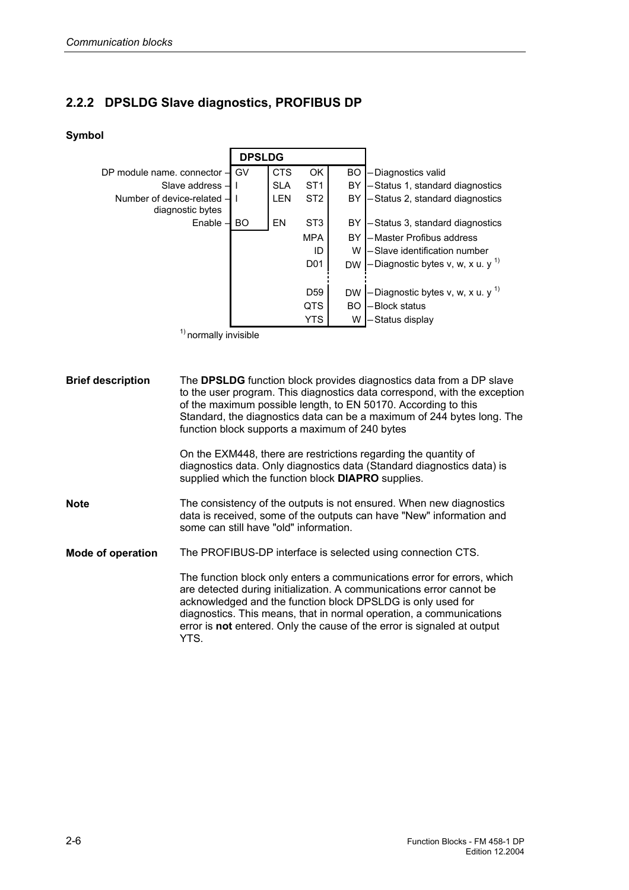## 2.2.2 DPSLDG Slave diagnostics, PROFIBUS DP

### Symbol

| Description | Type | Input | Output | Type | Description |
|---|---|---|---|---|---|
| DP module name. connector | GV | CTS | OK | BO | Diagnostics valid |
| Slave address | I | SLA | ST1 | BY | Status 1, standard diagnostics |
| Number of device-related diagnostic bytes | I | LEN | ST2 | BY | Status 2, standard diagnostics |
| Enable | BO | EN | ST3 | BY | Status 3, standard diagnostics |
| | | | MPA | BY | Master Profibus address |
| | | | ID | W | Slave identification number |
| | | | D01 | DW | Diagnostic bytes v, w, x u. y [1] |
| | | | ⋮ | ⋮ | |
| | | | D59 | DW | Diagnostic bytes v, w, x u. y [1] |
| | | | QTS | BO | Block status |
| | | | YTS | W | Status display |

[1] normally invisible

**Brief description**

The **DPSLDG** function block provides diagnostics data from a DP slave to the user program. This diagnostics data correspond, with the exception of the maximum possible length, to EN 50170. According to this Standard, the diagnostics data can be a maximum of 244 bytes long. The function block supports a maximum of 240 bytes

On the EXM448, there are restrictions regarding the quantity of diagnostics data. Only diagnostics data (Standard diagnostics data) is supplied which the function block **DIAPRO** supplies.

**Note**

The consistency of the outputs is not ensured. When new diagnostics data is received, some of the outputs can have "New" information and some can still have "old" information.

**Mode of operation**

The PROFIBUS-DP interface is selected using connection CTS.

The function block only enters a communications error for errors, which are detected during initialization. A communications error cannot be acknowledged and the function block DPSLDG is only used for diagnostics. This means, that in normal operation, a communications error is **not** entered. Only the cause of the error is signaled at output YTS.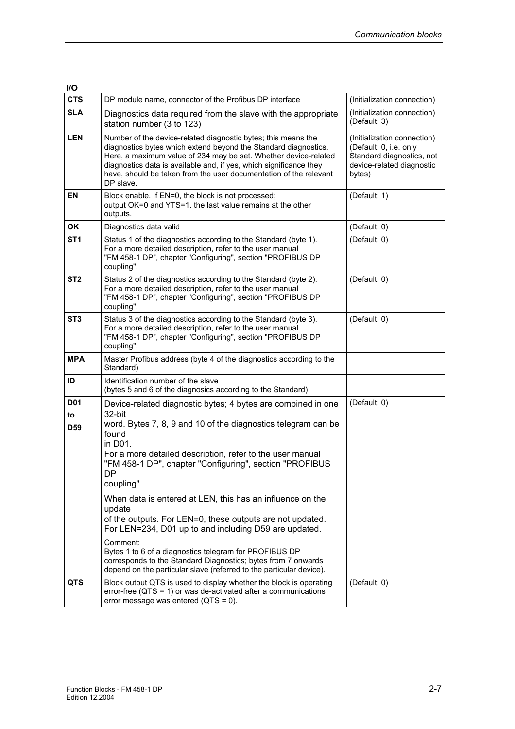**I/O**

| | | |
|---|---|---|
| **CTS** | DP module name, connector of the Profibus DP interface | (Initialization connection) |
| **SLA** | Diagnostics data required from the slave with the appropriate station number (3 to 123) | (Initialization connection) (Default: 3) |
| **LEN** | Number of the device-related diagnostic bytes; this means the diagnostics bytes which extend beyond the Standard diagnostics. Here, a maximum value of 234 may be set. Whether device-related diagnostics data is available and, if yes, which significance they have, should be taken from the user documentation of the relevant DP slave. | (Initialization connection) (Default: 0, i.e. only Standard diagnostics, not device-related diagnostic bytes) |
| **EN** | Block enable. If EN=0, the block is not processed; output OK=0 and YTS=1, the last value remains at the other outputs. | (Default: 1) |
| **OK** | Diagnostics data valid | (Default: 0) |
| **ST1** | Status 1 of the diagnostics according to the Standard (byte 1). For a more detailed description, refer to the user manual "FM 458-1 DP", chapter "Configuring", section "PROFIBUS DP coupling". | (Default: 0) |
| **ST2** | Status 2 of the diagnostics according to the Standard (byte 2). For a more detailed description, refer to the user manual "FM 458-1 DP", chapter "Configuring", section "PROFIBUS DP coupling". | (Default: 0) |
| **ST3** | Status 3 of the diagnostics according to the Standard (byte 3). For a more detailed description, refer to the user manual "FM 458-1 DP", chapter "Configuring", section "PROFIBUS DP coupling". | (Default: 0) |
| **MPA** | Master Profibus address (byte 4 of the diagnostics according to the Standard) | |
| **ID** | Identification number of the slave (bytes 5 and 6 of the diagnosics according to the Standard) | |
| **D01 to D59** | Device-related diagnostic bytes; 4 bytes are combined in one 32-bit word. Bytes 7, 8, 9 and 10 of the diagnostics telegram can be found in D01. For a more detailed description, refer to the user manual "FM 458-1 DP", chapter "Configuring", section "PROFIBUS DP coupling". <br><br> When data is entered at LEN, this has an influence on the update of the outputs. For LEN=0, these outputs are not updated. For LEN=234, D01 up to and including D59 are updated. <br><br> Comment: Bytes 1 to 6 of a diagnostics telegram for PROFIBUS DP corresponds to the Standard Diagnostics; bytes from 7 onwards depend on the particular slave (referred to the particular device). | (Default: 0) |
| **QTS** | Block output QTS is used to display whether the block is operating error-free (QTS = 1) or was de-activated after a communications error message was entered (QTS = 0). | (Default: 0) |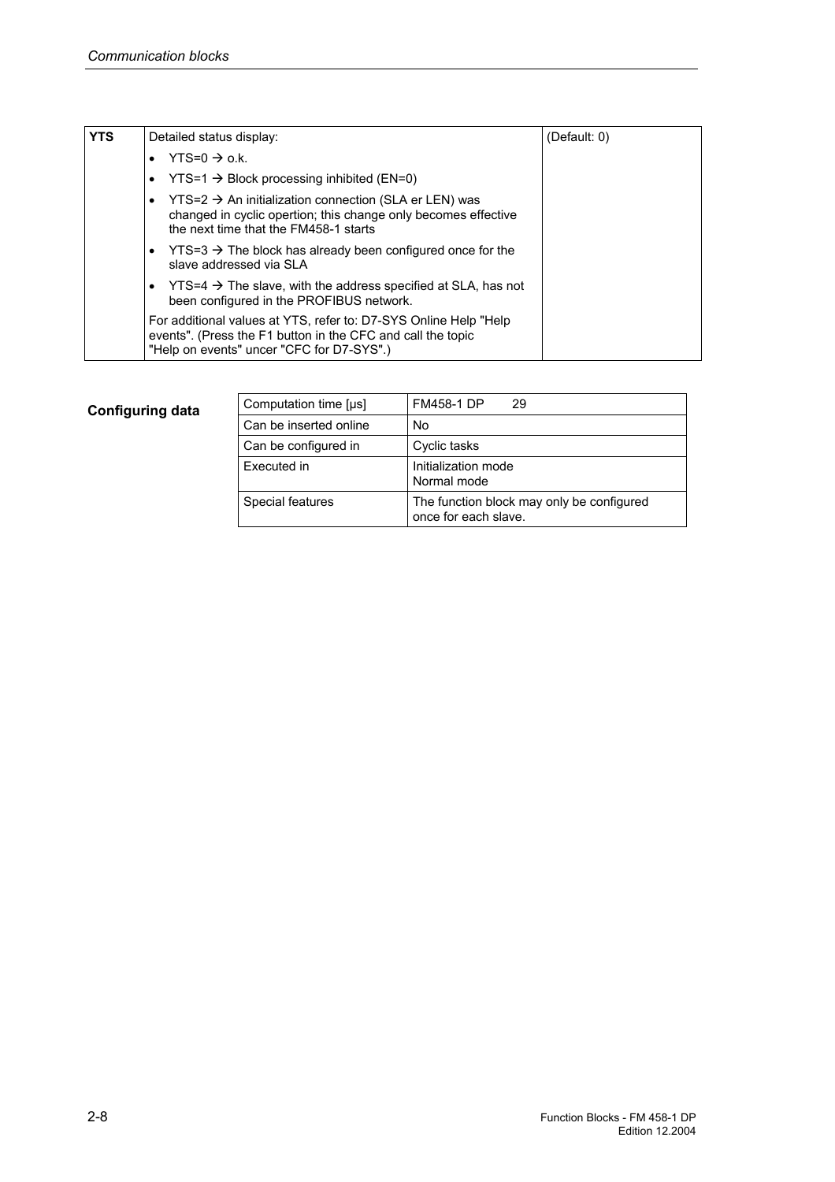| YTS | Detailed status display:<br>• YTS=0 → o.k.<br>• YTS=1 → Block processing inhibited (EN=0)<br>• YTS=2 → An initialization connection (SLA er LEN) was changed in cyclic opertion; this change only becomes effective the next time that the FM458-1 starts<br>• YTS=3 → The block has already been configured once for the slave addressed via SLA<br>• YTS=4 → The slave, with the address specified at SLA, has not been configured in the PROFIBUS network.<br>For additional values at YTS, refer to: D7-SYS Online Help "Help events". (Press the F1 button in the CFC and call the topic "Help on events" uncer "CFC for D7-SYS".) | (Default: 0) |
|---|---|---|

**Configuring data**

| Computation time [µs] | FM458-1 DP 29 |
|---|---|
| Can be inserted online | No |
| Can be configured in | Cyclic tasks |
| Executed in | Initialization mode<br>Normal mode |
| Special features | The function block may only be configured once for each slave. |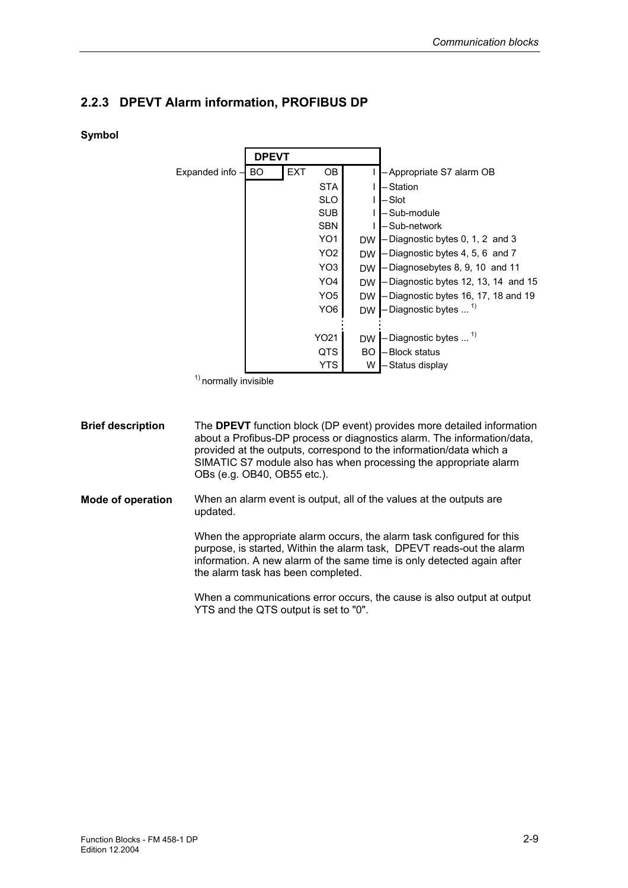## 2.2.3 DPEVT Alarm information, PROFIBUS DP

**Symbol**

| Input | | DPEVT | | Output | Description |
|---|---|---|---|---|---|
| Expanded info | BO | EXT | OB | I | Appropriate S7 alarm OB |
| | | | STA | I | Station |
| | | | SLO | I | Slot |
| | | | SUB | I | Sub-module |
| | | | SBN | I | Sub-network |
| | | | YO1 | DW | Diagnostic bytes 0, 1, 2 and 3 |
| | | | YO2 | DW | Diagnostic bytes 4, 5, 6 and 7 |
| | | | YO3 | DW | Diagnosebytes 8, 9, 10 and 11 |
| | | | YO4 | DW | Diagnostic bytes 12, 13, 14 and 15 |
| | | | YO5 | DW | Diagnostic bytes 16, 17, 18 and 19 |
| | | | YO6 | DW | Diagnostic bytes ... [1] |
| | | | ⋮ | ⋮ | |
| | | | YO21 | DW | Diagnostic bytes ... [1] |
| | | | QTS | BO | Block status |
| | | | YTS | W | Status display |

[1] normally invisible

**Brief description**

The **DPEVT** function block (DP event) provides more detailed information about a Profibus-DP process or diagnostics alarm. The information/data, provided at the outputs, correspond to the information/data which a SIMATIC S7 module also has when processing the appropriate alarm OBs (e.g. OB40, OB55 etc.).

**Mode of operation**

When an alarm event is output, all of the values at the outputs are updated.

When the appropriate alarm occurs, the alarm task configured for this purpose, is started, Within the alarm task, DPEVT reads-out the alarm information. A new alarm of the same time is only detected again after the alarm task has been completed.

When a communications error occurs, the cause is also output at output YTS and the QTS output is set to "0".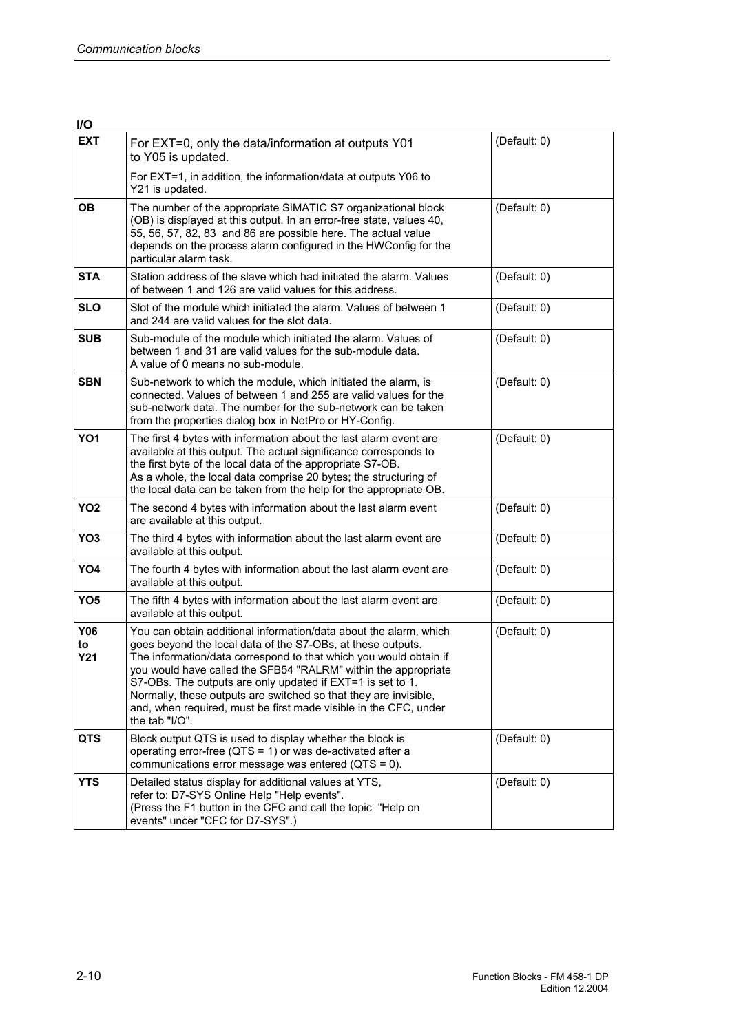**I/O**

| | | |
|---|---|---|
| **EXT** | For EXT=0, only the data/information at outputs Y01 to Y05 is updated.<br>For EXT=1, in addition, the information/data at outputs Y06 to Y21 is updated. | (Default: 0) |
| **OB** | The number of the appropriate SIMATIC S7 organizational block (OB) is displayed at this output. In an error-free state, values 40, 55, 56, 57, 82, 83 and 86 are possible here. The actual value depends on the process alarm configured in the HWConfig for the particular alarm task. | (Default: 0) |
| **STA** | Station address of the slave which had initiated the alarm. Values of between 1 and 126 are valid values for this address. | (Default: 0) |
| **SLO** | Slot of the module which initiated the alarm. Values of between 1 and 244 are valid values for the slot data. | (Default: 0) |
| **SUB** | Sub-module of the module which initiated the alarm. Values of between 1 and 31 are valid values for the sub-module data.<br>A value of 0 means no sub-module. | (Default: 0) |
| **SBN** | Sub-network to which the module, which initiated the alarm, is connected. Values of between 1 and 255 are valid values for the sub-network data. The number for the sub-network can be taken from the properties dialog box in NetPro or HY-Config. | (Default: 0) |
| **YO1** | The first 4 bytes with information about the last alarm event are available at this output. The actual significance corresponds to the first byte of the local data of the appropriate S7-OB.<br>As a whole, the local data comprise 20 bytes; the structuring of the local data can be taken from the help for the appropriate OB. | (Default: 0) |
| **YO2** | The second 4 bytes with information about the last alarm event are available at this output. | (Default: 0) |
| **YO3** | The third 4 bytes with information about the last alarm event are available at this output. | (Default: 0) |
| **YO4** | The fourth 4 bytes with information about the last alarm event are available at this output. | (Default: 0) |
| **YO5** | The fifth 4 bytes with information about the last alarm event are available at this output. | (Default: 0) |
| **Y06 to Y21** | You can obtain additional information/data about the alarm, which goes beyond the local data of the S7-OBs, at these outputs.<br>The information/data correspond to that which you would obtain if you would have called the SFB54 "RALRM" within the appropriate S7-OBs. The outputs are only updated if EXT=1 is set to 1.<br>Normally, these outputs are switched so that they are invisible, and, when required, must be first made visible in the CFC, under the tab "I/O". | (Default: 0) |
| **QTS** | Block output QTS is used to display whether the block is operating error-free (QTS = 1) or was de-activated after a communications error message was entered (QTS = 0). | (Default: 0) |
| **YTS** | Detailed status display for additional values at YTS, refer to: D7-SYS Online Help "Help events".<br>(Press the F1 button in the CFC and call the topic "Help on events" uncer "CFC for D7-SYS".) | (Default: 0) |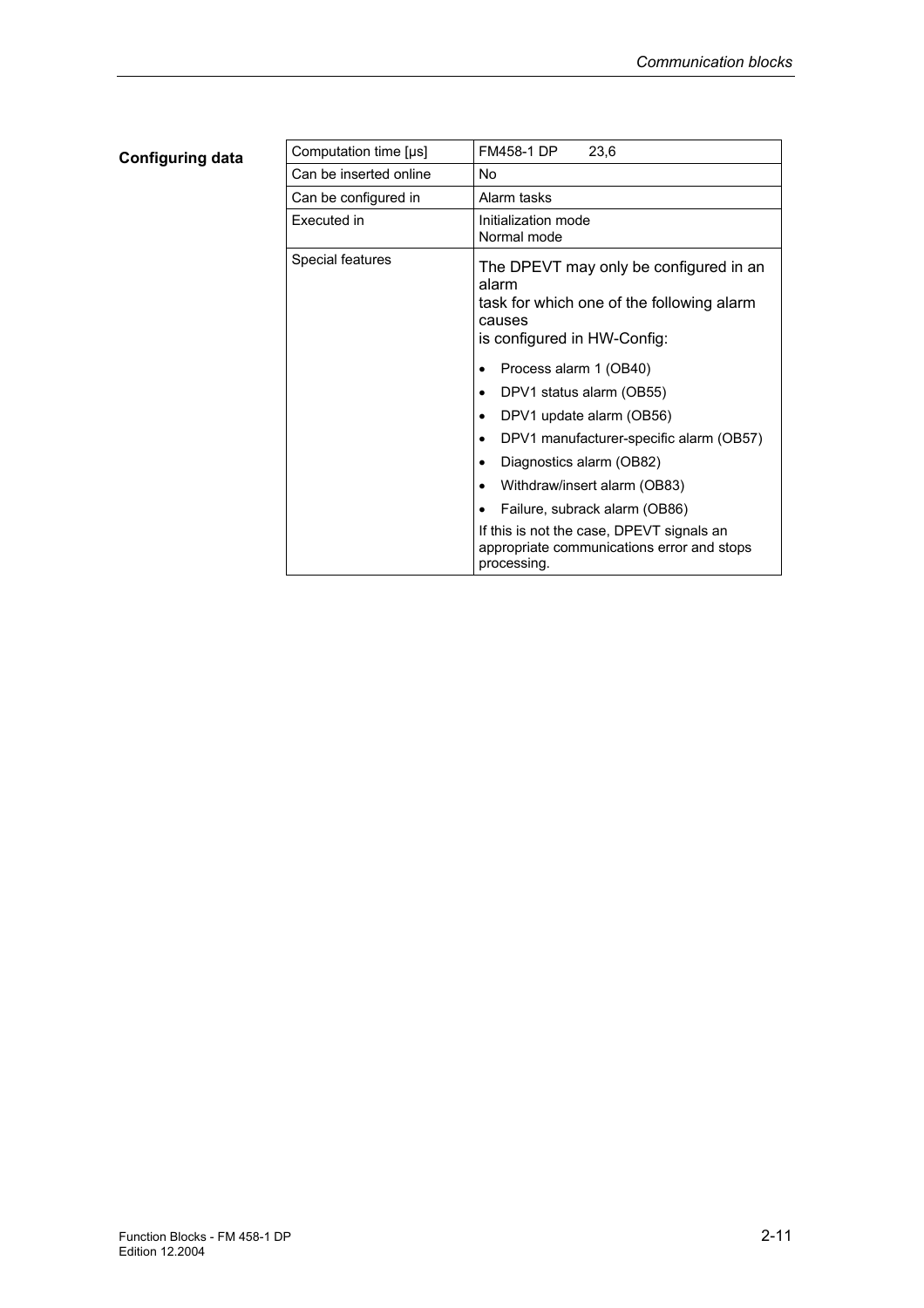**Configuring data**

| Computation time [µs] | FM458-1 DP 23,6 |
|---|---|
| Can be inserted online | No |
| Can be configured in | Alarm tasks |
| Executed in | Initialization mode<br>Normal mode |
| Special features | The DPEVT may only be configured in an alarm task for which one of the following alarm causes is configured in HW-Config:<br>• Process alarm 1 (OB40)<br>• DPV1 status alarm (OB55)<br>• DPV1 update alarm (OB56)<br>• DPV1 manufacturer-specific alarm (OB57)<br>• Diagnostics alarm (OB82)<br>• Withdraw/insert alarm (OB83)<br>• Failure, subrack alarm (OB86)<br>If this is not the case, DPEVT signals an appropriate communications error and stops processing. |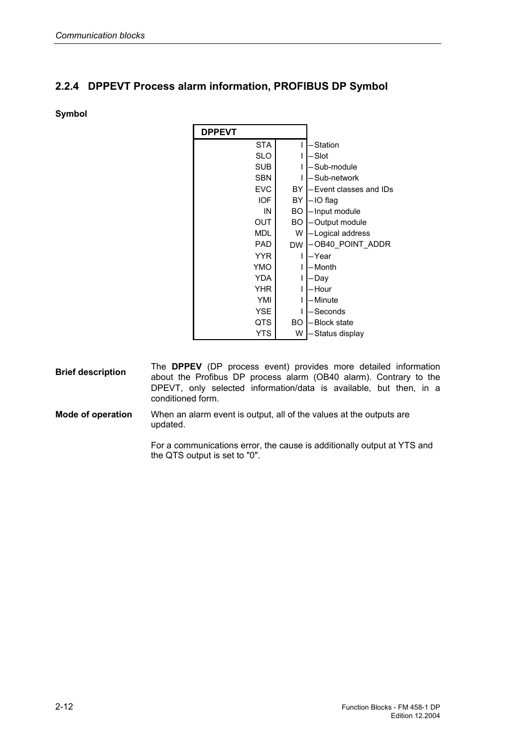### 2.2.4 DPPEVT Process alarm information, PROFIBUS DP Symbol

**Symbol**

| DPPEVT | | |
|---|---|---|
| STA | I | Station |
| SLO | I | Slot |
| SUB | I | Sub-module |
| SBN | I | Sub-network |
| EVC | BY | Event classes and IDs |
| IOF | BY | IO flag |
| IN | BO | Input module |
| OUT | BO | Output module |
| MDL | W | Logical address |
| PAD | DW | OB40_POINT_ADDR |
| YYR | I | Year |
| YMO | I | Month |
| YDA | I | Day |
| YHR | I | Hour |
| YMI | I | Minute |
| YSE | I | Seconds |
| QTS | BO | Block state |
| YTS | W | Status display |

**Brief description**

The **DPPEV** (DP process event) provides more detailed information about the Profibus DP process alarm (OB40 alarm). Contrary to the DPEVT, only selected information/data is available, but then, in a conditioned form.

**Mode of operation**

When an alarm event is output, all of the values at the outputs are updated.

For a communications error, the cause is additionally output at YTS and the QTS output is set to "0".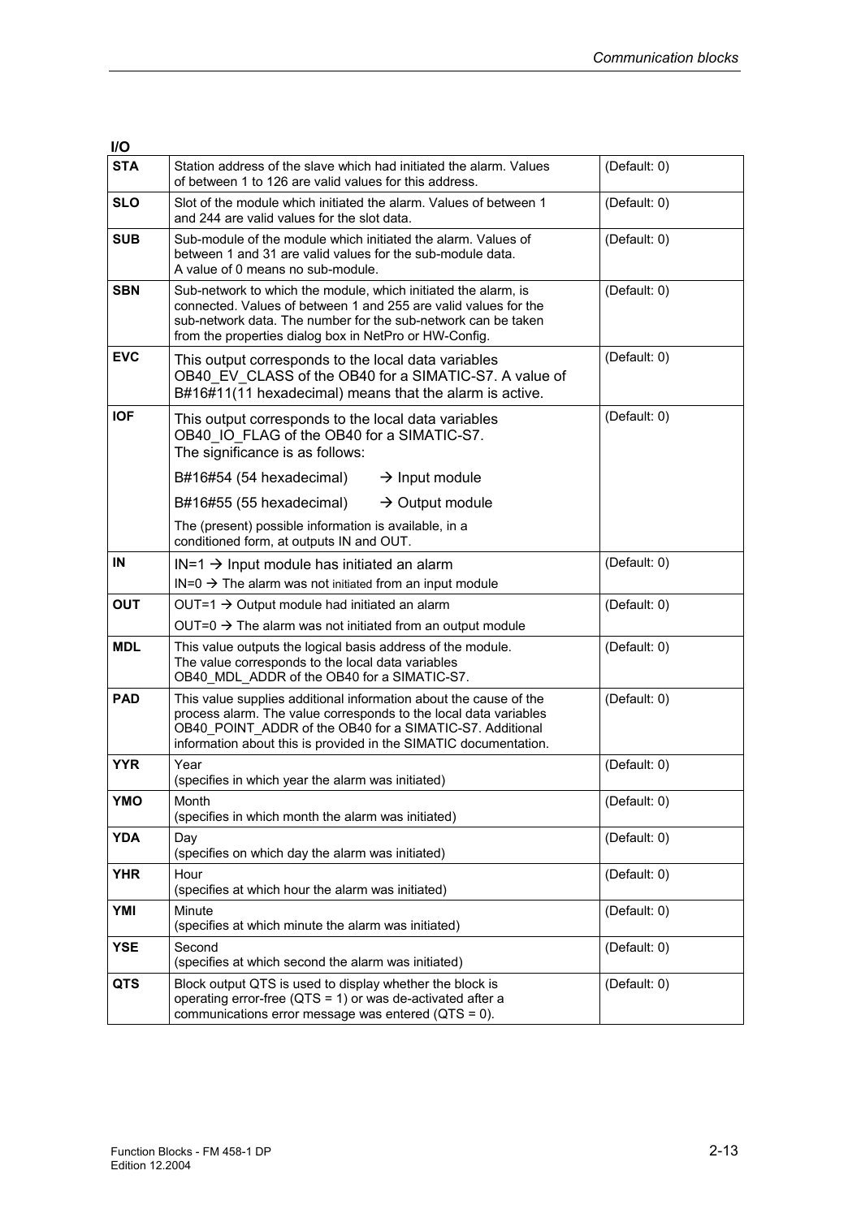**I/O**

| | | |
|---|---|---|
| **STA** | Station address of the slave which had initiated the alarm. Values of between 1 to 126 are valid values for this address. | (Default: 0) |
| **SLO** | Slot of the module which initiated the alarm. Values of between 1 and 244 are valid values for the slot data. | (Default: 0) |
| **SUB** | Sub-module of the module which initiated the alarm. Values of between 1 and 31 are valid values for the sub-module data. A value of 0 means no sub-module. | (Default: 0) |
| **SBN** | Sub-network to which the module, which initiated the alarm, is connected. Values of between 1 and 255 are valid values for the sub-network data. The number for the sub-network can be taken from the properties dialog box in NetPro or HW-Config. | (Default: 0) |
| **EVC** | This output corresponds to the local data variables OB40_EV_CLASS of the OB40 for a SIMATIC-S7. A value of B#16#11(11 hexadecimal) means that the alarm is active. | (Default: 0) |
| **IOF** | This output corresponds to the local data variables OB40_IO_FLAG of the OB40 for a SIMATIC-S7.<br>The significance is as follows:<br>B#16#54 (54 hexadecimal) → Input module<br>B#16#55 (55 hexadecimal) → Output module<br>The (present) possible information is available, in a conditioned form, at outputs IN and OUT. | (Default: 0) |
| **IN** | IN=1 → Input module has initiated an alarm<br>IN=0 → The alarm was not initiated from an input module | (Default: 0) |
| **OUT** | OUT=1 → Output module had initiated an alarm<br>OUT=0 → The alarm was not initiated from an output module | (Default: 0) |
| **MDL** | This value outputs the logical basis address of the module. The value corresponds to the local data variables OB40_MDL_ADDR of the OB40 for a SIMATIC-S7. | (Default: 0) |
| **PAD** | This value supplies additional information about the cause of the process alarm. The value corresponds to the local data variables OB40_POINT_ADDR of the OB40 for a SIMATIC-S7. Additional information about this is provided in the SIMATIC documentation. | (Default: 0) |
| **YYR** | Year<br>(specifies in which year the alarm was initiated) | (Default: 0) |
| **YMO** | Month<br>(specifies in which month the alarm was initiated) | (Default: 0) |
| **YDA** | Day<br>(specifies on which day the alarm was initiated) | (Default: 0) |
| **YHR** | Hour<br>(specifies at which hour the alarm was initiated) | (Default: 0) |
| **YMI** | Minute<br>(specifies at which minute the alarm was initiated) | (Default: 0) |
| **YSE** | Second<br>(specifies at which second the alarm was initiated) | (Default: 0) |
| **QTS** | Block output QTS is used to display whether the block is operating error-free (QTS = 1) or was de-activated after a communications error message was entered (QTS = 0). | (Default: 0) |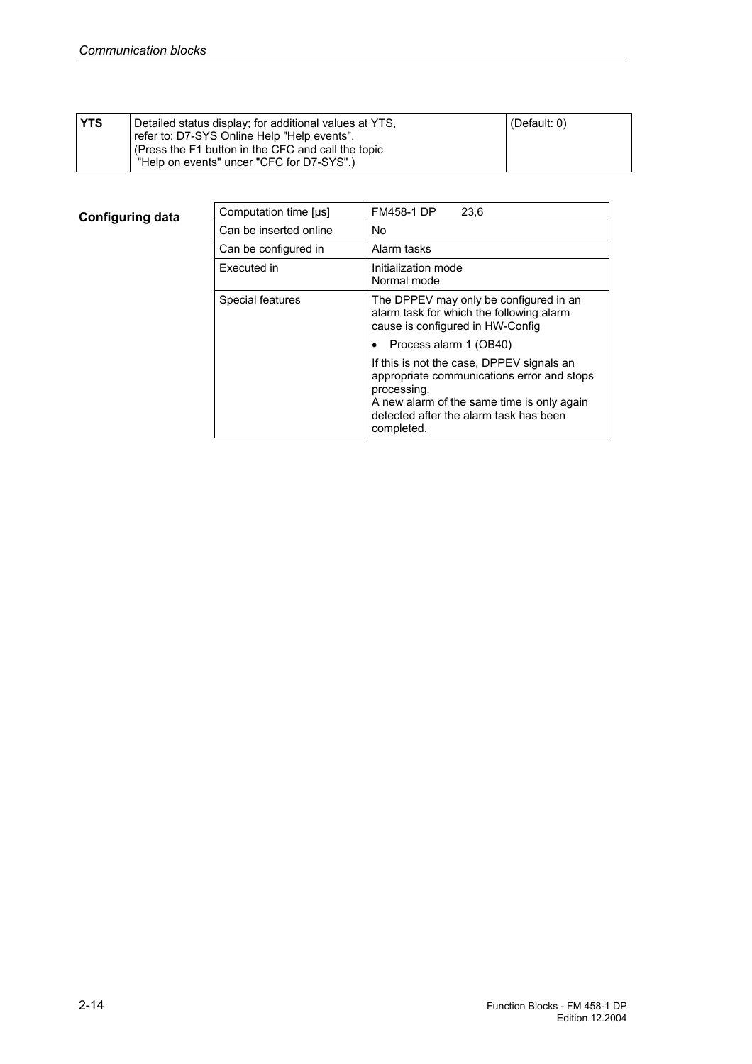| YTS | Detailed status display; for additional values at YTS, refer to: D7-SYS Online Help "Help events". (Press the F1 button in the CFC and call the topic "Help on events" uncer "CFC for D7-SYS".) | (Default: 0) |
|---|---|---|

**Configuring data**

| Computation time [µs] | FM458-1 DP 23,6 |
|---|---|
| Can be inserted online | No |
| Can be configured in | Alarm tasks |
| Executed in | Initialization mode<br>Normal mode |
| Special features | The DPPEV may only be configured in an alarm task for which the following alarm cause is configured in HW-Config<br>• Process alarm 1 (OB40)<br>If this is not the case, DPPEV signals an appropriate communications error and stops processing.<br>A new alarm of the same time is only again detected after the alarm task has been completed. |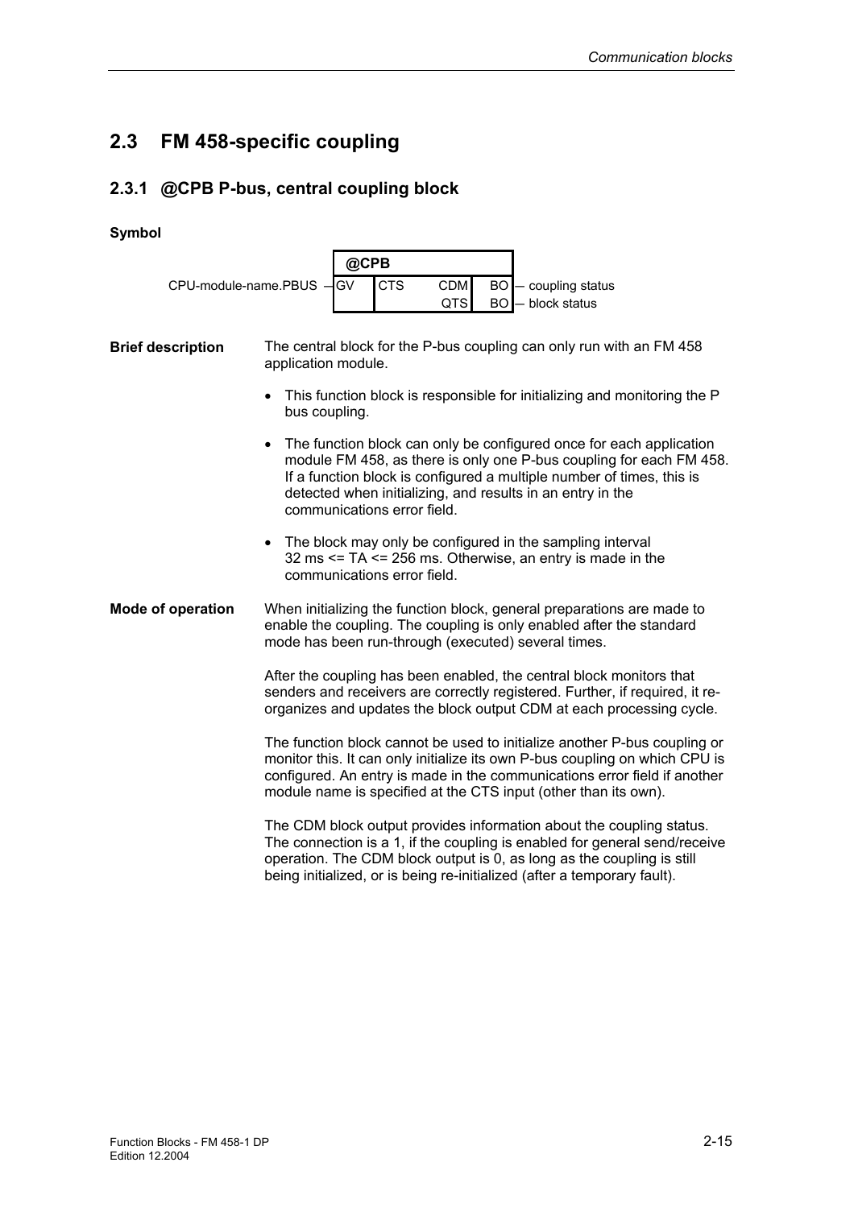## 2.3 FM 458-specific coupling

### 2.3.1 @CPB P-bus, central coupling block

**Symbol**

| | @CPB | | | | |
|---|---|---|---|---|---|
| CPU-module-name.PBUS — | GV | CTS | CDM | BO | — coupling status |
| | | | QTS | BO | — block status |

**Brief description**

The central block for the P-bus coupling can only run with an FM 458 application module.

- This function block is responsible for initializing and monitoring the P bus coupling.
- The function block can only be configured once for each application module FM 458, as there is only one P-bus coupling for each FM 458. If a function block is configured a multiple number of times, this is detected when initializing, and results in an entry in the communications error field.
- The block may only be configured in the sampling interval 32 ms <= TA <= 256 ms. Otherwise, an entry is made in the communications error field.

**Mode of operation**

When initializing the function block, general preparations are made to enable the coupling. The coupling is only enabled after the standard mode has been run-through (executed) several times.

After the coupling has been enabled, the central block monitors that senders and receivers are correctly registered. Further, if required, it re-organizes and updates the block output CDM at each processing cycle.

The function block cannot be used to initialize another P-bus coupling or monitor this. It can only initialize its own P-bus coupling on which CPU is configured. An entry is made in the communications error field if another module name is specified at the CTS input (other than its own).

The CDM block output provides information about the coupling status. The connection is a 1, if the coupling is enabled for general send/receive operation. The CDM block output is 0, as long as the coupling is still being initialized, or is being re-initialized (after a temporary fault).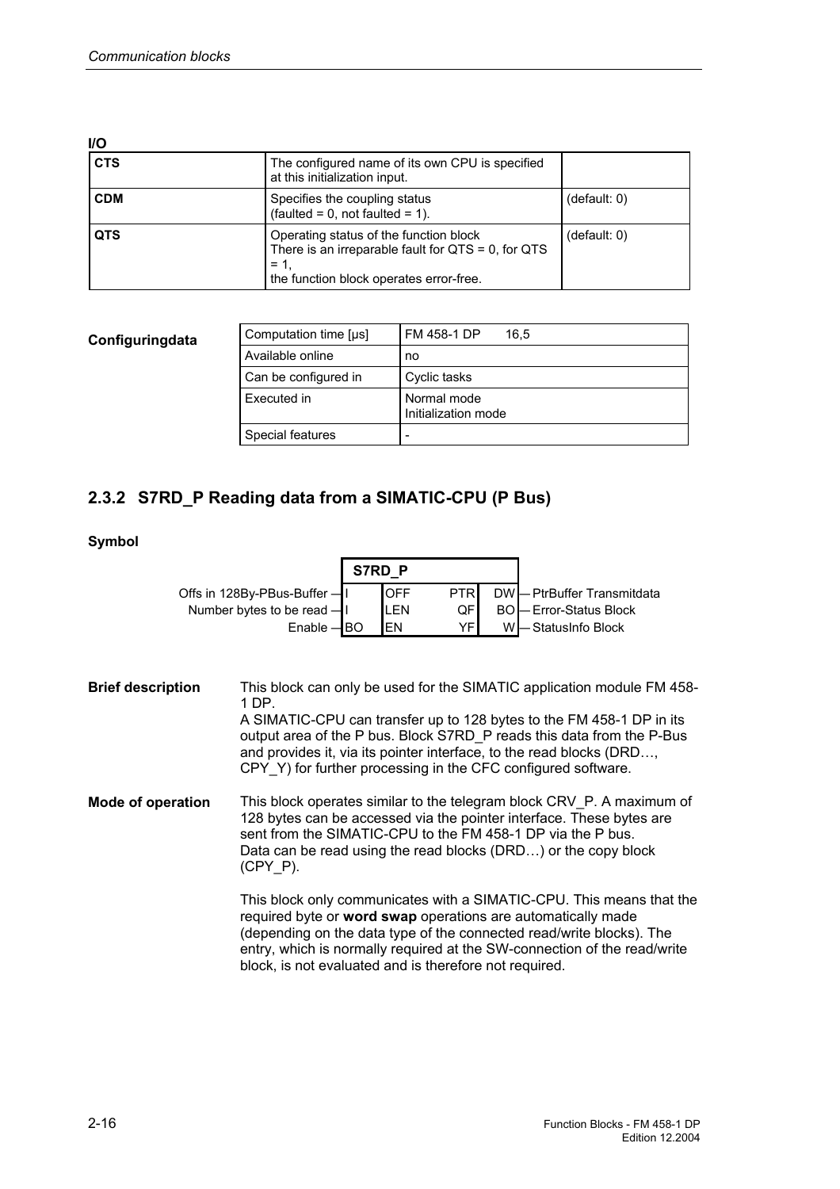**I/O**

| | | |
|---|---|---|
| **CTS** | The configured name of its own CPU is specified at this initialization input. | |
| **CDM** | Specifies the coupling status (faulted = 0, not faulted = 1). | (default: 0) |
| **QTS** | Operating status of the function block There is an irreparable fault for QTS = 0, for QTS = 1, the function block operates error-free. | (default: 0) |

**Configuringdata**

| | |
|---|---|
| Computation time [µs] | FM 458-1 DP 16,5 |
| Available online | no |
| Can be configured in | Cyclic tasks |
| Executed in | Normal mode<br>Initialization mode |
| Special features | - |

## 2.3.2 S7RD_P Reading data from a SIMATIC-CPU (P Bus)

**Symbol**

| Input description | Type | Input | S7RD_P | Output | Type | Output description |
|---|---|---|---|---|---|---|
| Offs in 128By-PBus-Buffer | I | OFF | | PTR | DW | PtrBuffer Transmitdata |
| Number bytes to be read | I | LEN | | QF | BO | Error-Status Block |
| Enable | BO | EN | | YF | W | StatusInfo Block |

**Brief description**

This block can only be used for the SIMATIC application module FM 458-1 DP.
A SIMATIC-CPU can transfer up to 128 bytes to the FM 458-1 DP in its output area of the P bus. Block S7RD_P reads this data from the P-Bus and provides it, via its pointer interface, to the read blocks (DRD…, CPY_Y) for further processing in the CFC configured software.

**Mode of operation**

This block operates similar to the telegram block CRV_P. A maximum of 128 bytes can be accessed via the pointer interface. These bytes are sent from the SIMATIC-CPU to the FM 458-1 DP via the P bus.
Data can be read using the read blocks (DRD…) or the copy block (CPY_P).

This block only communicates with a SIMATIC-CPU. This means that the required byte or **word swap** operations are automatically made (depending on the data type of the connected read/write blocks). The entry, which is normally required at the SW-connection of the read/write block, is not evaluated and is therefore not required.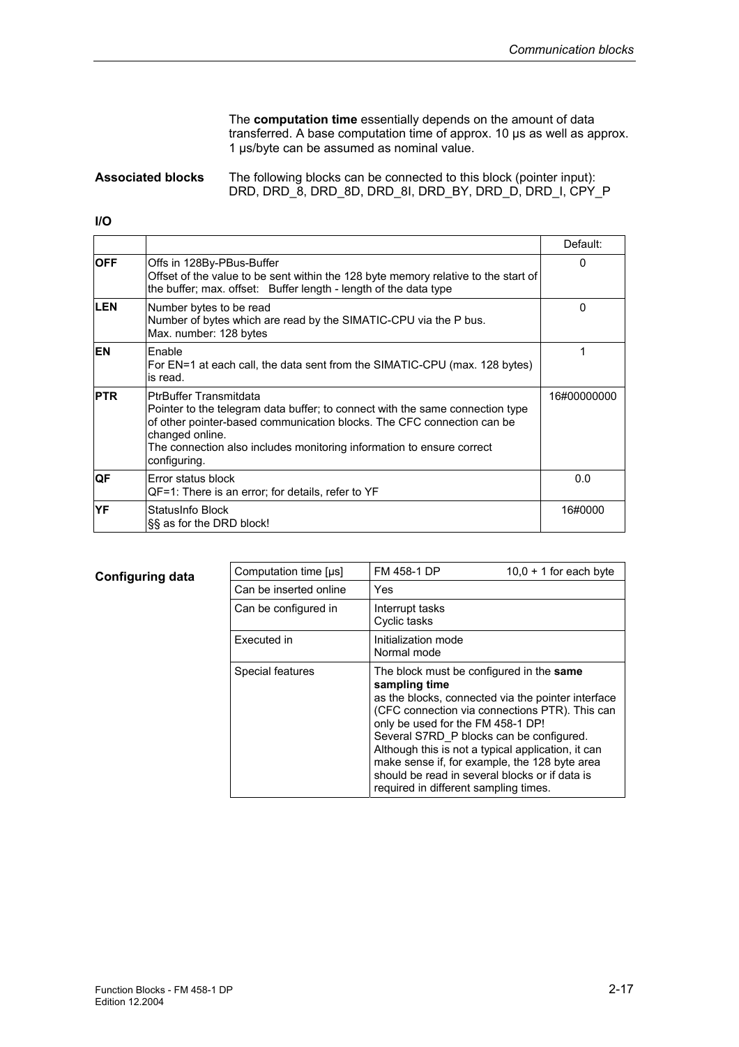The **computation time** essentially depends on the amount of data transferred. A base computation time of approx. 10 µs as well as approx. 1 µs/byte can be assumed as nominal value.

**Associated blocks** The following blocks can be connected to this block (pointer input): DRD, DRD_8, DRD_8D, DRD_8I, DRD_BY, DRD_D, DRD_I, CPY_P

**I/O**

| | | Default: |
|---|---|---|
| **OFF** | Offs in 128By-PBus-Buffer<br>Offset of the value to be sent within the 128 byte memory relative to the start of the buffer; max. offset: Buffer length - length of the data type | 0 |
| **LEN** | Number bytes to be read<br>Number of bytes which are read by the SIMATIC-CPU via the P bus.<br>Max. number: 128 bytes | 0 |
| **EN** | Enable<br>For EN=1 at each call, the data sent from the SIMATIC-CPU (max. 128 bytes) is read. | 1 |
| **PTR** | PtrBuffer Transmitdata<br>Pointer to the telegram data buffer; to connect with the same connection type of other pointer-based communication blocks. The CFC connection can be changed online.<br>The connection also includes monitoring information to ensure correct configuring. | 16#00000000 |
| **QF** | Error status block<br>QF=1: There is an error; for details, refer to YF | 0.0 |
| **YF** | StatusInfo Block<br>§§ as for the DRD block! | 16#0000 |

**Configuring data**

| Computation time [µs] | FM 458-1 DP 10,0 + 1 for each byte |
|---|---|
| Can be inserted online | Yes |
| Can be configured in | Interrupt tasks<br>Cyclic tasks |
| Executed in | Initialization mode<br>Normal mode |
| Special features | The block must be configured in the **same sampling time** as the blocks, connected via the pointer interface (CFC connection via connections PTR). This can only be used for the FM 458-1 DP!<br>Several S7RD_P blocks can be configured. Although this is not a typical application, it can make sense if, for example, the 128 byte area should be read in several blocks or if data is required in different sampling times. |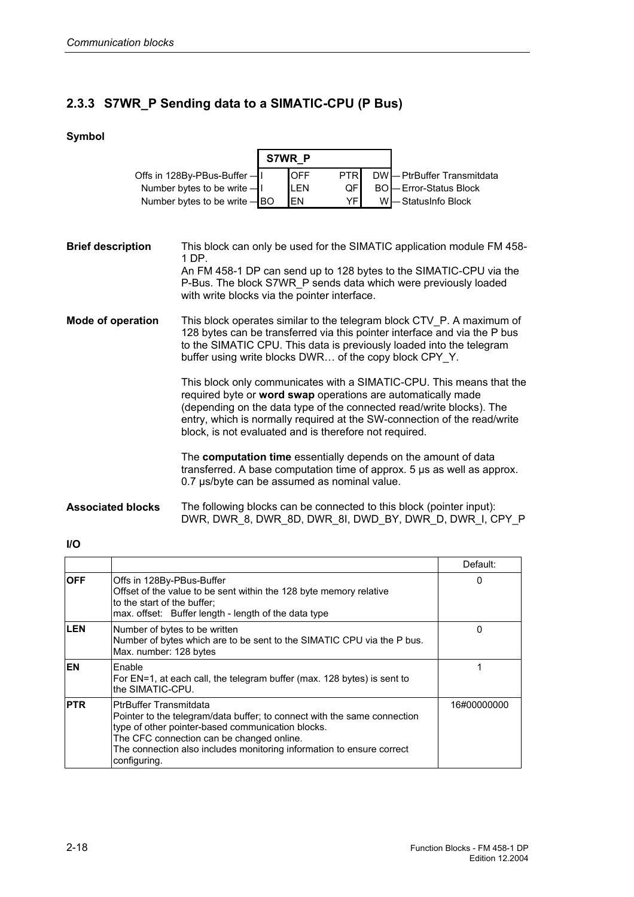## 2.3.3 S7WR_P Sending data to a SIMATIC-CPU (P Bus)

**Symbol**

| Input description | Type | S7WR_P | | Type | Output description |
|---|---|---|---|---|---|
| Offs in 128By-PBus-Buffer | I | OFF | PTR | DW | PtrBuffer Transmitdata |
| Number bytes to be write | I | LEN | QF | BO | Error-Status Block |
| Number bytes to be write | BO | EN | YF | W | StatusInfo Block |

**Brief description**

This block can only be used for the SIMATIC application module FM 458-1 DP.
An FM 458-1 DP can send up to 128 bytes to the SIMATIC-CPU via the P-Bus. The block S7WR_P sends data which were previously loaded with write blocks via the pointer interface.

**Mode of operation**

This block operates similar to the telegram block CTV_P. A maximum of 128 bytes can be transferred via this pointer interface and via the P bus to the SIMATIC CPU. This data is previously loaded into the telegram buffer using write blocks DWR… of the copy block CPY_Y.

This block only communicates with a SIMATIC-CPU. This means that the required byte or **word swap** operations are automatically made (depending on the data type of the connected read/write blocks). The entry, which is normally required at the SW-connection of the read/write block, is not evaluated and is therefore not required.

The **computation time** essentially depends on the amount of data transferred. A base computation time of approx. 5 µs as well as approx. 0.7 µs/byte can be assumed as nominal value.

**Associated blocks**

The following blocks can be connected to this block (pointer input):
DWR, DWR_8, DWR_8D, DWR_8I, DWD_BY, DWR_D, DWR_I, CPY_P

**I/O**

| | | Default: |
|---|---|---|
| **OFF** | Offs in 128By-PBus-Buffer<br>Offset of the value to be sent within the 128 byte memory relative to the start of the buffer;<br>max. offset: Buffer length - length of the data type | 0 |
| **LEN** | Number of bytes to be written<br>Number of bytes which are to be sent to the SIMATIC CPU via the P bus.<br>Max. number: 128 bytes | 0 |
| **EN** | Enable<br>For EN=1, at each call, the telegram buffer (max. 128 bytes) is sent to the SIMATIC-CPU. | 1 |
| **PTR** | PtrBuffer Transmitdata<br>Pointer to the telegram/data buffer; to connect with the same connection type of other pointer-based communication blocks.<br>The CFC connection can be changed online.<br>The connection also includes monitoring information to ensure correct configuring. | 16#00000000 |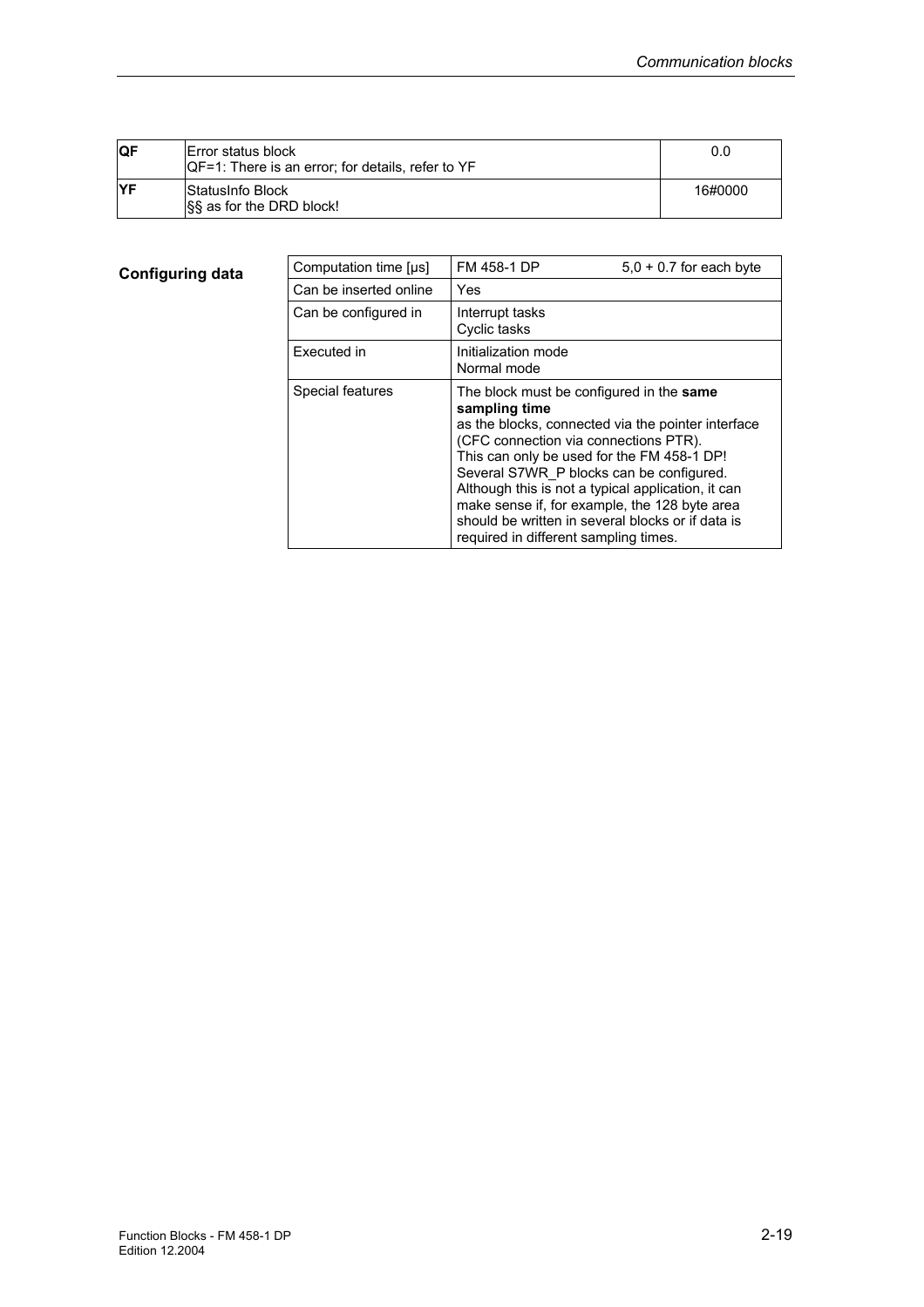| **QF** | Error status block<br>QF=1: There is an error; for details, refer to YF | 0.0 |
|---|---|---|
| **YF** | StatusInfo Block<br>§§ as for the DRD block! | 16#0000 |

**Configuring data**

| Computation time [µs] | FM 458-1 DP  5,0 + 0.7 for each byte |
|---|---|
| Can be inserted online | Yes |
| Can be configured in | Interrupt tasks<br>Cyclic tasks |
| Executed in | Initialization mode<br>Normal mode |
| Special features | The block must be configured in the **same sampling time**<br>as the blocks, connected via the pointer interface (CFC connection via connections PTR).<br>This can only be used for the FM 458-1 DP!<br>Several S7WR_P blocks can be configured. Although this is not a typical application, it can make sense if, for example, the 128 byte area should be written in several blocks or if data is required in different sampling times. |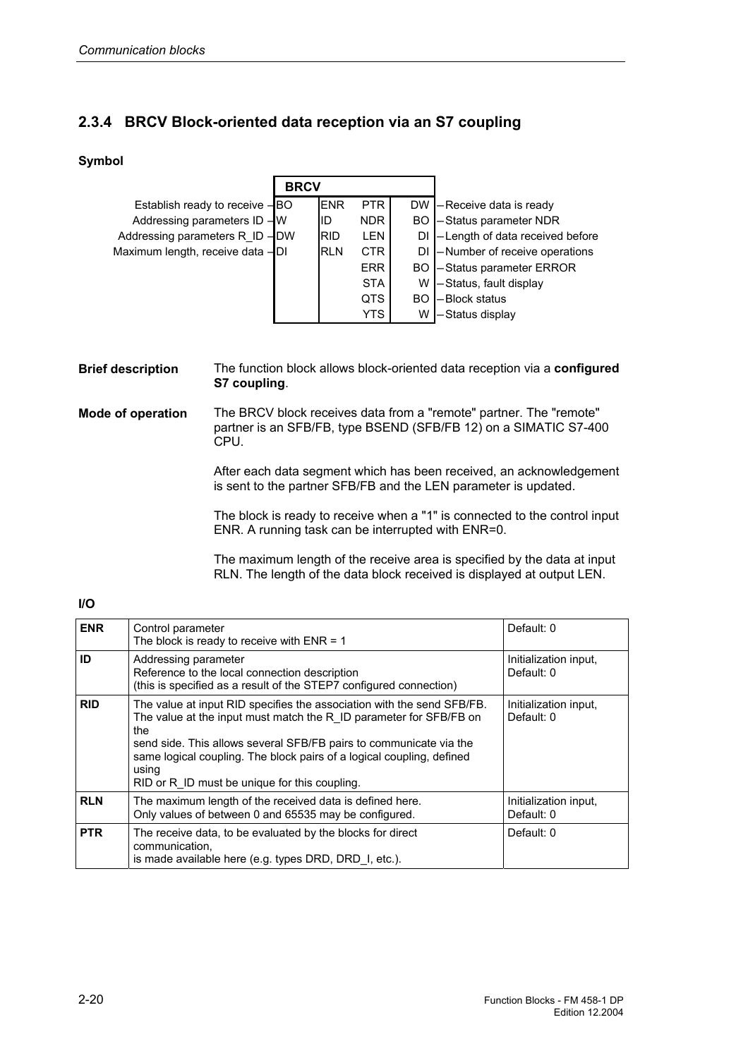### 2.3.4 BRCV Block-oriented data reception via an S7 coupling

**Symbol**

| Input description | Type | BRCV | | Type | Output description |
|---|---|---|---|---|---|
| Establish ready to receive | BO | ENR | PTR | DW | Receive data is ready |
| Addressing parameters ID | W | ID | NDR | BO | Status parameter NDR |
| Addressing parameters R_ID | DW | RID | LEN | DI | Length of data received before |
| Maximum length, receive data | DI | RLN | CTR | DI | Number of receive operations |
| | | | ERR | BO | Status parameter ERROR |
| | | | STA | W | Status, fault display |
| | | | QTS | BO | Block status |
| | | | YTS | W | Status display |

**Brief description**

The function block allows block-oriented data reception via a **configured S7 coupling**.

**Mode of operation**

The BRCV block receives data from a "remote" partner. The "remote" partner is an SFB/FB, type BSEND (SFB/FB 12) on a SIMATIC S7-400 CPU.

After each data segment which has been received, an acknowledgement is sent to the partner SFB/FB and the LEN parameter is updated.

The block is ready to receive when a "1" is connected to the control input ENR. A running task can be interrupted with ENR=0.

The maximum length of the receive area is specified by the data at input RLN. The length of the data block received is displayed at output LEN.

**I/O**

| | | |
|---|---|---|
| **ENR** | Control parameter<br>The block is ready to receive with ENR = 1 | Default: 0 |
| **ID** | Addressing parameter<br>Reference to the local connection description<br>(this is specified as a result of the STEP7 configured connection) | Initialization input,<br>Default: 0 |
| **RID** | The value at input RID specifies the association with the send SFB/FB. The value at the input must match the R_ID parameter for SFB/FB on the<br>send side. This allows several SFB/FB pairs to communicate via the same logical coupling. The block pairs of a logical coupling, defined using<br>RID or R_ID must be unique for this coupling. | Initialization input,<br>Default: 0 |
| **RLN** | The maximum length of the received data is defined here.<br>Only values of between 0 and 65535 may be configured. | Initialization input,<br>Default: 0 |
| **PTR** | The receive data, to be evaluated by the blocks for direct communication,<br>is made available here (e.g. types DRD, DRD_I, etc.). | Default: 0 |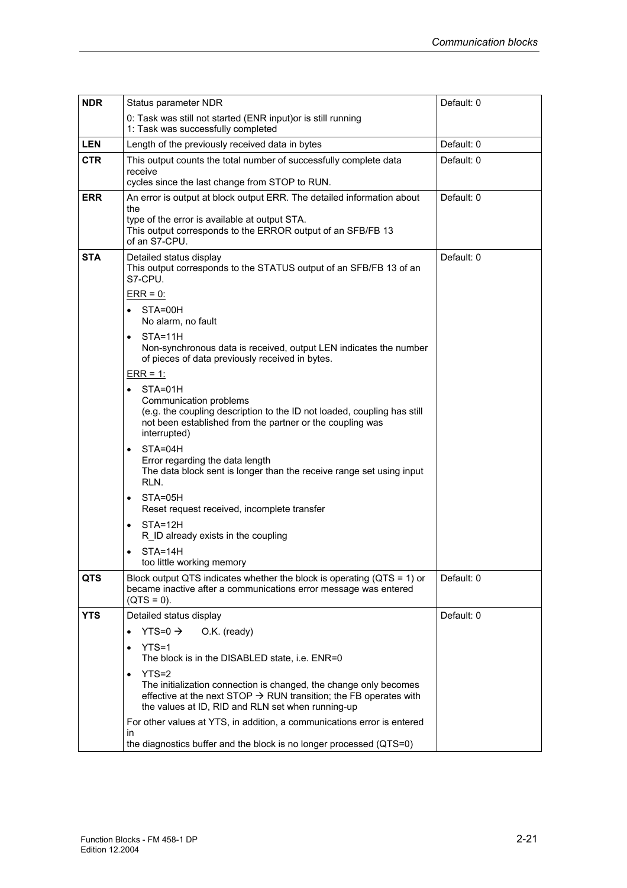| | | |
|---|---|---|
| **NDR** | Status parameter NDR<br><br>0: Task was still not started (ENR input)or is still running<br>1: Task was successfully completed | Default: 0 |
| **LEN** | Length of the previously received data in bytes | Default: 0 |
| **CTR** | This output counts the total number of successfully complete data receive cycles since the last change from STOP to RUN. | Default: 0 |
| **ERR** | An error is output at block output ERR. The detailed information about the type of the error is available at output STA.<br>This output corresponds to the ERROR output of an SFB/FB 13 of an S7-CPU. | Default: 0 |
| **STA** | Detailed status display<br>This output corresponds to the STATUS output of an SFB/FB 13 of an S7-CPU.<br><br>ERR = 0:<br><br>• STA=00H<br>No alarm, no fault<br><br>• STA=11H<br>Non-synchronous data is received, output LEN indicates the number of pieces of data previously received in bytes.<br><br>ERR = 1:<br><br>• STA=01H<br>Communication problems<br>(e.g. the coupling description to the ID not loaded, coupling has still not been established from the partner or the coupling was interrupted)<br><br>• STA=04H<br>Error regarding the data length<br>The data block sent is longer than the receive range set using input RLN.<br><br>• STA=05H<br>Reset request received, incomplete transfer<br><br>• STA=12H<br>R_ID already exists in the coupling<br><br>• STA=14H<br>too little working memory | Default: 0 |
| **QTS** | Block output QTS indicates whether the block is operating (QTS = 1) or became inactive after a communications error message was entered (QTS = 0). | Default: 0 |
| **YTS** | Detailed status display<br><br>• YTS=0 → O.K. (ready)<br><br>• YTS=1<br>The block is in the DISABLED state, i.e. ENR=0<br><br>• YTS=2<br>The initialization connection is changed, the change only becomes effective at the next STOP → RUN transition; the FB operates with the values at ID, RID and RLN set when running-up<br><br>For other values at YTS, in addition, a communications error is entered in the diagnostics buffer and the block is no longer processed (QTS=0) | Default: 0 |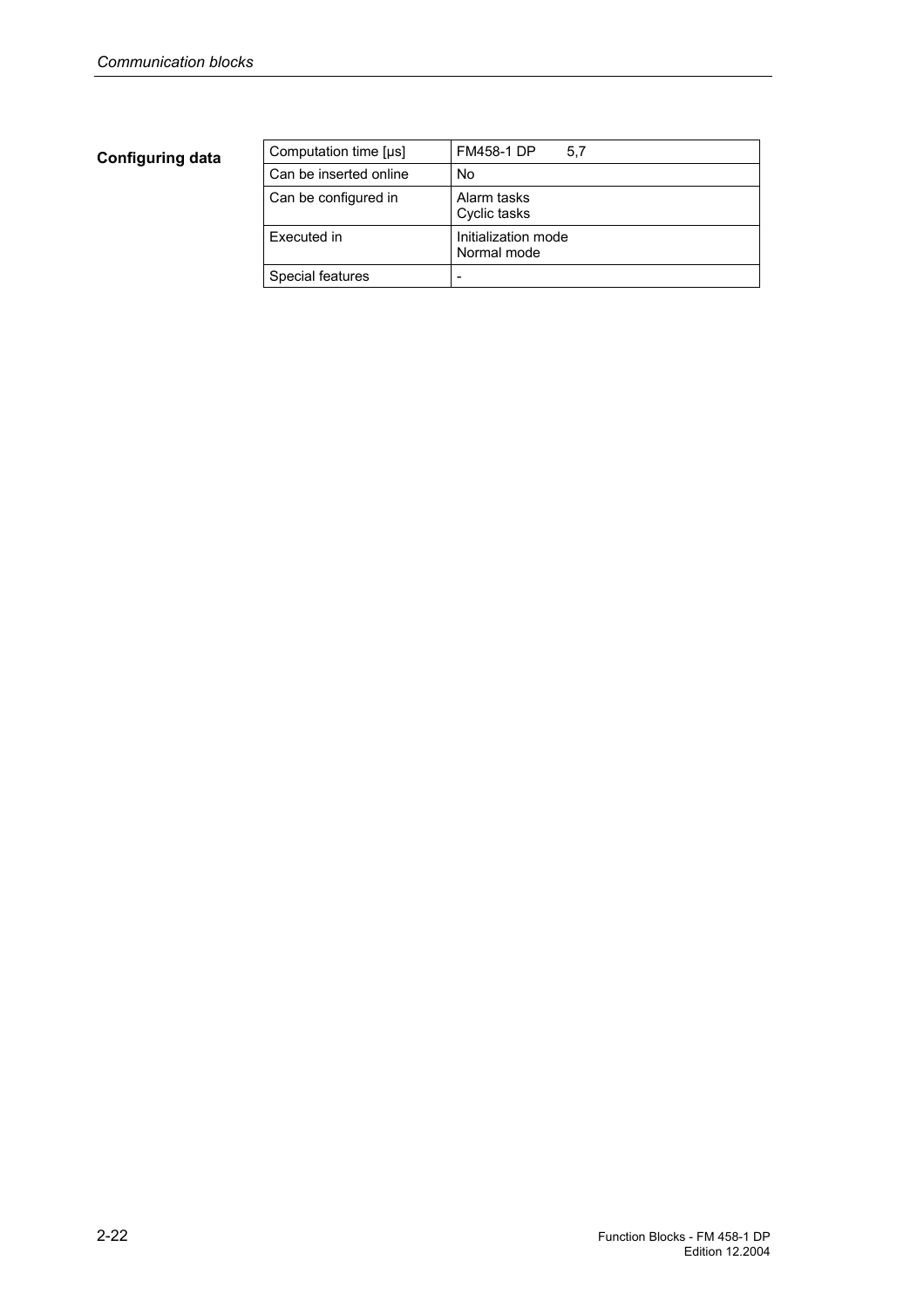**Configuring data**

| Computation time [µs] | FM458-1 DP 5,7 |
|---|---|
| Can be inserted online | No |
| Can be configured in | Alarm tasks<br>Cyclic tasks |
| Executed in | Initialization mode<br>Normal mode |
| Special features | - |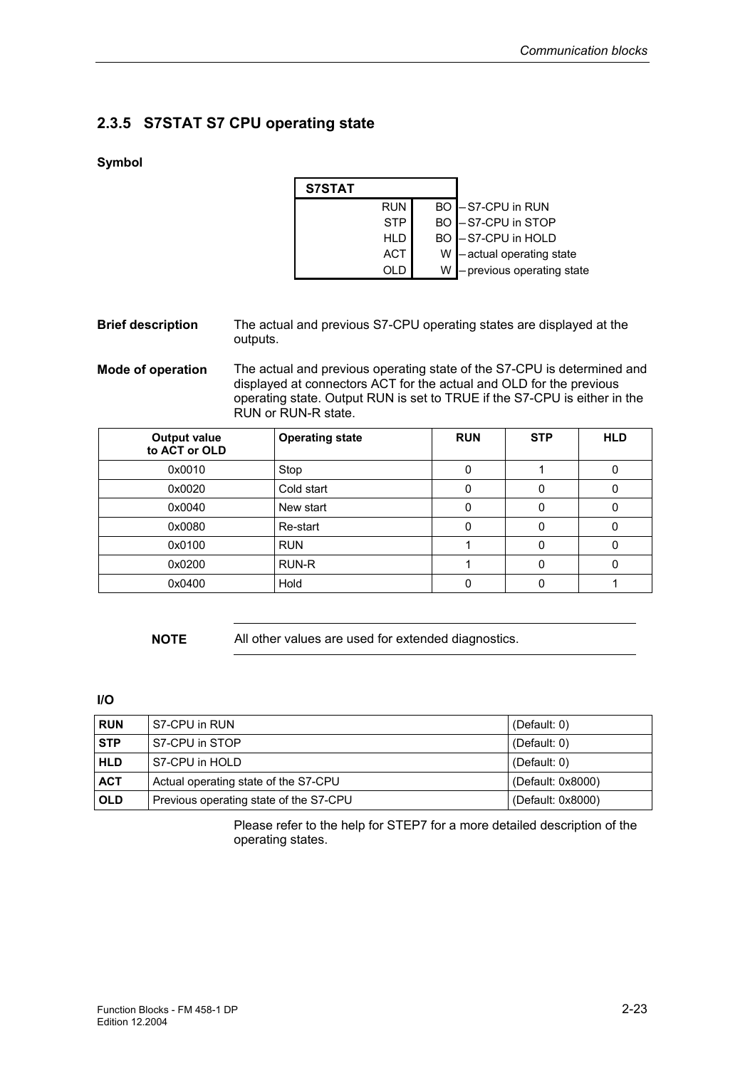### 2.3.5 S7STAT S7 CPU operating state

**Symbol**

| S7STAT | | |
|---|---|---|
| RUN | BO | – S7-CPU in RUN |
| STP | BO | – S7-CPU in STOP |
| HLD | BO | – S7-CPU in HOLD |
| ACT | W | – actual operating state |
| OLD | W | – previous operating state |

**Brief description**

The actual and previous S7-CPU operating states are displayed at the outputs.

**Mode of operation**

The actual and previous operating state of the S7-CPU is determined and displayed at connectors ACT for the actual and OLD for the previous operating state. Output RUN is set to TRUE if the S7-CPU is either in the RUN or RUN-R state.

| Output value to ACT or OLD | Operating state | RUN | STP | HLD |
|---|---|---|---|---|
| 0x0010 | Stop | 0 | 1 | 0 |
| 0x0020 | Cold start | 0 | 0 | 0 |
| 0x0040 | New start | 0 | 0 | 0 |
| 0x0080 | Re-start | 0 | 0 | 0 |
| 0x0100 | RUN | 1 | 0 | 0 |
| 0x0200 | RUN-R | 1 | 0 | 0 |
| 0x0400 | Hold | 0 | 0 | 1 |

**NOTE** All other values are used for extended diagnostics.

**I/O**

| | | |
|---|---|---|
| **RUN** | S7-CPU in RUN | (Default: 0) |
| **STP** | S7-CPU in STOP | (Default: 0) |
| **HLD** | S7-CPU in HOLD | (Default: 0) |
| **ACT** | Actual operating state of the S7-CPU | (Default: 0x8000) |
| **OLD** | Previous operating state of the S7-CPU | (Default: 0x8000) |

Please refer to the help for STEP7 for a more detailed description of the operating states.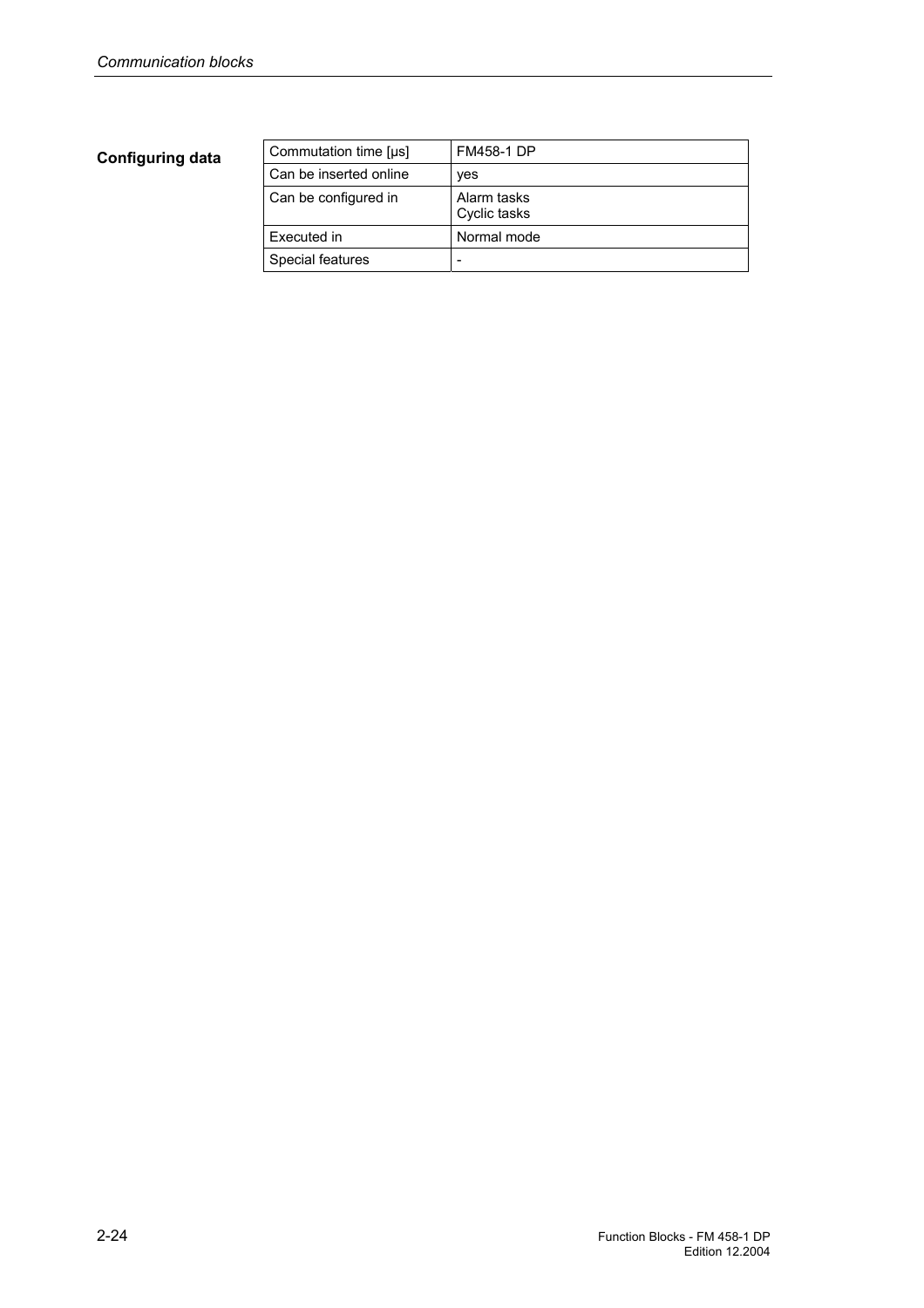**Configuring data**

| Commutation time [μs] | FM458-1 DP |
|---|---|
| Can be inserted online | yes |
| Can be configured in | Alarm tasks<br>Cyclic tasks |
| Executed in | Normal mode |
| Special features | - |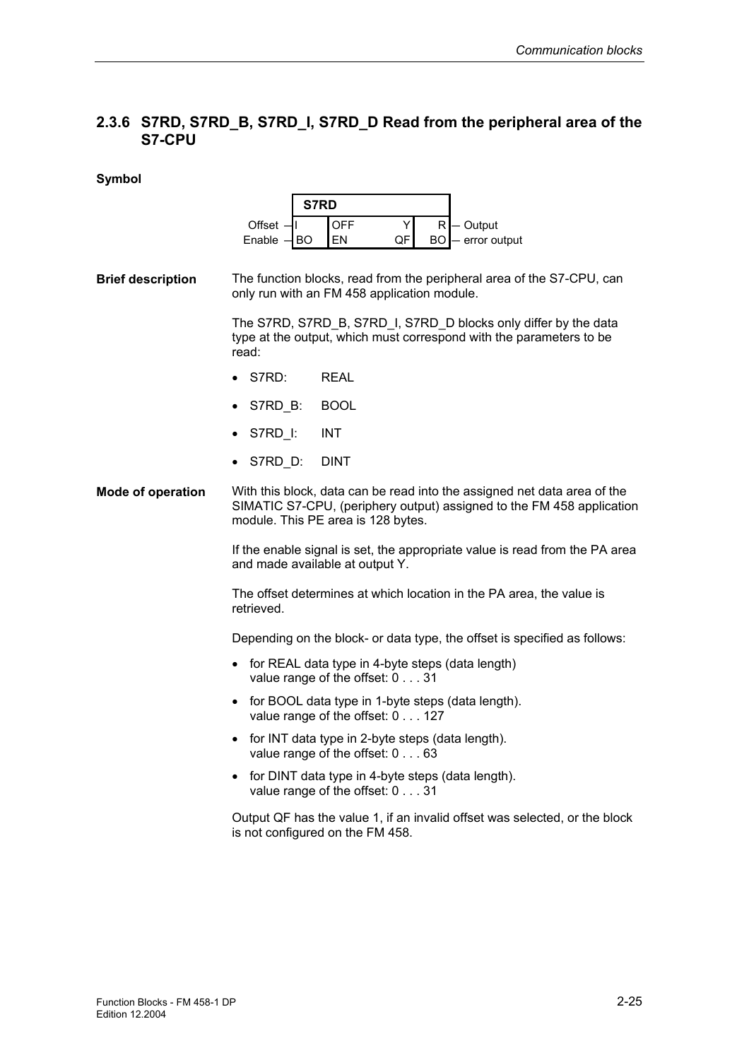### 2.3.6 S7RD, S7RD_B, S7RD_I, S7RD_D Read from the peripheral area of the S7-CPU

**Symbol**

| | S7RD | | | |
|---|---|---|---|---|
| Offset — I | OFF | Y | R | — Output |
| Enable — BO | EN | QF | BO | — error output |

**Brief description**

The function blocks, read from the peripheral area of the S7-CPU, can only run with an FM 458 application module.

The S7RD, S7RD_B, S7RD_I, S7RD_D blocks only differ by the data type at the output, which must correspond with the parameters to be read:

- S7RD: REAL
- S7RD_B: BOOL
- S7RD_I: INT
- S7RD_D: DINT

**Mode of operation**

With this block, data can be read into the assigned net data area of the SIMATIC S7-CPU, (periphery output) assigned to the FM 458 application module. This PE area is 128 bytes.

If the enable signal is set, the appropriate value is read from the PA area and made available at output Y.

The offset determines at which location in the PA area, the value is retrieved.

Depending on the block- or data type, the offset is specified as follows:

- for REAL data type in 4-byte steps (data length) value range of the offset: 0 . . . 31
- for BOOL data type in 1-byte steps (data length). value range of the offset: 0 . . . 127
- for INT data type in 2-byte steps (data length). value range of the offset: 0 . . . 63
- for DINT data type in 4-byte steps (data length). value range of the offset: 0 . . . 31

Output QF has the value 1, if an invalid offset was selected, or the block is not configured on the FM 458.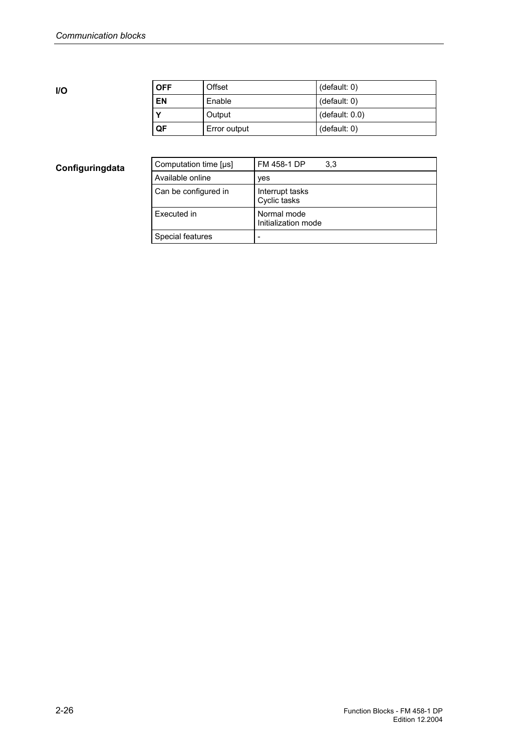**I/O**

| OFF | Offset | (default: 0) |
|---|---|---|
| EN | Enable | (default: 0) |
| Y | Output | (default: 0.0) |
| QF | Error output | (default: 0) |

**Configuringdata**

| Computation time [µs] | FM 458-1 DP 3,3 |
|---|---|
| Available online | yes |
| Can be configured in | Interrupt tasks<br>Cyclic tasks |
| Executed in | Normal mode<br>Initialization mode |
| Special features | - |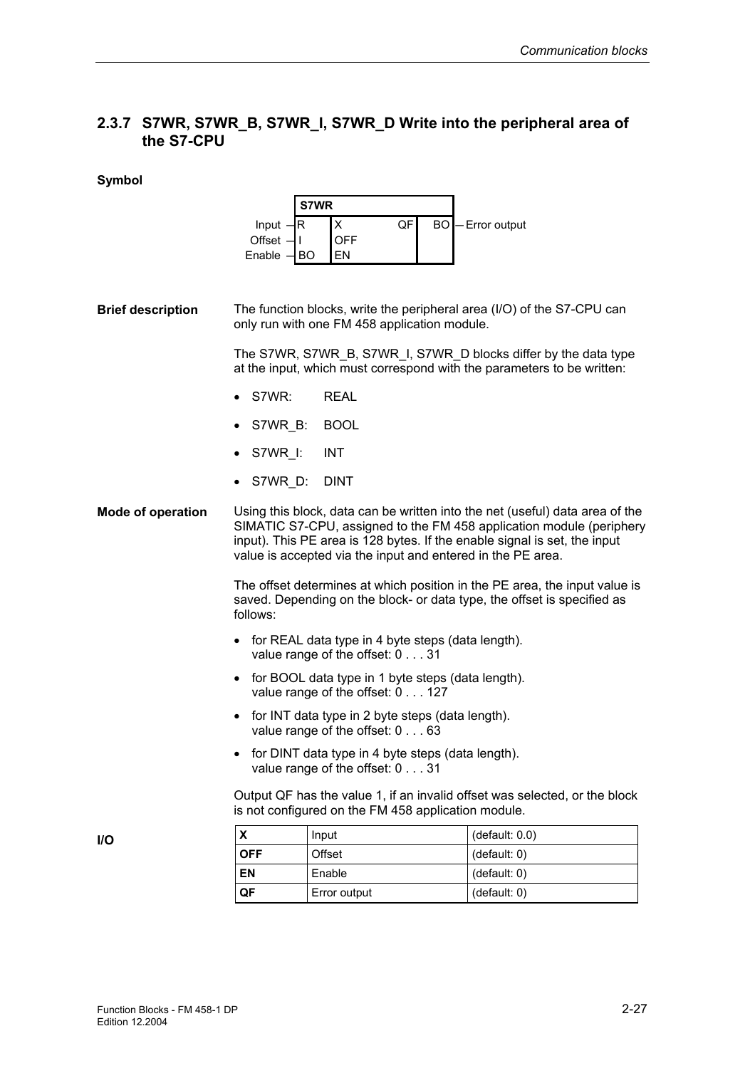### 2.3.7 S7WR, S7WR_B, S7WR_I, S7WR_D Write into the peripheral area of the S7-CPU

**Symbol**

| | S7WR | | | |
|---|---|---|---|---|
| Input — | R | X | QF | BO — Error output |
| Offset — | I | OFF | | |
| Enable — | BO | EN | | |

**Brief description**

The function blocks, write the peripheral area (I/O) of the S7-CPU can only run with one FM 458 application module.

The S7WR, S7WR_B, S7WR_I, S7WR_D blocks differ by the data type at the input, which must correspond with the parameters to be written:

- S7WR: REAL
- S7WR_B: BOOL
- S7WR_I: INT
- S7WR_D: DINT

**Mode of operation**

Using this block, data can be written into the net (useful) data area of the SIMATIC S7-CPU, assigned to the FM 458 application module (periphery input). This PE area is 128 bytes. If the enable signal is set, the input value is accepted via the input and entered in the PE area.

The offset determines at which position in the PE area, the input value is saved. Depending on the block- or data type, the offset is specified as follows:

- for REAL data type in 4 byte steps (data length).
  value range of the offset: 0 . . . 31
- for BOOL data type in 1 byte steps (data length).
  value range of the offset: 0 . . . 127
- for INT data type in 2 byte steps (data length).
  value range of the offset: 0 . . . 63
- for DINT data type in 4 byte steps (data length).
  value range of the offset: 0 . . . 31

Output QF has the value 1, if an invalid offset was selected, or the block is not configured on the FM 458 application module.

**I/O**

| **X** | Input | (default: 0.0) |
|---|---|---|
| **OFF** | Offset | (default: 0) |
| **EN** | Enable | (default: 0) |
| **QF** | Error output | (default: 0) |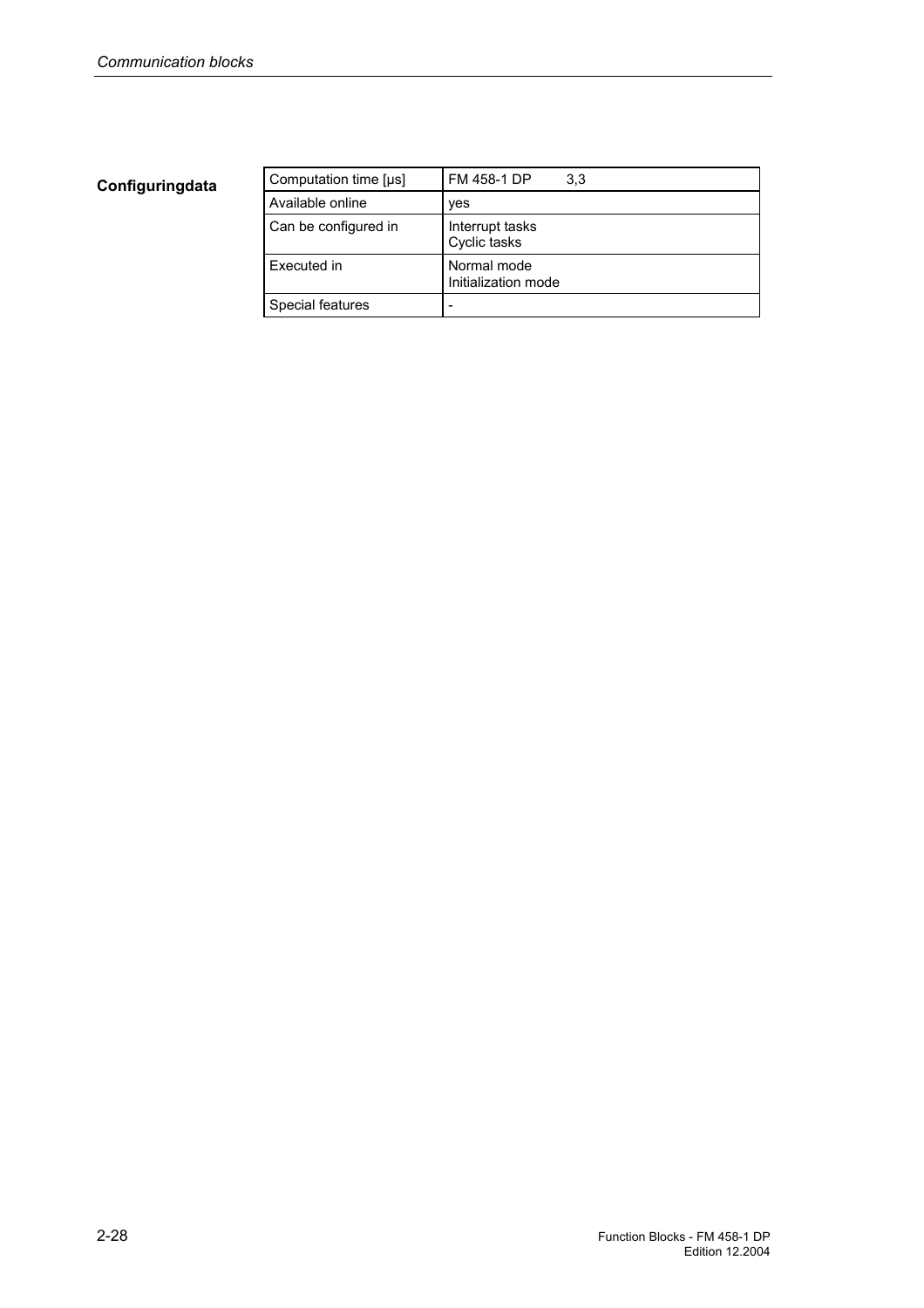**Configuringdata**

| | |
|---|---|
| Computation time [µs] | FM 458-1 DP 3,3 |
| Available online | yes |
| Can be configured in | Interrupt tasks<br>Cyclic tasks |
| Executed in | Normal mode<br>Initialization mode |
| Special features | - |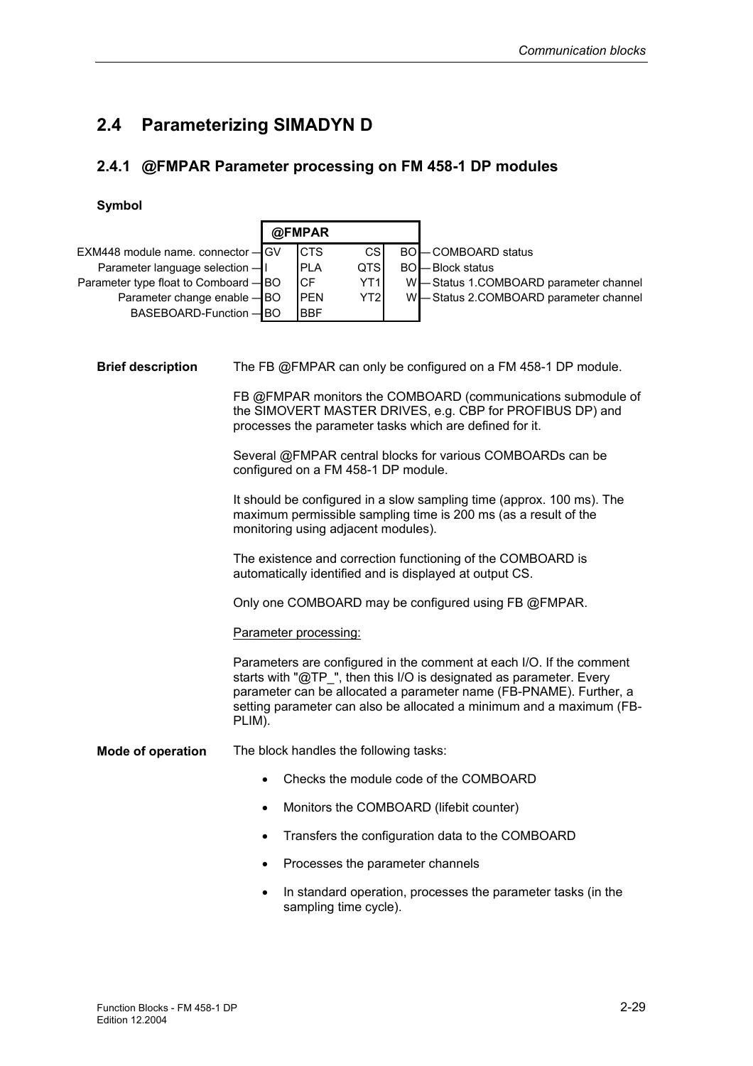## 2.4 Parameterizing SIMADYN D

### 2.4.1 @FMPAR Parameter processing on FM 458-1 DP modules

**Symbol**

| Description | Type | Input | Output | Type | Description |
|---|---|---|---|---|---|
| | | @FMPAR | | | |
| EXM448 module name. connector | GV | CTS | CS | BO | COMBOARD status |
| Parameter language selection | I | PLA | QTS | BO | Block status |
| Parameter type float to Comboard | BO | CF | YT1 | W | Status 1.COMBOARD parameter channel |
| Parameter change enable | BO | PEN | YT2 | W | Status 2.COMBOARD parameter channel |
| BASEBOARD-Function | BO | BBF | | | |

**Brief description**

The FB @FMPAR can only be configured on a FM 458-1 DP module.

FB @FMPAR monitors the COMBOARD (communications submodule of the SIMOVERT MASTER DRIVES, e.g. CBP for PROFIBUS DP) and processes the parameter tasks which are defined for it.

Several @FMPAR central blocks for various COMBOARDs can be configured on a FM 458-1 DP module.

It should be configured in a slow sampling time (approx. 100 ms). The maximum permissible sampling time is 200 ms (as a result of the monitoring using adjacent modules).

The existence and correction functioning of the COMBOARD is automatically identified and is displayed at output CS.

Only one COMBOARD may be configured using FB @FMPAR.

Parameter processing:

Parameters are configured in the comment at each I/O. If the comment starts with "@TP_", then this I/O is designated as parameter. Every parameter can be allocated a parameter name (FB-PNAME). Further, a setting parameter can also be allocated a minimum and a maximum (FB-PLIM).

**Mode of operation**

The block handles the following tasks:

- Checks the module code of the COMBOARD
- Monitors the COMBOARD (lifebit counter)
- Transfers the configuration data to the COMBOARD
- Processes the parameter channels
- In standard operation, processes the parameter tasks (in the sampling time cycle).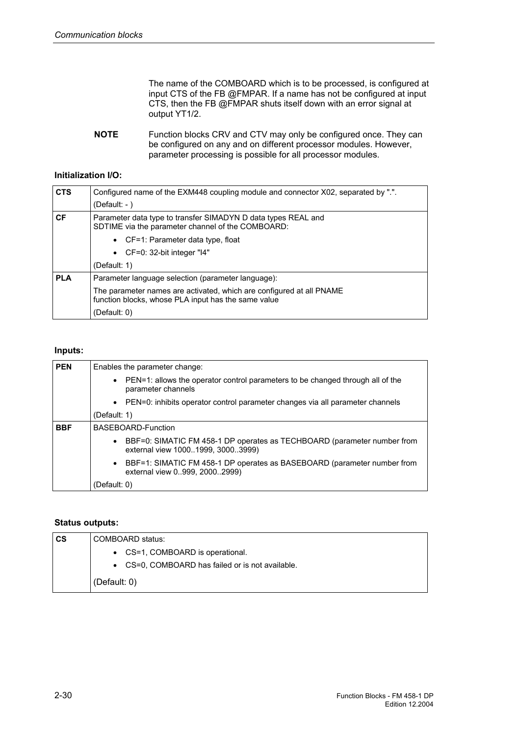The name of the COMBOARD which is to be processed, is configured at input CTS of the FB @FMPAR. If a name has not be configured at input CTS, then the FB @FMPAR shuts itself down with an error signal at output YT1/2.

**NOTE** Function blocks CRV and CTV may only be configured once. They can be configured on any and on different processor modules. However, parameter processing is possible for all processor modules.

**Initialization I/O:**

| | |
|---|---|
| **CTS** | Configured name of the EXM448 coupling module and connector X02, separated by ".".<br>(Default: - ) |
| **CF** | Parameter data type to transfer SIMADYN D data types REAL and SDTIME via the parameter channel of the COMBOARD:<br>• CF=1: Parameter data type, float<br>• CF=0: 32-bit integer "I4"<br>(Default: 1) |
| **PLA** | Parameter language selection (parameter language):<br>The parameter names are activated, which are configured at all PNAME function blocks, whose PLA input has the same value<br>(Default: 0) |

**Inputs:**

| | |
|---|---|
| **PEN** | Enables the parameter change:<br>• PEN=1: allows the operator control parameters to be changed through all of the parameter channels<br>• PEN=0: inhibits operator control parameter changes via all parameter channels<br>(Default: 1) |
| **BBF** | BASEBOARD-Function<br>• BBF=0: SIMATIC FM 458-1 DP operates as TECHBOARD (parameter number from external view 1000..1999, 3000..3999)<br>• BBF=1: SIMATIC FM 458-1 DP operates as BASEBOARD (parameter number from external view 0..999, 2000..2999)<br>(Default: 0) |

**Status outputs:**

| | |
|---|---|
| **CS** | COMBOARD status:<br>• CS=1, COMBOARD is operational.<br>• CS=0, COMBOARD has failed or is not available.<br>(Default: 0) |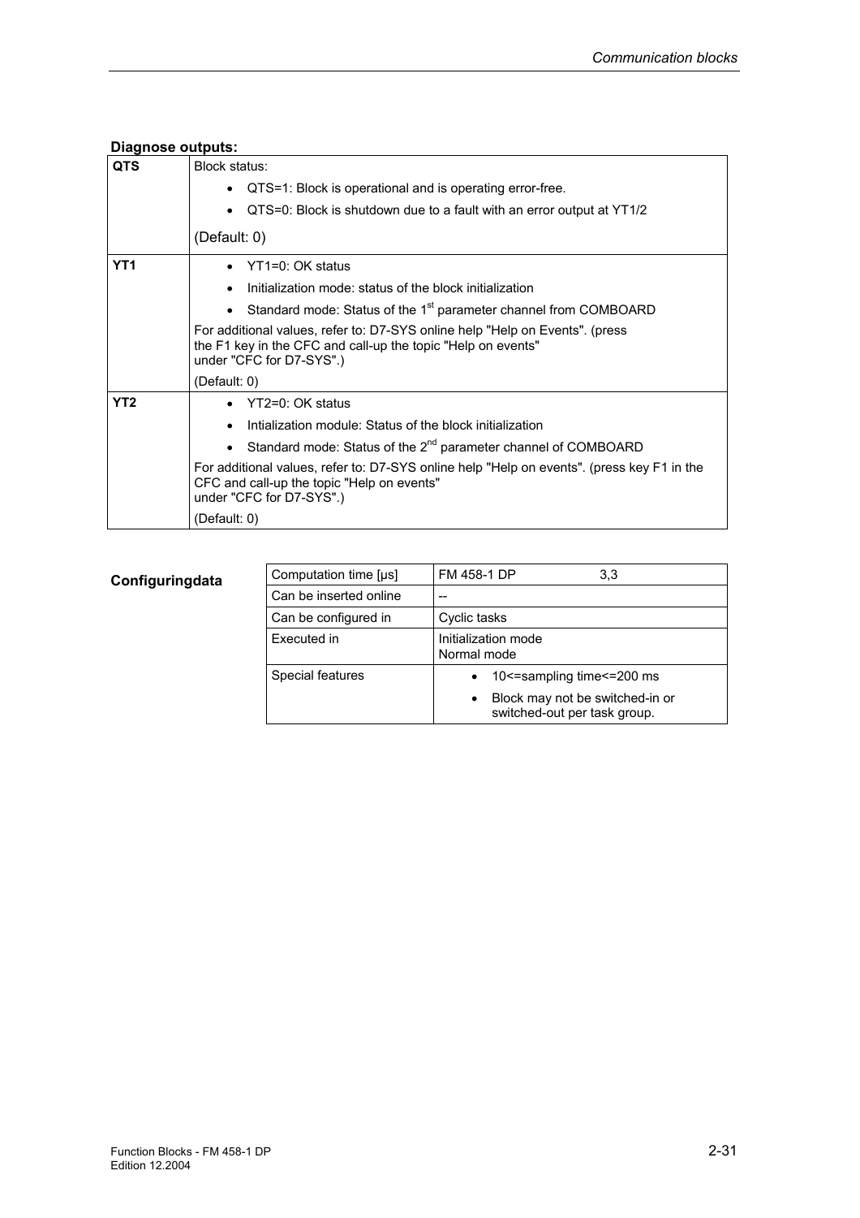**Diagnose outputs:**

| | |
|---|---|
| **QTS** | Block status:<br>• QTS=1: Block is operational and is operating error-free.<br>• QTS=0: Block is shutdown due to a fault with an error output at YT1/2<br>(Default: 0) |
| **YT1** | • YT1=0: OK status<br>• Initialization mode: status of the block initialization<br>• Standard mode: Status of the 1st parameter channel from COMBOARD<br>For additional values, refer to: D7-SYS online help "Help on Events". (press the F1 key in the CFC and call-up the topic "Help on events" under "CFC for D7-SYS".)<br>(Default: 0) |
| **YT2** | • YT2=0: OK status<br>• Intialization module: Status of the block initialization<br>• Standard mode: Status of the 2nd parameter channel of COMBOARD<br>For additional values, refer to: D7-SYS online help "Help on events". (press key F1 in the CFC and call-up the topic "Help on events" under "CFC for D7-SYS".)<br>(Default: 0) |

**Configuringdata**

| | |
|---|---|
| Computation time [µs] | FM 458-1 DP 3,3 |
| Can be inserted online | -- |
| Can be configured in | Cyclic tasks |
| Executed in | Initialization mode<br>Normal mode |
| Special features | • 10<=sampling time<=200 ms<br>• Block may not be switched-in or switched-out per task group. |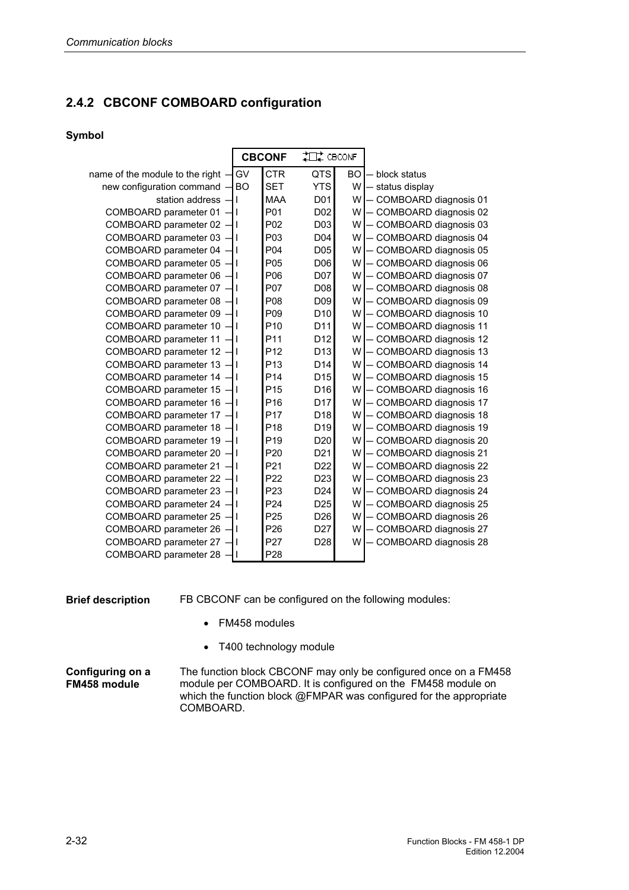## 2.4.2 CBCONF COMBOARD configuration

### Symbol

| Description | Type | Input | Output | Type | Description |
|---|---|---|---|---|---|
| | | **CBCONF** | CBCONF | | |
| name of the module to the right | GV | CTR | QTS | BO | block status |
| new configuration command | BO | SET | YTS | W | status display |
| station address | I | MAA | D01 | W | COMBOARD diagnosis 01 |
| COMBOARD parameter 01 | I | P01 | D02 | W | COMBOARD diagnosis 02 |
| COMBOARD parameter 02 | I | P02 | D03 | W | COMBOARD diagnosis 03 |
| COMBOARD parameter 03 | I | P03 | D04 | W | COMBOARD diagnosis 04 |
| COMBOARD parameter 04 | I | P04 | D05 | W | COMBOARD diagnosis 05 |
| COMBOARD parameter 05 | I | P05 | D06 | W | COMBOARD diagnosis 06 |
| COMBOARD parameter 06 | I | P06 | D07 | W | COMBOARD diagnosis 07 |
| COMBOARD parameter 07 | I | P07 | D08 | W | COMBOARD diagnosis 08 |
| COMBOARD parameter 08 | I | P08 | D09 | W | COMBOARD diagnosis 09 |
| COMBOARD parameter 09 | I | P09 | D10 | W | COMBOARD diagnosis 10 |
| COMBOARD parameter 10 | I | P10 | D11 | W | COMBOARD diagnosis 11 |
| COMBOARD parameter 11 | I | P11 | D12 | W | COMBOARD diagnosis 12 |
| COMBOARD parameter 12 | I | P12 | D13 | W | COMBOARD diagnosis 13 |
| COMBOARD parameter 13 | I | P13 | D14 | W | COMBOARD diagnosis 14 |
| COMBOARD parameter 14 | I | P14 | D15 | W | COMBOARD diagnosis 15 |
| COMBOARD parameter 15 | I | P15 | D16 | W | COMBOARD diagnosis 16 |
| COMBOARD parameter 16 | I | P16 | D17 | W | COMBOARD diagnosis 17 |
| COMBOARD parameter 17 | I | P17 | D18 | W | COMBOARD diagnosis 18 |
| COMBOARD parameter 18 | I | P18 | D19 | W | COMBOARD diagnosis 19 |
| COMBOARD parameter 19 | I | P19 | D20 | W | COMBOARD diagnosis 20 |
| COMBOARD parameter 20 | I | P20 | D21 | W | COMBOARD diagnosis 21 |
| COMBOARD parameter 21 | I | P21 | D22 | W | COMBOARD diagnosis 22 |
| COMBOARD parameter 22 | I | P22 | D23 | W | COMBOARD diagnosis 23 |
| COMBOARD parameter 23 | I | P23 | D24 | W | COMBOARD diagnosis 24 |
| COMBOARD parameter 24 | I | P24 | D25 | W | COMBOARD diagnosis 25 |
| COMBOARD parameter 25 | I | P25 | D26 | W | COMBOARD diagnosis 26 |
| COMBOARD parameter 26 | I | P26 | D27 | W | COMBOARD diagnosis 27 |
| COMBOARD parameter 27 | I | P27 | D28 | W | COMBOARD diagnosis 28 |
| COMBOARD parameter 28 | I | P28 | | | |

**Brief description**

FB CBCONF can be configured on the following modules:

- FM458 modules
- T400 technology module

**Configuring on a FM458 module**

The function block CBCONF may only be configured once on a FM458 module per COMBOARD. It is configured on the FM458 module on which the function block @FMPAR was configured for the appropriate COMBOARD.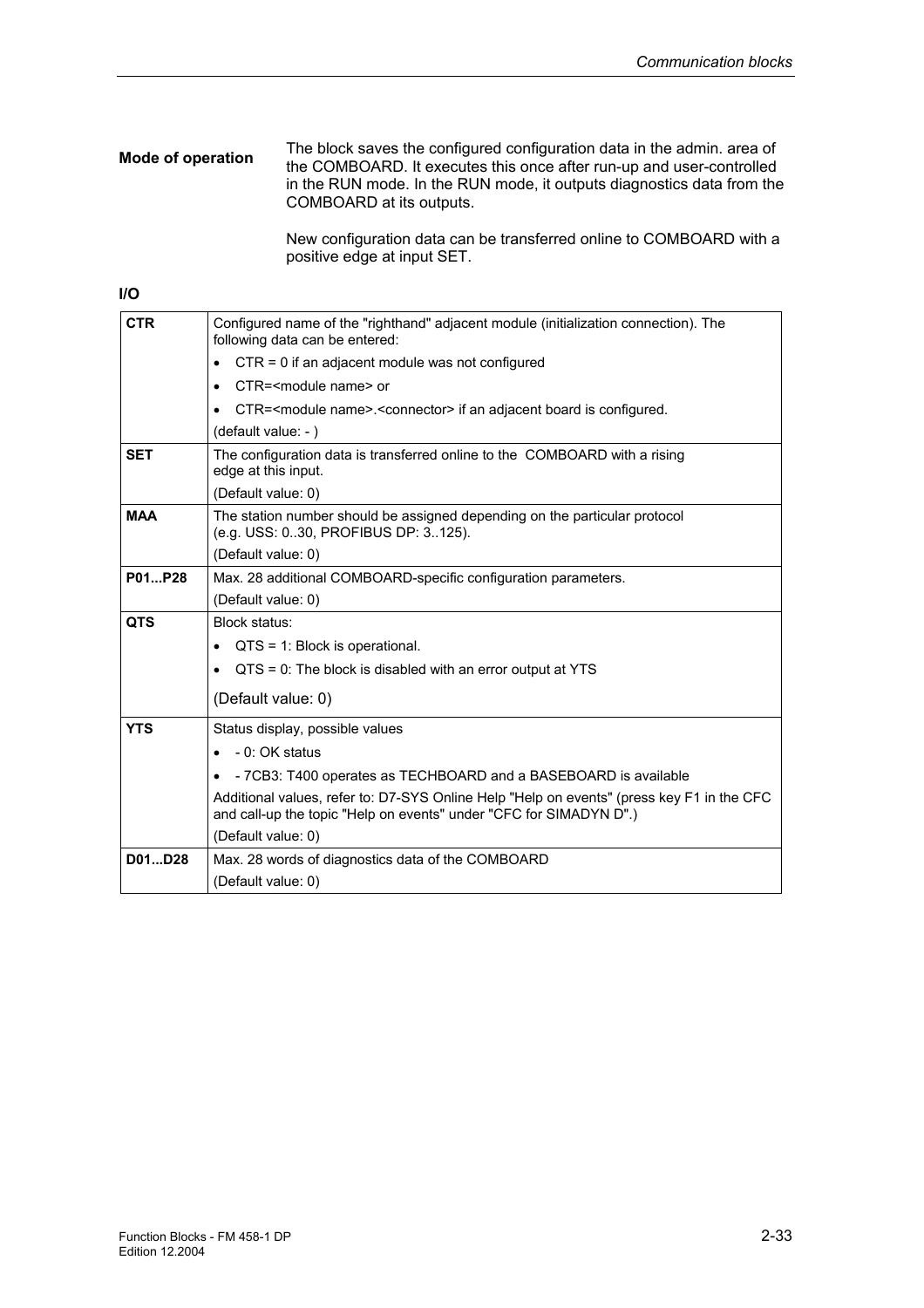**Mode of operation**

The block saves the configured configuration data in the admin. area of the COMBOARD. It executes this once after run-up and user-controlled in the RUN mode. In the RUN mode, it outputs diagnostics data from the COMBOARD at its outputs.

New configuration data can be transferred online to COMBOARD with a positive edge at input SET.

**I/O**

| | |
|---|---|
| **CTR** | Configured name of the "righthand" adjacent module (initialization connection). The following data can be entered:<br>• CTR = 0 if an adjacent module was not configured<br>• CTR=<module name> or<br>• CTR=<module name>.<connector> if an adjacent board is configured.<br>(default value: - ) |
| **SET** | The configuration data is transferred online to the COMBOARD with a rising edge at this input.<br>(Default value: 0) |
| **MAA** | The station number should be assigned depending on the particular protocol (e.g. USS: 0..30, PROFIBUS DP: 3..125).<br>(Default value: 0) |
| **P01...P28** | Max. 28 additional COMBOARD-specific configuration parameters.<br>(Default value: 0) |
| **QTS** | Block status:<br>• QTS = 1: Block is operational.<br>• QTS = 0: The block is disabled with an error output at YTS<br>(Default value: 0) |
| **YTS** | Status display, possible values<br>• - 0: OK status<br>• - 7CB3: T400 operates as TECHBOARD and a BASEBOARD is available<br>Additional values, refer to: D7-SYS Online Help "Help on events" (press key F1 in the CFC and call-up the topic "Help on events" under "CFC for SIMADYN D".)<br>(Default value: 0) |
| **D01...D28** | Max. 28 words of diagnostics data of the COMBOARD<br>(Default value: 0) |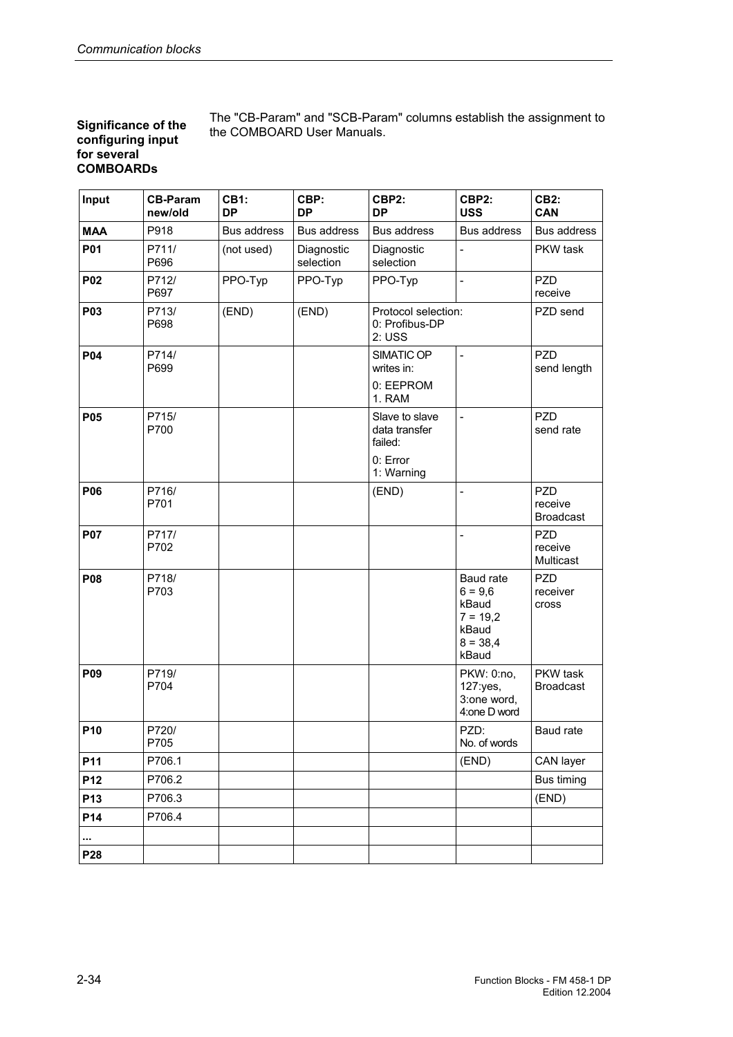**Significance of the configuring input for several COMBOARDs**

The "CB-Param" and "SCB-Param" columns establish the assignment to the COMBOARD User Manuals.

| Input | CB-Param new/old | CB1: DP | CBP: DP | CBP2: DP | CBP2: USS | CB2: CAN |
|---|---|---|---|---|---|---|
| **MAA** | P918 | Bus address | Bus address | Bus address | Bus address | Bus address |
| **P01** | P711/ P696 | (not used) | Diagnostic selection | Diagnostic selection | - | PKW task |
| **P02** | P712/ P697 | PPO-Typ | PPO-Typ | PPO-Typ | - | PZD receive |
| **P03** | P713/ P698 | (END) | (END) | Protocol selection: 0: Profibus-DP 2: USS | | PZD send |
| **P04** | P714/ P699 | | | SIMATIC OP writes in: 0: EEPROM 1. RAM | - | PZD send length |
| **P05** | P715/ P700 | | | Slave to slave data transfer failed: 0: Error 1: Warning | - | PZD send rate |
| **P06** | P716/ P701 | | | (END) | - | PZD receive Broadcast |
| **P07** | P717/ P702 | | | | - | PZD receive Multicast |
| **P08** | P718/ P703 | | | | Baud rate 6 = 9,6 kBaud 7 = 19,2 kBaud 8 = 38,4 kBaud | PZD receiver cross |
| **P09** | P719/ P704 | | | | PKW: 0:no, 127:yes, 3:one word, 4:one D word | PKW task Broadcast |
| **P10** | P720/ P705 | | | | PZD: No. of words | Baud rate |
| **P11** | P706.1 | | | | (END) | CAN layer |
| **P12** | P706.2 | | | | | Bus timing |
| **P13** | P706.3 | | | | | (END) |
| **P14** | P706.4 | | | | | |
| **...** | | | | | | |
| **P28** | | | | | | |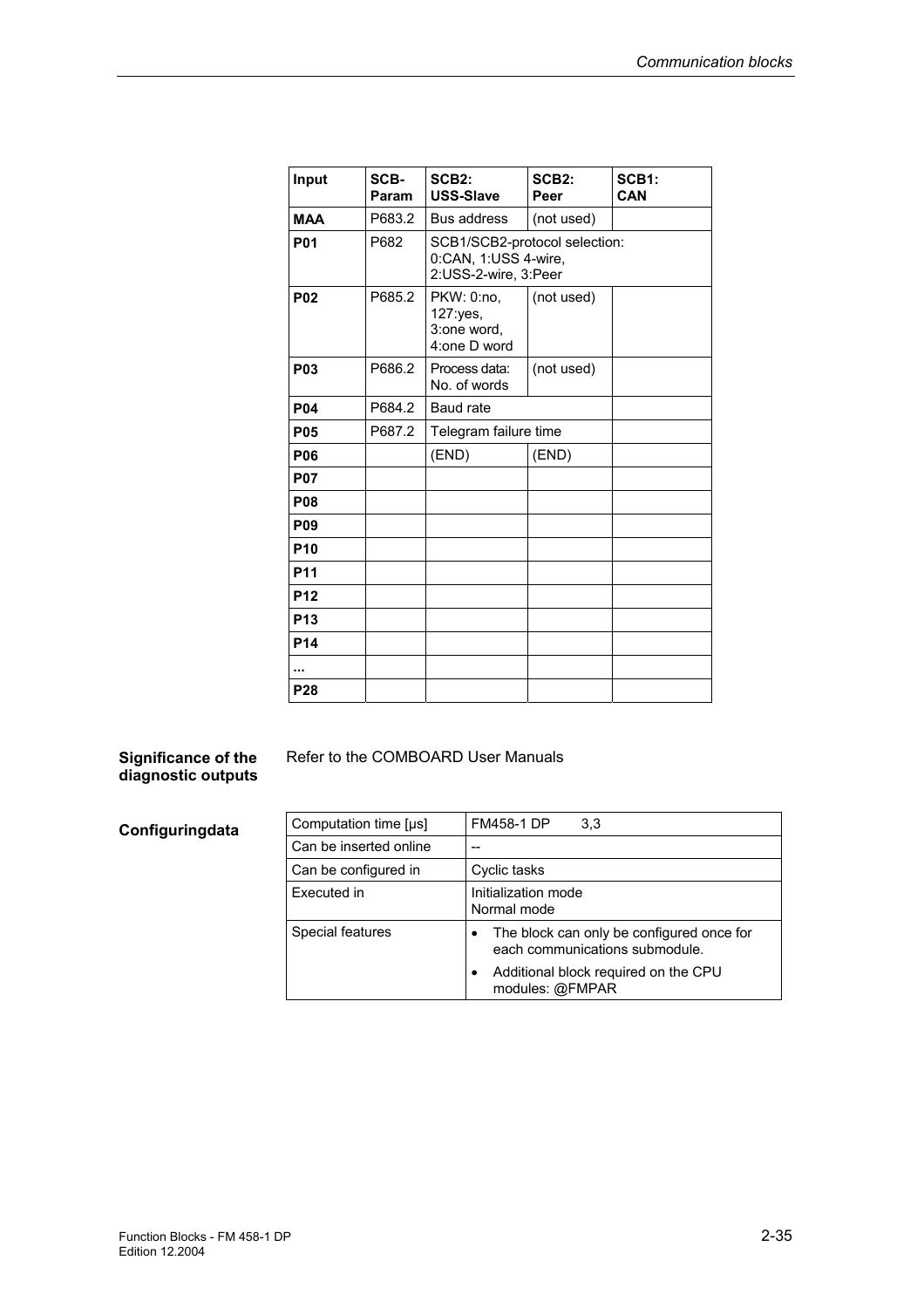| Input | SCB-Param | SCB2: USS-Slave | SCB2: Peer | SCB1: CAN |
|---|---|---|---|---|
| **MAA** | P683.2 | Bus address | (not used) | |
| **P01** | P682 | SCB1/SCB2-protocol selection: 0:CAN, 1:USS 4-wire, 2:USS-2-wire, 3:Peer | | |
| **P02** | P685.2 | PKW: 0:no, 127:yes, 3:one word, 4:one D word | (not used) | |
| **P03** | P686.2 | Process data: No. of words | (not used) | |
| **P04** | P684.2 | Baud rate | | |
| **P05** | P687.2 | Telegram failure time | | |
| **P06** | | (END) | (END) | |
| **P07** | | | | |
| **P08** | | | | |
| **P09** | | | | |
| **P10** | | | | |
| **P11** | | | | |
| **P12** | | | | |
| **P13** | | | | |
| **P14** | | | | |
| **...** | | | | |
| **P28** | | | | |

**Significance of the diagnostic outputs**

Refer to the COMBOARD User Manuals

**Configuringdata**

| Computation time [µs] | FM458-1 DP 3,3 |
|---|---|
| Can be inserted online | -- |
| Can be configured in | Cyclic tasks |
| Executed in | Initialization mode<br>Normal mode |
| Special features | • The block can only be configured once for each communications submodule.<br>• Additional block required on the CPU modules: @FMPAR |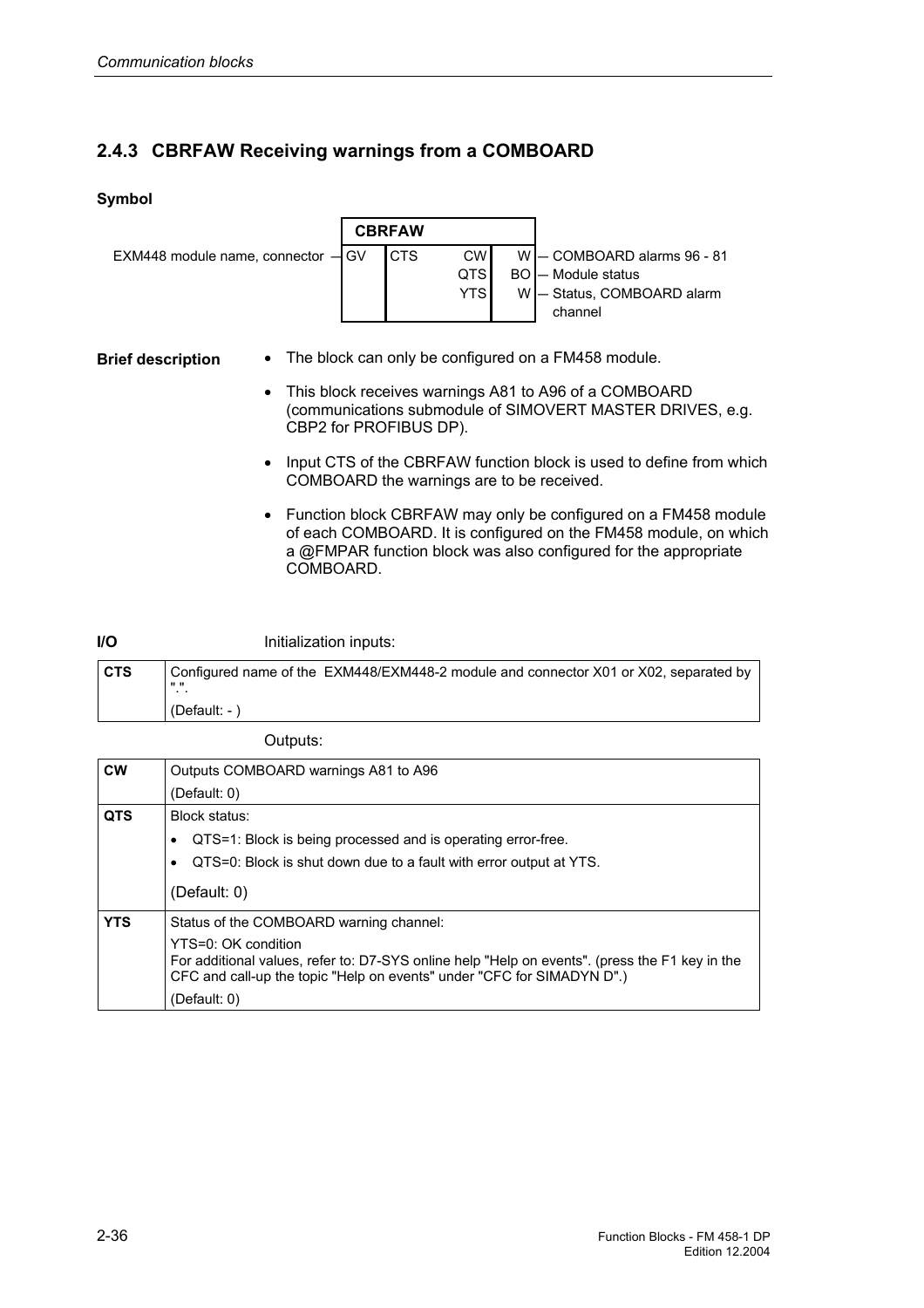### 2.4.3 CBRFAW Receiving warnings from a COMBOARD

**Symbol**

| EXM448 module name, connector — | GV | CTS | CW | W | — COMBOARD alarms 96 - 81 |
|---|---|---|---|---|---|
| | | | QTS | BO | — Module status |
| | | | YTS | W | — Status, COMBOARD alarm channel |

(Block name: **CBRFAW**)

**Brief description**

- The block can only be configured on a FM458 module.
- This block receives warnings A81 to A96 of a COMBOARD (communications submodule of SIMOVERT MASTER DRIVES, e.g. CBP2 for PROFIBUS DP).
- Input CTS of the CBRFAW function block is used to define from which COMBOARD the warnings are to be received.
- Function block CBRFAW may only be configured on a FM458 module of each COMBOARD. It is configured on the FM458 module, on which a @FMPAR function block was also configured for the appropriate COMBOARD.

**I/O**

Initialization inputs:

| | |
|---|---|
| **CTS** | Configured name of the EXM448/EXM448-2 module and connector X01 or X02, separated by ".". (Default: - ) |

Outputs:

| | |
|---|---|
| **CW** | Outputs COMBOARD warnings A81 to A96 (Default: 0) |
| **QTS** | Block status: • QTS=1: Block is being processed and is operating error-free. • QTS=0: Block is shut down due to a fault with error output at YTS. (Default: 0) |
| **YTS** | Status of the COMBOARD warning channel: YTS=0: OK condition For additional values, refer to: D7-SYS online help "Help on events". (press the F1 key in the CFC and call-up the topic "Help on events" under "CFC for SIMADYN D".) (Default: 0) |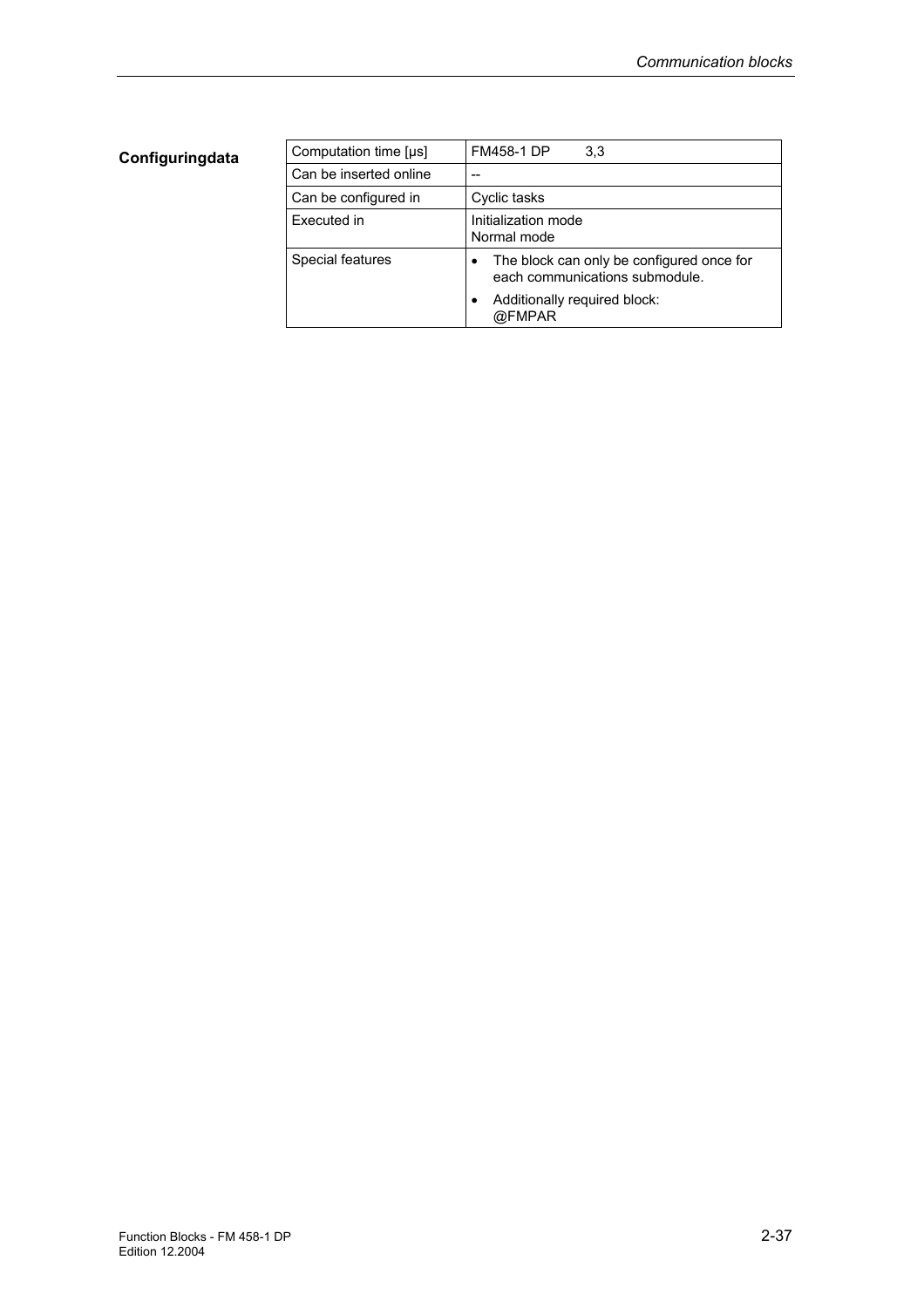**Configuringdata**

| Computation time [µs] | FM458-1 DP 3,3 |
| --- | --- |
| Can be inserted online | -- |
| Can be configured in | Cyclic tasks |
| Executed in | Initialization mode<br>Normal mode |
| Special features | • The block can only be configured once for each communications submodule.<br>• Additionally required block: @FMPAR |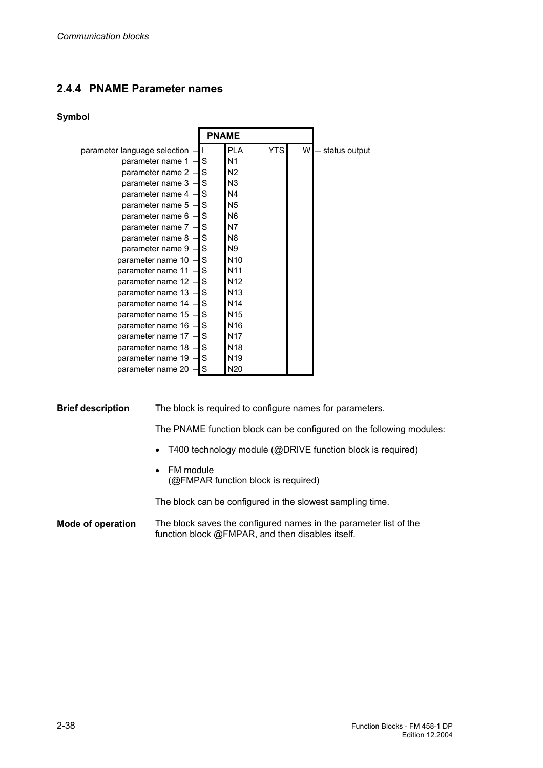## 2.4.4 PNAME Parameter names

### Symbol

| Input | Type | Connector | | Type | Output |
|---|---|---|---|---|---|
| parameter language selection | I | PLA | YTS | W | status output |
| parameter name 1 | S | N1 | | | |
| parameter name 2 | S | N2 | | | |
| parameter name 3 | S | N3 | | | |
| parameter name 4 | S | N4 | | | |
| parameter name 5 | S | N5 | | | |
| parameter name 6 | S | N6 | | | |
| parameter name 7 | S | N7 | | | |
| parameter name 8 | S | N8 | | | |
| parameter name 9 | S | N9 | | | |
| parameter name 10 | S | N10 | | | |
| parameter name 11 | S | N11 | | | |
| parameter name 12 | S | N12 | | | |
| parameter name 13 | S | N13 | | | |
| parameter name 14 | S | N14 | | | |
| parameter name 15 | S | N15 | | | |
| parameter name 16 | S | N16 | | | |
| parameter name 17 | S | N17 | | | |
| parameter name 18 | S | N18 | | | |
| parameter name 19 | S | N19 | | | |
| parameter name 20 | S | N20 | | | |

**Brief description**

The block is required to configure names for parameters.

The PNAME function block can be configured on the following modules:

- T400 technology module (@DRIVE function block is required)
- FM module
  (@FMPAR function block is required)

The block can be configured in the slowest sampling time.

**Mode of operation**

The block saves the configured names in the parameter list of the function block @FMPAR, and then disables itself.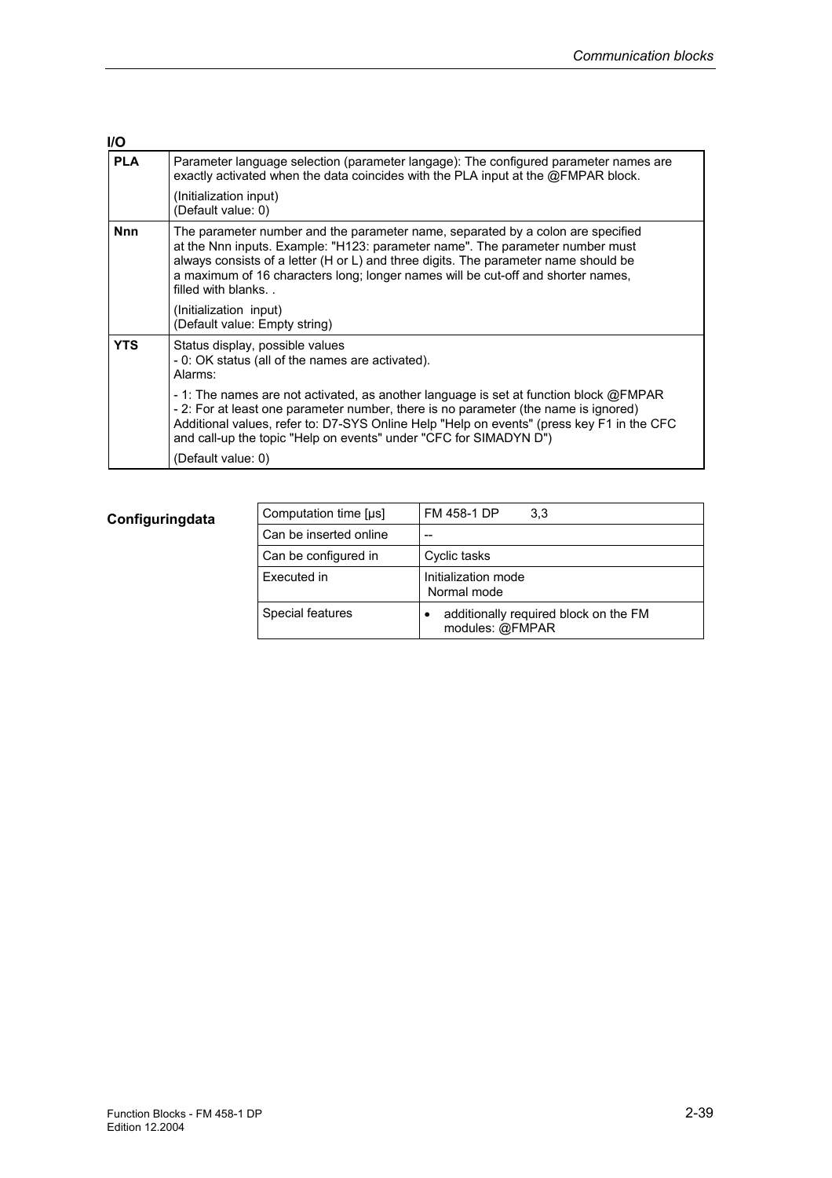**I/O**

| | |
|---|---|
| **PLA** | Parameter language selection (parameter langage): The configured parameter names are exactly activated when the data coincides with the PLA input at the @FMPAR block.<br><br>(Initialization input)<br>(Default value: 0) |
| **Nnn** | The parameter number and the parameter name, separated by a colon are specified at the Nnn inputs. Example: "H123: parameter name". The parameter number must always consists of a letter (H or L) and three digits. The parameter name should be a maximum of 16 characters long; longer names will be cut-off and shorter names, filled with blanks. .<br><br>(Initialization input)<br>(Default value: Empty string) |
| **YTS** | Status display, possible values<br>- 0: OK status (all of the names are activated).<br>Alarms:<br><br>- 1: The names are not activated, as another language is set at function block @FMPAR<br>- 2: For at least one parameter number, there is no parameter (the name is ignored)<br>Additional values, refer to: D7-SYS Online Help "Help on events" (press key F1 in the CFC and call-up the topic "Help on events" under "CFC for SIMADYN D")<br><br>(Default value: 0) |

**Configuringdata**

| | |
|---|---|
| Computation time [μs] | FM 458-1 DP 3,3 |
| Can be inserted online | -- |
| Can be configured in | Cyclic tasks |
| Executed in | Initialization mode<br>Normal mode |
| Special features | • additionally required block on the FM modules: @FMPAR |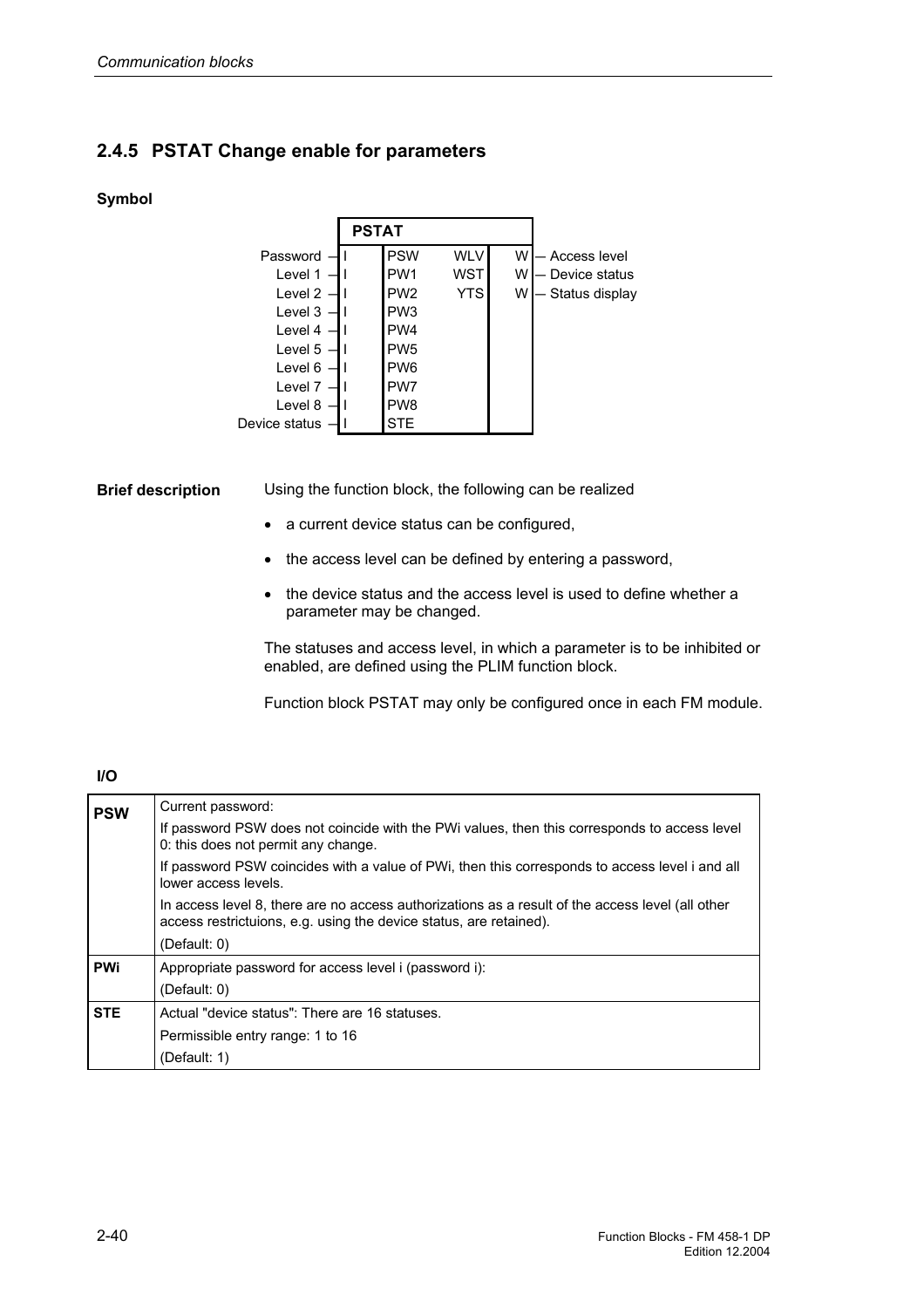## 2.4.5 PSTAT Change enable for parameters

### Symbol

| Input | Type | PSTAT | | Type | Output |
|---|---|---|---|---|---|
| Password | I | PSW | WLV | W | Access level |
| Level 1 | I | PW1 | WST | W | Device status |
| Level 2 | I | PW2 | YTS | W | Status display |
| Level 3 | I | PW3 | | | |
| Level 4 | I | PW4 | | | |
| Level 5 | I | PW5 | | | |
| Level 6 | I | PW6 | | | |
| Level 7 | I | PW7 | | | |
| Level 8 | I | PW8 | | | |
| Device status | I | STE | | | |

### Brief description

Using the function block, the following can be realized

- a current device status can be configured,
- the access level can be defined by entering a password,
- the device status and the access level is used to define whether a parameter may be changed.

The statuses and access level, in which a parameter is to be inhibited or enabled, are defined using the PLIM function block.

Function block PSTAT may only be configured once in each FM module.

### I/O

| I/O | Description |
|---|---|
| **PSW** | Current password:<br>If password PSW does not coincide with the PWi values, then this corresponds to access level 0: this does not permit any change.<br>If password PSW coincides with a value of PWi, then this corresponds to access level i and all lower access levels.<br>In access level 8, there are no access authorizations as a result of the access level (all other access restrictuions, e.g. using the device status, are retained).<br>(Default: 0) |
| **PWi** | Appropriate password for access level i (password i):<br>(Default: 0) |
| **STE** | Actual "device status": There are 16 statuses.<br>Permissible entry range: 1 to 16<br>(Default: 1) |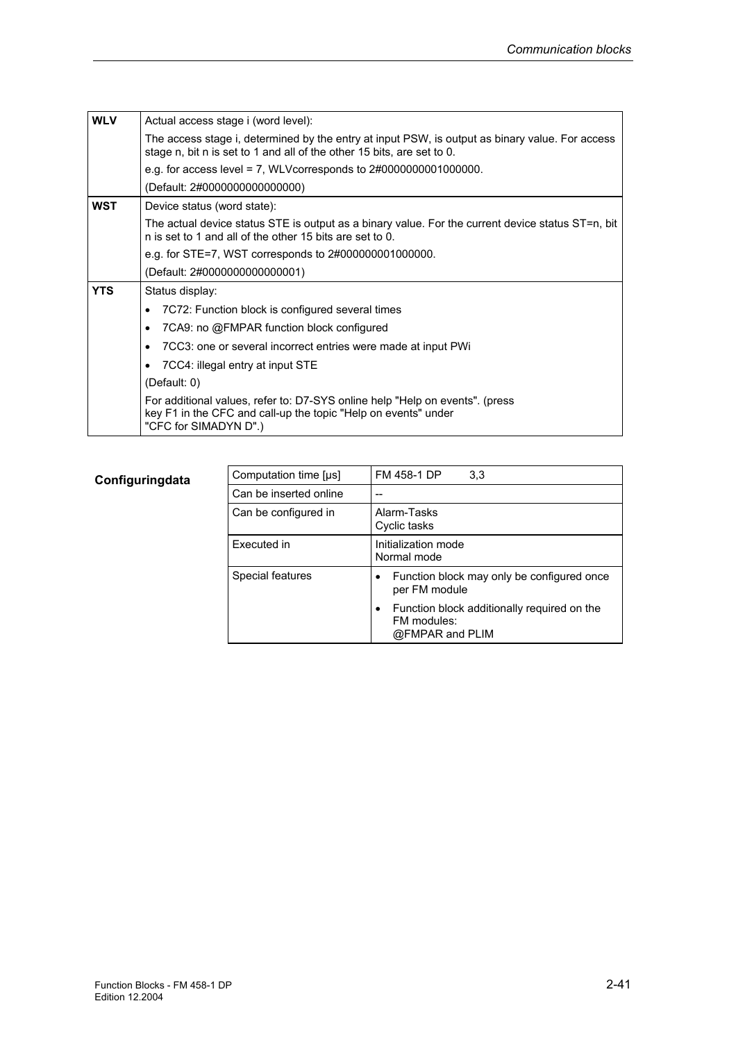| | |
|---|---|
| **WLV** | Actual access stage i (word level):<br>The access stage i, determined by the entry at input PSW, is output as binary value. For access stage n, bit n is set to 1 and all of the other 15 bits, are set to 0.<br>e.g. for access level = 7, WLVcorresponds to 2#0000000001000000.<br>(Default: 2#0000000000000000) |
| **WST** | Device status (word state):<br>The actual device status STE is output as a binary value. For the current device status ST=n, bit n is set to 1 and all of the other 15 bits are set to 0.<br>e.g. for STE=7, WST corresponds to 2#000000001000000.<br>(Default: 2#0000000000000001) |
| **YTS** | Status display:<br>• 7C72: Function block is configured several times<br>• 7CA9: no @FMPAR function block configured<br>• 7CC3: one or several incorrect entries were made at input PWi<br>• 7CC4: illegal entry at input STE<br>(Default: 0)<br>For additional values, refer to: D7-SYS online help "Help on events". (press key F1 in the CFC and call-up the topic "Help on events" under "CFC for SIMADYN D".) |

**Configuringdata**

| | |
|---|---|
| Computation time [µs] | FM 458-1 DP 3,3 |
| Can be inserted online | -- |
| Can be configured in | Alarm-Tasks<br>Cyclic tasks |
| Executed in | Initialization mode<br>Normal mode |
| Special features | • Function block may only be configured once per FM module<br>• Function block additionally required on the FM modules: @FMPAR and PLIM |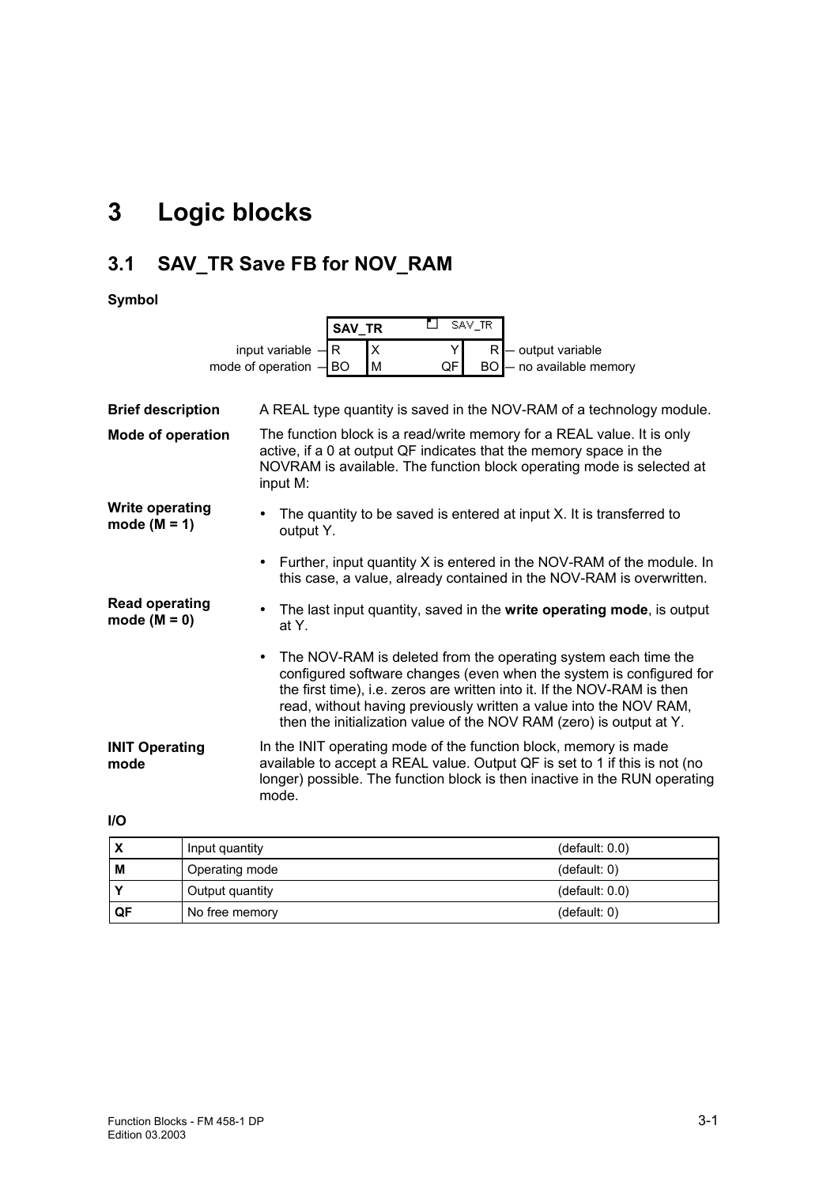# 3 Logic blocks

## 3.1 SAV_TR Save FB for NOV_RAM

**Symbol**

| | SAV_TR | | | SAV_TR | |
|---|---|---|---|---|---|
| input variable — | R | X | Y | R | — output variable |
| mode of operation — | BO | M | QF | BO | — no available memory |

**Brief description**

A REAL type quantity is saved in the NOV-RAM of a technology module.

**Mode of operation**

The function block is a read/write memory for a REAL value. It is only active, if a 0 at output QF indicates that the memory space in the NOVRAM is available. The function block operating mode is selected at input M:

**Write operating mode (M = 1)**

- The quantity to be saved is entered at input X. It is transferred to output Y.
- Further, input quantity X is entered in the NOV-RAM of the module. In this case, a value, already contained in the NOV-RAM is overwritten.

**Read operating mode (M = 0)**

- The last input quantity, saved in the **write operating mode**, is output at Y.
- The NOV-RAM is deleted from the operating system each time the configured software changes (even when the system is configured for the first time), i.e. zeros are written into it. If the NOV-RAM is then read, without having previously written a value into the NOV RAM, then the initialization value of the NOV RAM (zero) is output at Y.

**INIT Operating mode**

In the INIT operating mode of the function block, memory is made available to accept a REAL value. Output QF is set to 1 if this is not (no longer) possible. The function block is then inactive in the RUN operating mode.

**I/O**

| | | |
|---|---|---|
| **X** | Input quantity | (default: 0.0) |
| **M** | Operating mode | (default: 0) |
| **Y** | Output quantity | (default: 0.0) |
| **QF** | No free memory | (default: 0) |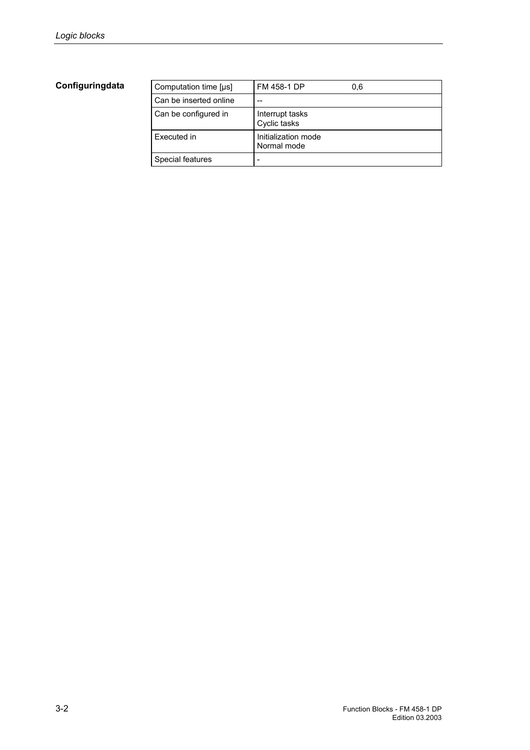**Configuringdata**

| Computation time [µs] | FM 458-1 DP 0,6 |
| --- | --- |
| Can be inserted online | -- |
| Can be configured in | Interrupt tasks<br>Cyclic tasks |
| Executed in | Initialization mode<br>Normal mode |
| Special features | - |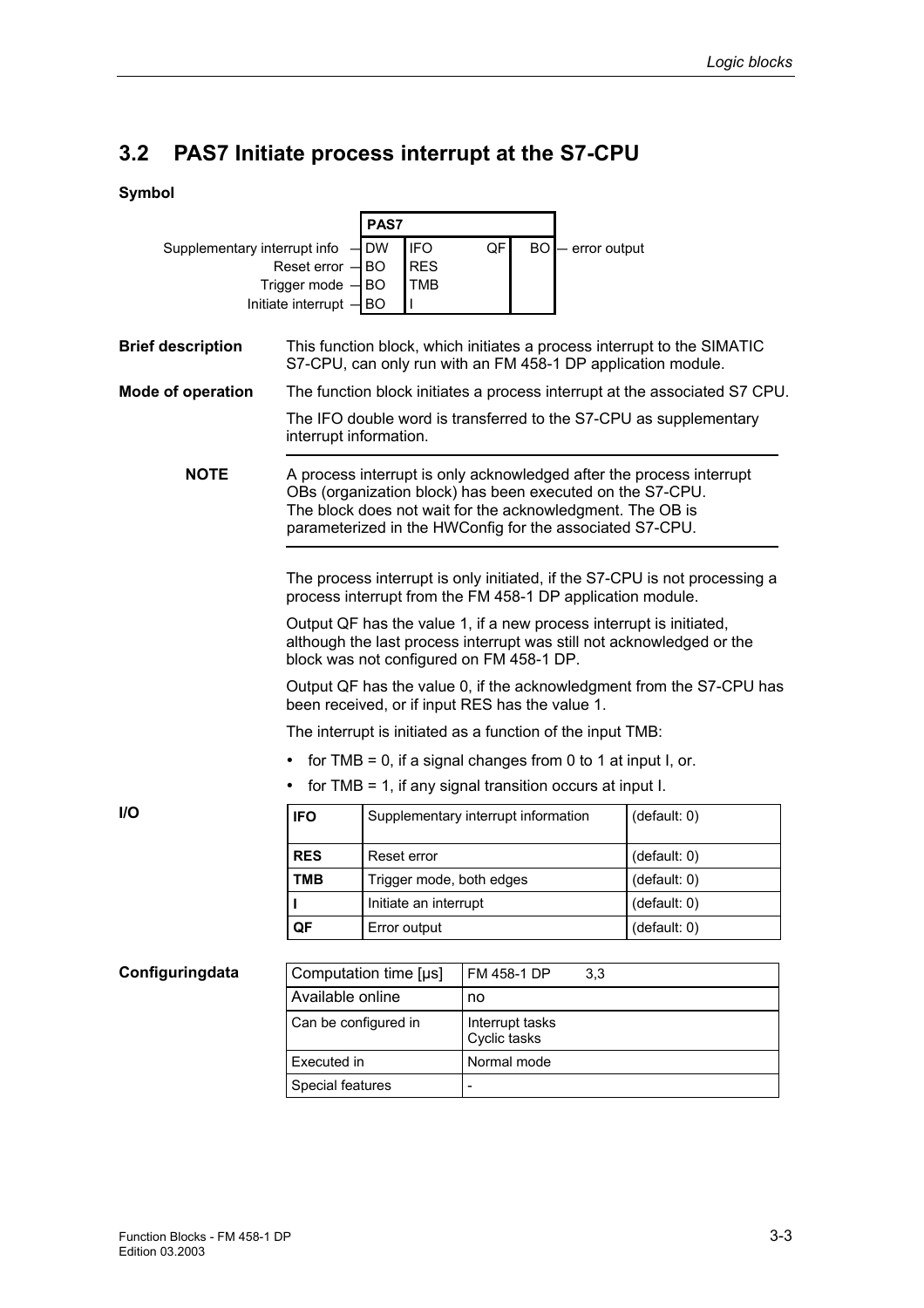## 3.2 PAS7 Initiate process interrupt at the S7-CPU

**Symbol**

| | | PAS7 | | |
|---|---|---|---|---|
| Supplementary interrupt info — | DW | IFO | QF | BO — error output |
| Reset error — | BO | RES | | |
| Trigger mode — | BO | TMB | | |
| Initiate interrupt — | BO | I | | |

**Brief description**

This function block, which initiates a process interrupt to the SIMATIC S7-CPU, can only run with an FM 458-1 DP application module.

**Mode of operation**

The function block initiates a process interrupt at the associated S7 CPU.

The IFO double word is transferred to the S7-CPU as supplementary interrupt information.

**NOTE**

A process interrupt is only acknowledged after the process interrupt OBs (organization block) has been executed on the S7-CPU. The block does not wait for the acknowledgment. The OB is parameterized in the HWConfig for the associated S7-CPU.

The process interrupt is only initiated, if the S7-CPU is not processing a process interrupt from the FM 458-1 DP application module.

Output QF has the value 1, if a new process interrupt is initiated, although the last process interrupt was still not acknowledged or the block was not configured on FM 458-1 DP.

Output QF has the value 0, if the acknowledgment from the S7-CPU has been received, or if input RES has the value 1.

The interrupt is initiated as a function of the input TMB:

- for TMB = 0, if a signal changes from 0 to 1 at input I, or.
- for TMB = 1, if any signal transition occurs at input I.

**I/O**

| | | |
|---|---|---|
| **IFO** | Supplementary interrupt information | (default: 0) |
| **RES** | Reset error | (default: 0) |
| **TMB** | Trigger mode, both edges | (default: 0) |
| **I** | Initiate an interrupt | (default: 0) |
| **QF** | Error output | (default: 0) |

**Configuringdata**

| | |
|---|---|
| Computation time [µs] | FM 458-1 DP 3,3 |
| Available online | no |
| Can be configured in | Interrupt tasks<br>Cyclic tasks |
| Executed in | Normal mode |
| Special features | - |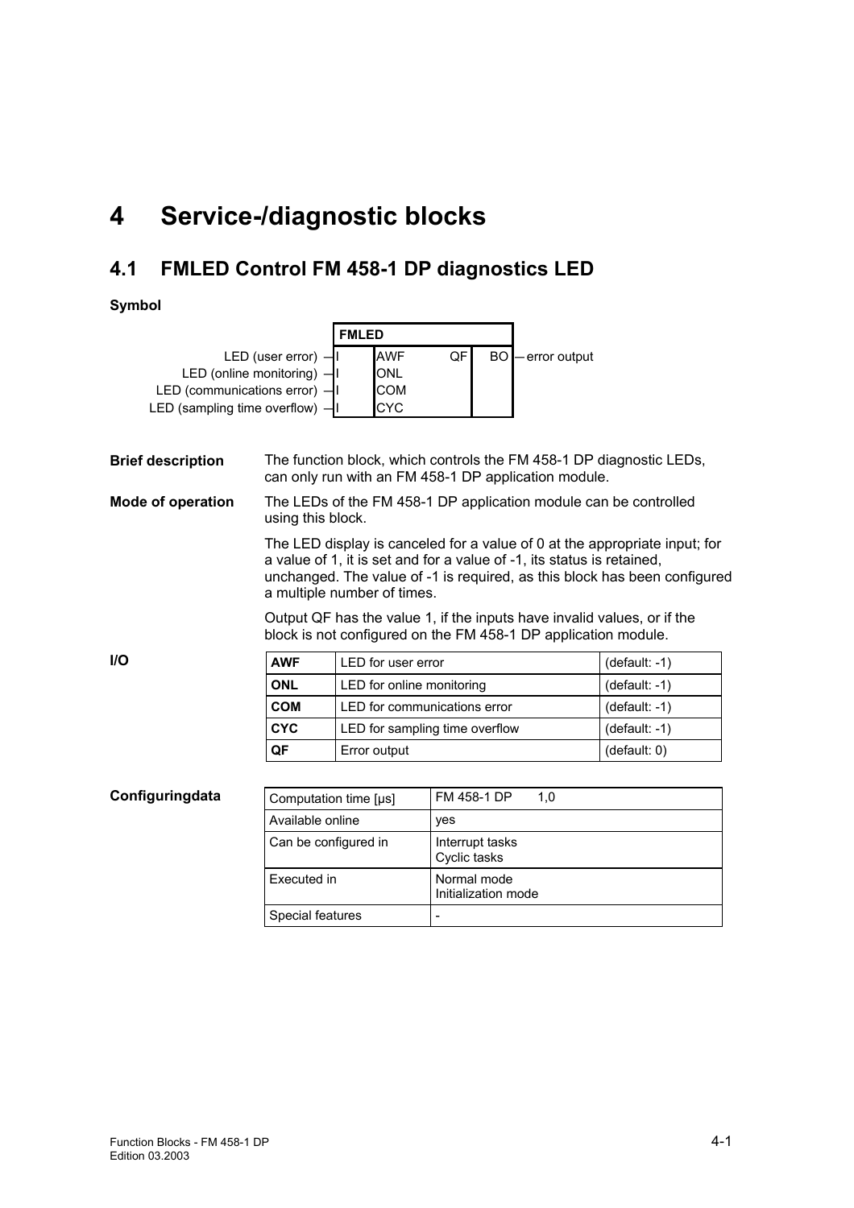# 4 Service-/diagnostic blocks

## 4.1 FMLED Control FM 458-1 DP diagnostics LED

**Symbol**

```
                              FMLED
        LED (user error) —I   AWF      QF   BO — error output
   LED (online monitoring) —I ONL
LED (communications error) —I COM
LED (sampling time overflow) —I CYC
```

**Brief description**

The function block, which controls the FM 458-1 DP diagnostic LEDs, can only run with an FM 458-1 DP application module.

**Mode of operation**

The LEDs of the FM 458-1 DP application module can be controlled using this block.

The LED display is canceled for a value of 0 at the appropriate input; for a value of 1, it is set and for a value of -1, its status is retained, unchanged. The value of -1 is required, as this block has been configured a multiple number of times.

Output QF has the value 1, if the inputs have invalid values, or if the block is not configured on the FM 458-1 DP application module.

**I/O**

| | | |
|---|---|---|
| **AWF** | LED for user error | (default: -1) |
| **ONL** | LED for online monitoring | (default: -1) |
| **COM** | LED for communications error | (default: -1) |
| **CYC** | LED for sampling time overflow | (default: -1) |
| **QF** | Error output | (default: 0) |

**Configuringdata**

| | |
|---|---|
| Computation time [µs] | FM 458-1 DP 1,0 |
| Available online | yes |
| Can be configured in | Interrupt tasks<br>Cyclic tasks |
| Executed in | Normal mode<br>Initialization mode |
| Special features | - |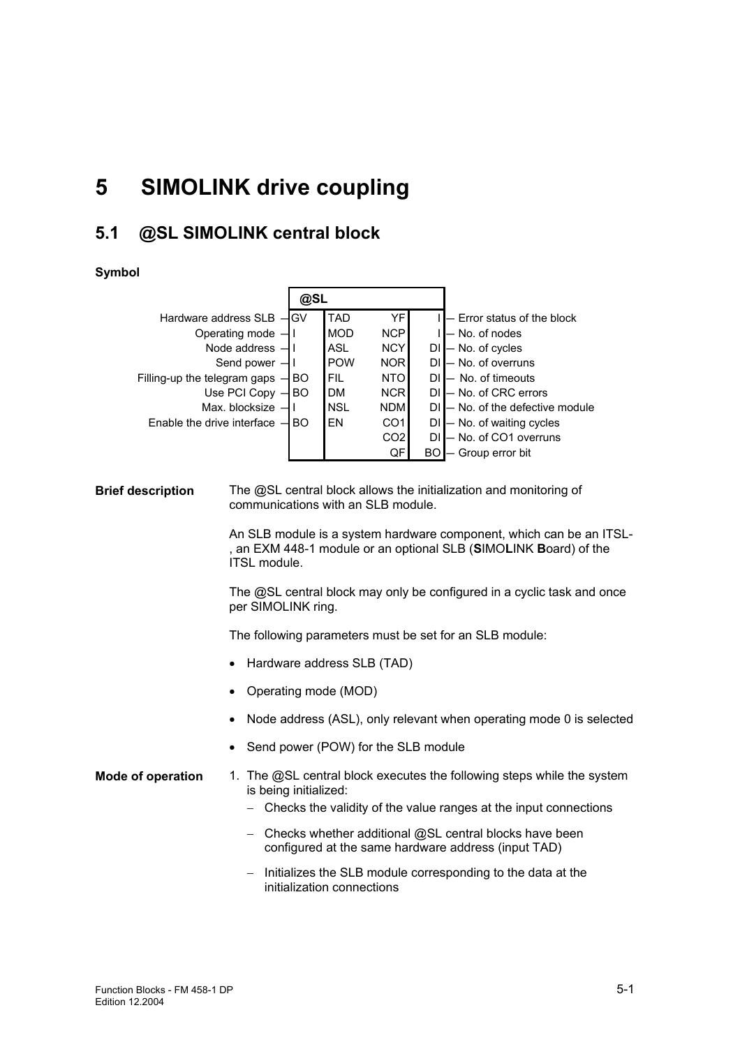# 5 SIMOLINK drive coupling

## 5.1 @SL SIMOLINK central block

**Symbol**

| Input description | Type | Input | Output | Type | Output description |
|---|---|---|---|---|---|
| | | **@SL** | | | |
| Hardware address SLB | GV | TAD | YF | I | Error status of the block |
| Operating mode | I | MOD | NCP | I | No. of nodes |
| Node address | I | ASL | NCY | DI | No. of cycles |
| Send power | I | POW | NOR | DI | No. of overruns |
| Filling-up the telegram gaps | BO | FIL | NTO | DI | No. of timeouts |
| Use PCI Copy | BO | DM | NCR | DI | No. of CRC errors |
| Max. blocksize | I | NSL | NDM | DI | No. of the defective module |
| Enable the drive interface | BO | EN | CO1 | DI | No. of waiting cycles |
| | | | CO2 | DI | No. of CO1 overruns |
| | | | QF | BO | Group error bit |

**Brief description**

The @SL central block allows the initialization and monitoring of communications with an SLB module.

An SLB module is a system hardware component, which can be an ITSL-, an EXM 448-1 module or an optional SLB (**S**IMO**L**INK **B**oard) of the ITSL module.

The @SL central block may only be configured in a cyclic task and once per SIMOLINK ring.

The following parameters must be set for an SLB module:

- Hardware address SLB (TAD)
- Operating mode (MOD)
- Node address (ASL), only relevant when operating mode 0 is selected
- Send power (POW) for the SLB module

**Mode of operation**

1. The @SL central block executes the following steps while the system is being initialized:
   - Checks the validity of the value ranges at the input connections
   - Checks whether additional @SL central blocks have been configured at the same hardware address (input TAD)
   - Initializes the SLB module corresponding to the data at the initialization connections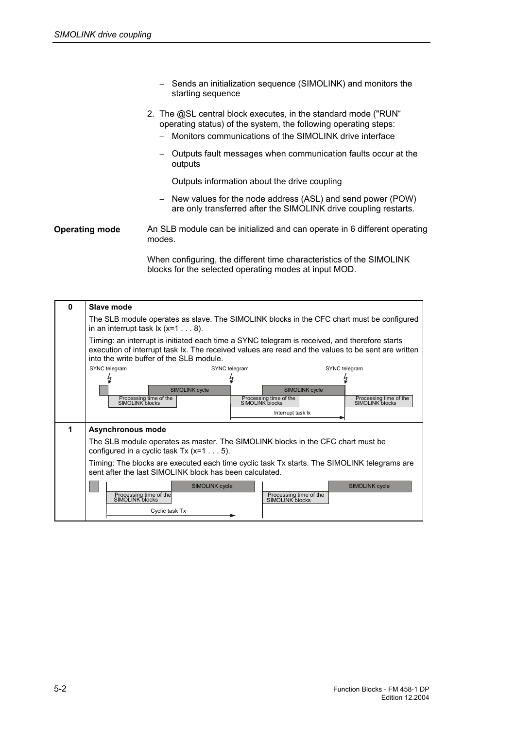- Sends an initialization sequence (SIMOLINK) and monitors the starting sequence

2. The @SL central block executes, in the standard mode ("RUN" operating status) of the system, the following operating steps:
   - Monitors communications of the SIMOLINK drive interface
   - Outputs fault messages when communication faults occur at the outputs
   - Outputs information about the drive coupling
   - New values for the node address (ASL) and send power (POW) are only transferred after the SIMOLINK drive coupling restarts.

**Operating mode**

An SLB module can be initialized and can operate in 6 different operating modes.

When configuring, the different time characteristics of the SIMOLINK blocks for the selected operating modes at input MOD.

| | |
|---|---|
| **0** | **Slave mode**<br>The SLB module operates as slave. The SIMOLINK blocks in the CFC chart must be configured in an interrupt task Ix (x=1 . . . 8).<br>Timing: an interrupt is initiated each time a SYNC telegram is received, and therefore starts execution of interrupt task Ix. The received values are read and the values to be sent are written into the write buffer of the SLB module.<br>SYNC telegram / SYNC telegram / SYNC telegram<br>SIMOLINK cycle / SIMOLINK cycle<br>Processing time of the SIMOLINK blocks / Processing time of the SIMOLINK blocks / Processing time of the SIMOLINK blocks<br>Interrupt task Ix |
| **1** | **Asynchronous mode**<br>The SLB module operates as master. The SIMOLINK blocks in the CFC chart must be configured in a cyclic task Tx (x=1 . . . 5).<br>Timing: The blocks are executed each time cyclic task Tx starts. The SIMOLINK telegrams are sent after the last SIMOLINK block has been calculated.<br>SIMOLINK cycle / SIMOLINK cycle<br>Processing time of the SIMOLINK blocks / Processing time of the SIMOLINK blocks<br>Cyclic task Tx |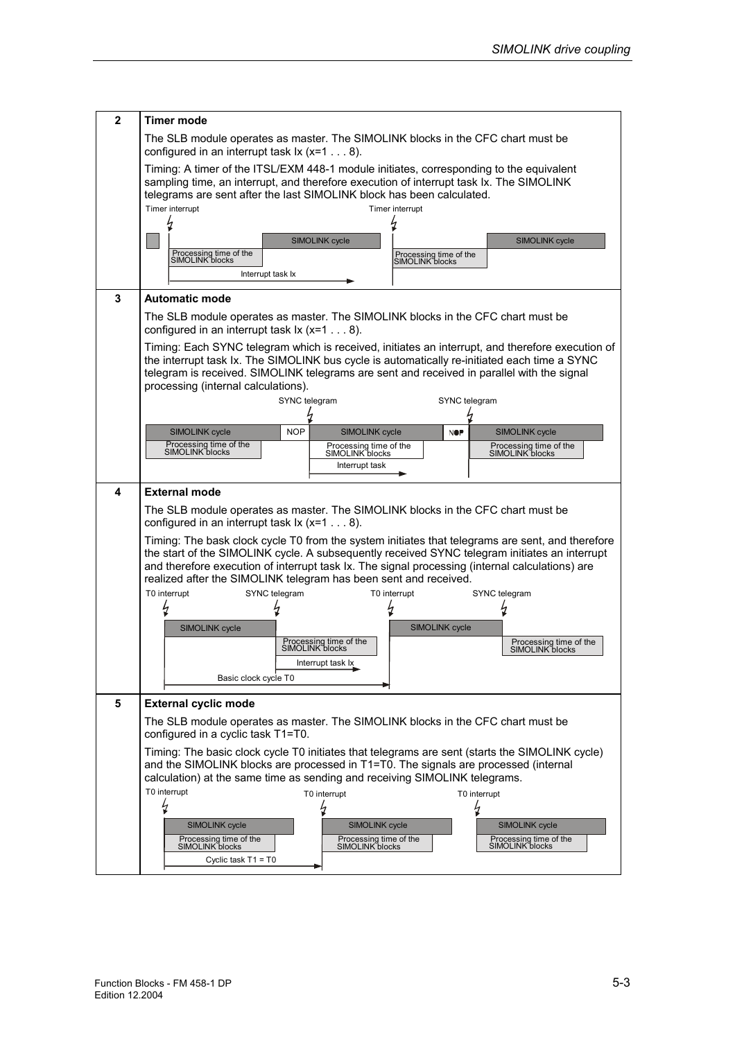| | |
|---|---|
| **2** | **Timer mode**<br><br>The SLB module operates as master. The SIMOLINK blocks in the CFC chart must be configured in an interrupt task Ix (x=1 . . . 8).<br><br>Timing: A timer of the ITSL/EXM 448-1 module initiates, corresponding to the equivalent sampling time, an interrupt, and therefore execution of interrupt task Ix. The SIMOLINK telegrams are sent after the last SIMOLINK block has been calculated.<br><br>Timer interrupt / Timer interrupt<br>SIMOLINK cycle / SIMOLINK cycle<br>Processing time of the SIMOLINK blocks / Processing time of the SIMOLINK blocks<br>Interrupt task Ix |
| **3** | **Automatic mode**<br><br>The SLB module operates as master. The SIMOLINK blocks in the CFC chart must be configured in an interrupt task Ix (x=1 . . . 8).<br><br>Timing: Each SYNC telegram which is received, initiates an interrupt, and therefore execution of the interrupt task Ix. The SIMOLINK bus cycle is automatically re-initiated each time a SYNC telegram is received. SIMOLINK telegrams are sent and received in parallel with the signal processing (internal calculations).<br><br>SYNC telegram / SYNC telegram<br>SIMOLINK cycle / NOP / SIMOLINK cycle / NOP / SIMOLINK cycle<br>Processing time of the SIMOLINK blocks / Processing time of the SIMOLINK blocks / Processing time of the SIMOLINK blocks<br>Interrupt task |
| **4** | **External mode**<br><br>The SLB module operates as master. The SIMOLINK blocks in the CFC chart must be configured in an interrupt task Ix (x=1 . . . 8).<br><br>Timing: The bask clock cycle T0 from the system initiates that telegrams are sent, and therefore the start of the SIMOLINK cycle. A subsequently received SYNC telegram initiates an interrupt and therefore execution of interrupt task Ix. The signal processing (internal calculations) are realized after the SIMOLINK telegram has been sent and received.<br><br>T0 interrupt / SYNC telegram / T0 interrupt / SYNC telegram<br>SIMOLINK cycle / SIMOLINK cycle<br>Processing time of the SIMOLINK blocks / Processing time of the SIMOLINK blocks<br>Interrupt task Ix<br>Basic clock cycle T0 |
| **5** | **External cyclic mode**<br><br>The SLB module operates as master. The SIMOLINK blocks in the CFC chart must be configured in a cyclic task T1=T0.<br><br>Timing: The basic clock cycle T0 initiates that telegrams are sent (starts the SIMOLINK cycle) and the SIMOLINK blocks are processed in T1=T0. The signals are processed (internal calculation) at the same time as sending and receiving SIMOLINK telegrams.<br><br>T0 interrupt / T0 interrupt / T0 interrupt<br>SIMOLINK cycle / SIMOLINK cycle / SIMOLINK cycle<br>Processing time of the SIMOLINK blocks / Processing time of the SIMOLINK blocks / Processing time of the SIMOLINK blocks<br>Cyclic task T1 = T0 |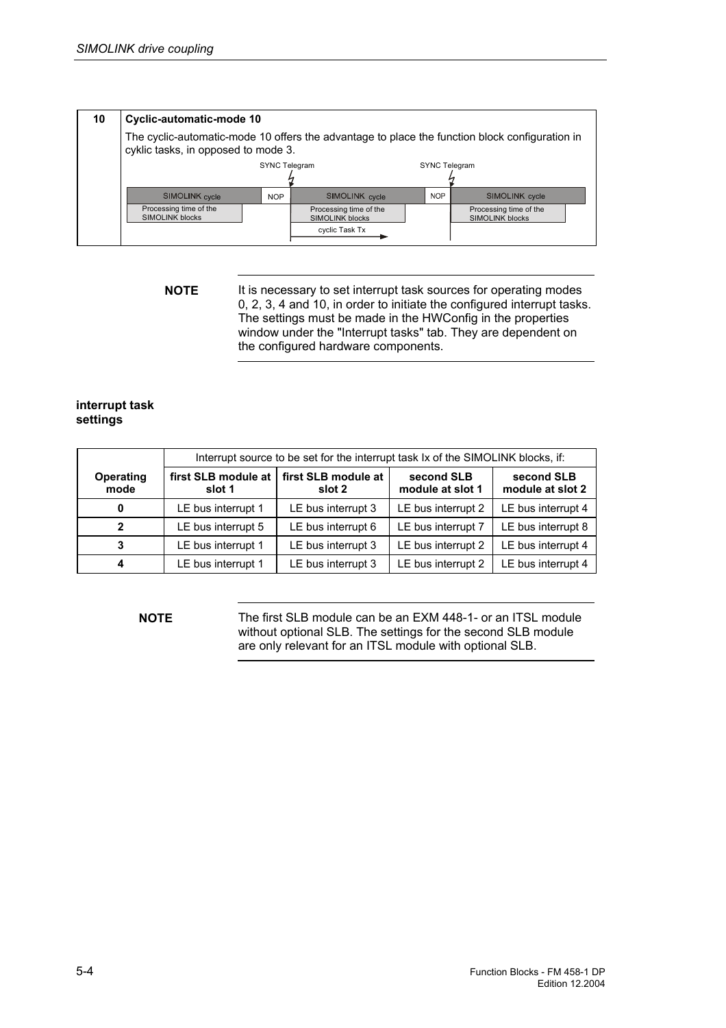| 10 | **Cyclic-automatic-mode 10** |
|---|---|
| | The cyclic-automatic-mode 10 offers the advantage to place the function block configuration in cyklic tasks, in opposed to mode 3. |
| | SYNC Telegram · SYNC Telegram<br>SIMOLINK cycle · NOP · SIMOLINK cycle · NOP · SIMOLINK cycle<br>Processing time of the SIMOLINK blocks · Processing time of the SIMOLINK blocks · Processing time of the SIMOLINK blocks<br>cyclic Task Tx |

**NOTE** It is necessary to set interrupt task sources for operating modes 0, 2, 3, 4 and 10, in order to initiate the configured interrupt tasks. The settings must be made in the HWConfig in the properties window under the "Interrupt tasks" tab. They are dependent on the configured hardware components.

**interrupt task settings**

| | Interrupt source to be set for the interrupt task Ix of the SIMOLINK blocks, if: | | | |
|---|---|---|---|---|
| **Operating mode** | **first SLB module at slot 1** | **first SLB module at slot 2** | **second SLB module at slot 1** | **second SLB module at slot 2** |
| **0** | LE bus interrupt 1 | LE bus interrupt 3 | LE bus interrupt 2 | LE bus interrupt 4 |
| **2** | LE bus interrupt 5 | LE bus interrupt 6 | LE bus interrupt 7 | LE bus interrupt 8 |
| **3** | LE bus interrupt 1 | LE bus interrupt 3 | LE bus interrupt 2 | LE bus interrupt 4 |
| **4** | LE bus interrupt 1 | LE bus interrupt 3 | LE bus interrupt 2 | LE bus interrupt 4 |

**NOTE** The first SLB module can be an EXM 448-1- or an ITSL module without optional SLB. The settings for the second SLB module are only relevant for an ITSL module with optional SLB.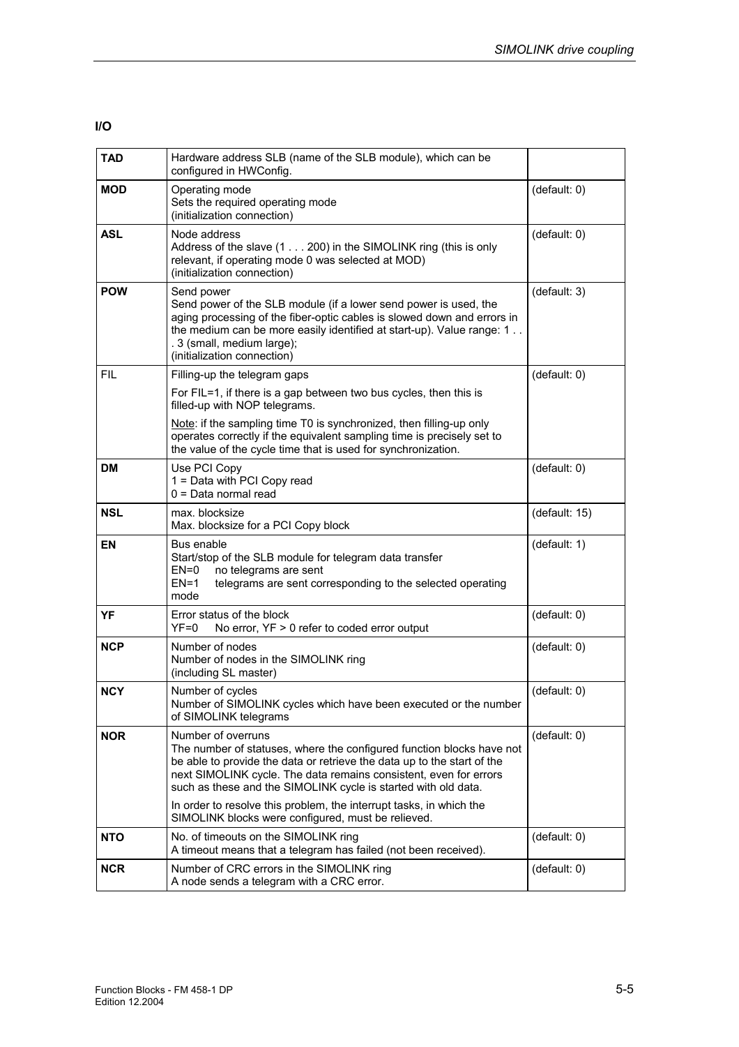**I/O**

| | | |
|---|---|---|
| **TAD** | Hardware address SLB (name of the SLB module), which can be configured in HWConfig. | |
| **MOD** | Operating mode<br>Sets the required operating mode<br>(initialization connection) | (default: 0) |
| **ASL** | Node address<br>Address of the slave (1 . . . 200) in the SIMOLINK ring (this is only relevant, if operating mode 0 was selected at MOD)<br>(initialization connection) | (default: 0) |
| **POW** | Send power<br>Send power of the SLB module (if a lower send power is used, the aging processing of the fiber-optic cables is slowed down and errors in the medium can be more easily identified at start-up). Value range: 1 . . . 3 (small, medium large);<br>(initialization connection) | (default: 3) |
| FIL | Filling-up the telegram gaps<br>For FIL=1, if there is a gap between two bus cycles, then this is filled-up with NOP telegrams.<br>Note: if the sampling time T0 is synchronized, then filling-up only operates correctly if the equivalent sampling time is precisely set to the value of the cycle time that is used for synchronization. | (default: 0) |
| **DM** | Use PCI Copy<br>1 = Data with PCI Copy read<br>0 = Data normal read | (default: 0) |
| **NSL** | max. blocksize<br>Max. blocksize for a PCI Copy block | (default: 15) |
| **EN** | Bus enable<br>Start/stop of the SLB module for telegram data transfer<br>EN=0 no telegrams are sent<br>EN=1 telegrams are sent corresponding to the selected operating mode | (default: 1) |
| **YF** | Error status of the block<br>YF=0 No error, YF > 0 refer to coded error output | (default: 0) |
| **NCP** | Number of nodes<br>Number of nodes in the SIMOLINK ring<br>(including SL master) | (default: 0) |
| **NCY** | Number of cycles<br>Number of SIMOLINK cycles which have been executed or the number of SIMOLINK telegrams | (default: 0) |
| **NOR** | Number of overruns<br>The number of statuses, where the configured function blocks have not be able to provide the data or retrieve the data up to the start of the next SIMOLINK cycle. The data remains consistent, even for errors such as these and the SIMOLINK cycle is started with old data.<br>In order to resolve this problem, the interrupt tasks, in which the SIMOLINK blocks were configured, must be relieved. | (default: 0) |
| **NTO** | No. of timeouts on the SIMOLINK ring<br>A timeout means that a telegram has failed (not been received). | (default: 0) |
| **NCR** | Number of CRC errors in the SIMOLINK ring<br>A node sends a telegram with a CRC error. | (default: 0) |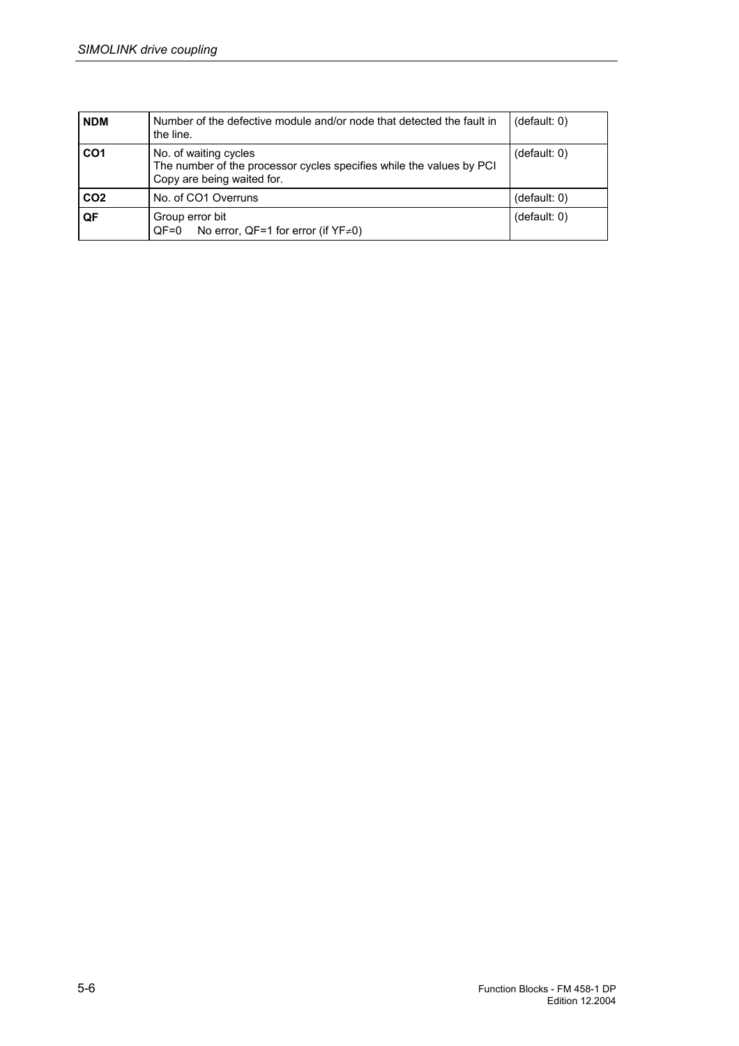| NDM | Number of the defective module and/or node that detected the fault in the line. | (default: 0) |
|---|---|---|
| **CO1** | No. of waiting cycles<br>The number of the processor cycles specifies while the values by PCI Copy are being waited for. | (default: 0) |
| **CO2** | No. of CO1 Overruns | (default: 0) |
| **QF** | Group error bit<br>QF=0 No error, QF=1 for error (if $YF \neq 0$) | (default: 0) |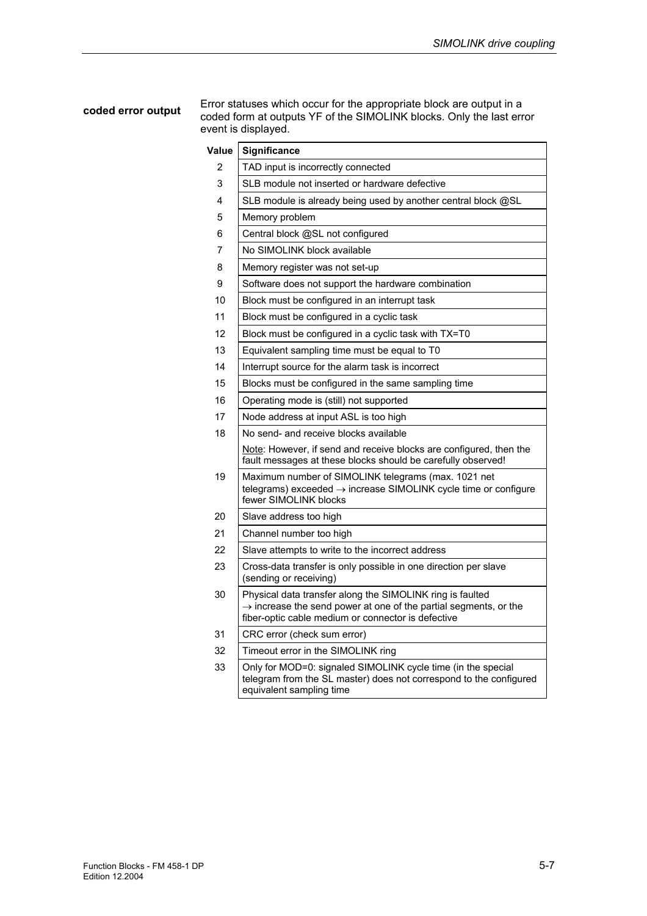**coded error output**

Error statuses which occur for the appropriate block are output in a coded form at outputs YF of the SIMOLINK blocks. Only the last error event is displayed.

| Value | Significance |
|---|---|
| 2 | TAD input is incorrectly connected |
| 3 | SLB module not inserted or hardware defective |
| 4 | SLB module is already being used by another central block @SL |
| 5 | Memory problem |
| 6 | Central block @SL not configured |
| 7 | No SIMOLINK block available |
| 8 | Memory register was not set-up |
| 9 | Software does not support the hardware combination |
| 10 | Block must be configured in an interrupt task |
| 11 | Block must be configured in a cyclic task |
| 12 | Block must be configured in a cyclic task with TX=T0 |
| 13 | Equivalent sampling time must be equal to T0 |
| 14 | Interrupt source for the alarm task is incorrect |
| 15 | Blocks must be configured in the same sampling time |
| 16 | Operating mode is (still) not supported |
| 17 | Node address at input ASL is too high |
| 18 | No send- and receive blocks available<br>Note: However, if send and receive blocks are configured, then the fault messages at these blocks should be carefully observed! |
| 19 | Maximum number of SIMOLINK telegrams (max. 1021 net telegrams) exceeded → increase SIMOLINK cycle time or configure fewer SIMOLINK blocks |
| 20 | Slave address too high |
| 21 | Channel number too high |
| 22 | Slave attempts to write to the incorrect address |
| 23 | Cross-data transfer is only possible in one direction per slave (sending or receiving) |
| 30 | Physical data transfer along the SIMOLINK ring is faulted → increase the send power at one of the partial segments, or the fiber-optic cable medium or connector is defective |
| 31 | CRC error (check sum error) |
| 32 | Timeout error in the SIMOLINK ring |
| 33 | Only for MOD=0: signaled SIMOLINK cycle time (in the special telegram from the SL master) does not correspond to the configured equivalent sampling time |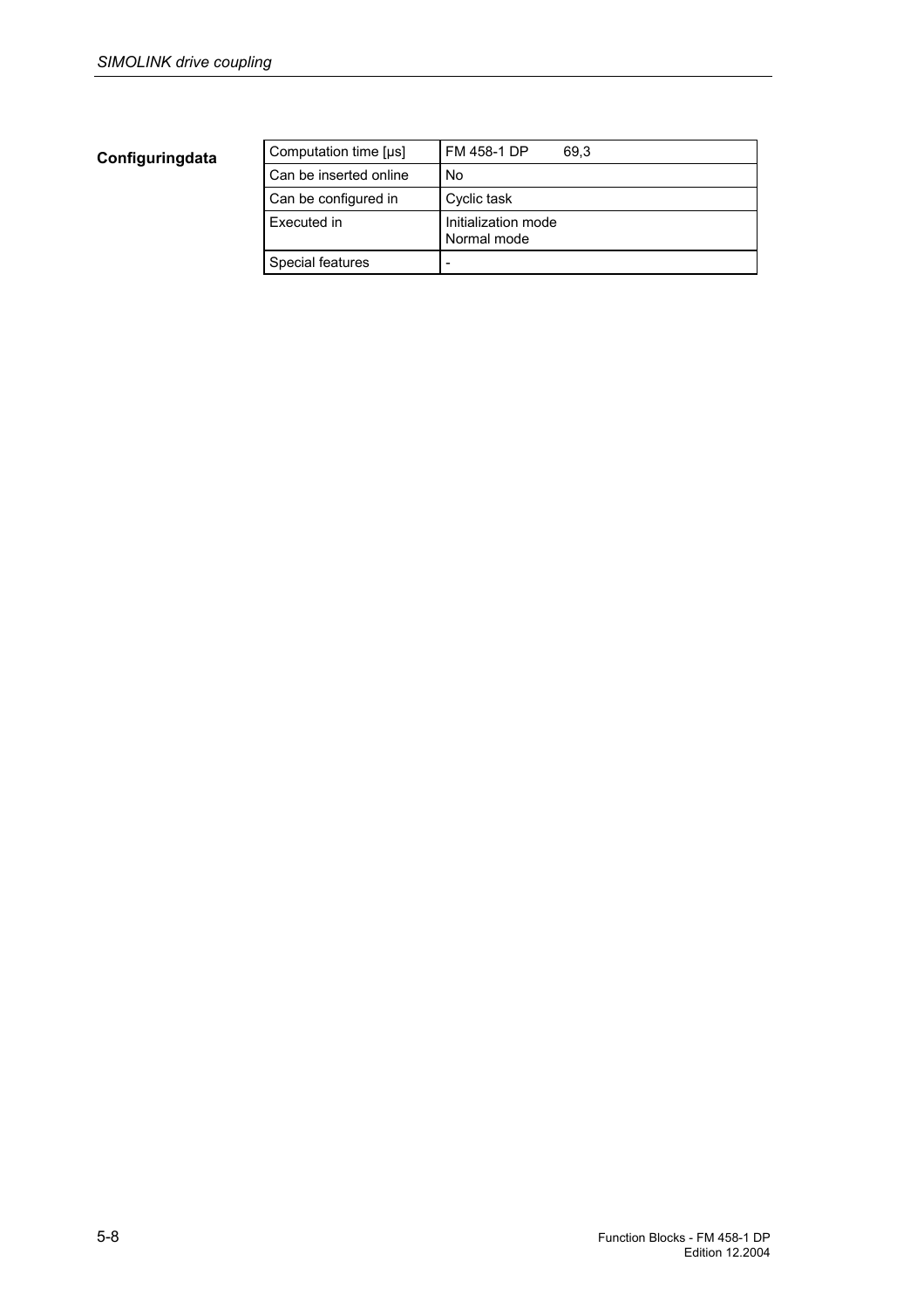**Configuringdata**

| Computation time [µs] | FM 458-1 DP 69,3 |
|---|---|
| Can be inserted online | No |
| Can be configured in | Cyclic task |
| Executed in | Initialization mode<br>Normal mode |
| Special features | - |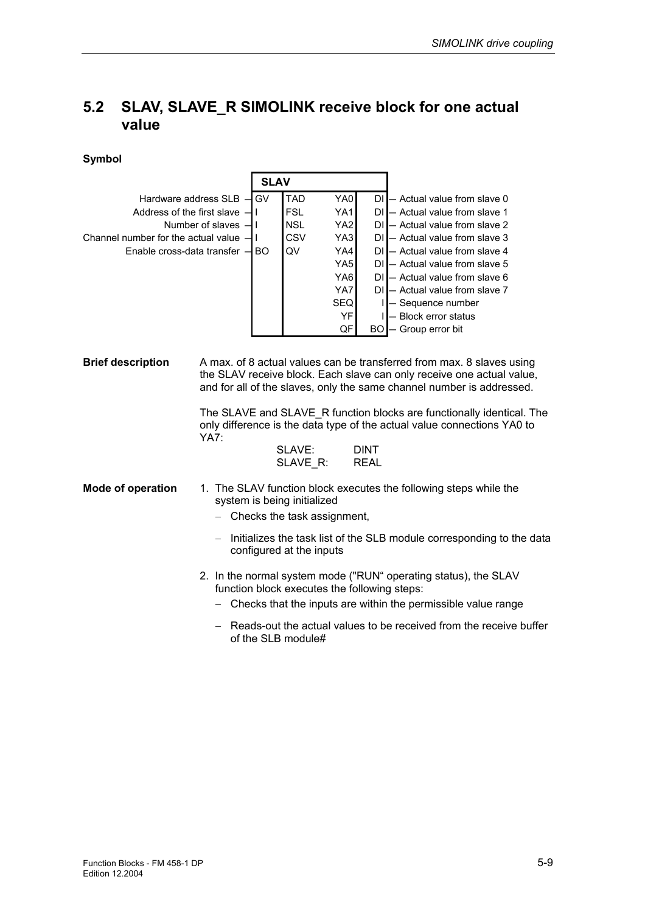## 5.2 SLAV, SLAVE_R SIMOLINK receive block for one actual value

**Symbol**

| Input description | Type | SLAV | | Type | Output description |
|---|---|---|---|---|---|
| Hardware address SLB | GV | TAD | YA0 | DI | Actual value from slave 0 |
| Address of the first slave | I | FSL | YA1 | DI | Actual value from slave 1 |
| Number of slaves | I | NSL | YA2 | DI | Actual value from slave 2 |
| Channel number for the actual value | I | CSV | YA3 | DI | Actual value from slave 3 |
| Enable cross-data transfer | BO | QV | YA4 | DI | Actual value from slave 4 |
| | | | YA5 | DI | Actual value from slave 5 |
| | | | YA6 | DI | Actual value from slave 6 |
| | | | YA7 | DI | Actual value from slave 7 |
| | | | SEQ | I | Sequence number |
| | | | YF | I | Block error status |
| | | | QF | BO | Group error bit |

**Brief description**

A max. of 8 actual values can be transferred from max. 8 slaves using the SLAV receive block. Each slave can only receive one actual value, and for all of the slaves, only the same channel number is addressed.

The SLAVE and SLAVE_R function blocks are functionally identical. The only difference is the data type of the actual value connections YA0 to YA7:

| | |
|---|---|
| SLAVE: | DINT |
| SLAVE_R: | REAL |

**Mode of operation**

1. The SLAV function block executes the following steps while the system is being initialized
   - Checks the task assignment,
   - Initializes the task list of the SLB module corresponding to the data configured at the inputs
2. In the normal system mode ("RUN" operating status), the SLAV function block executes the following steps:
   - Checks that the inputs are within the permissible value range
   - Reads-out the actual values to be received from the receive buffer of the SLB module#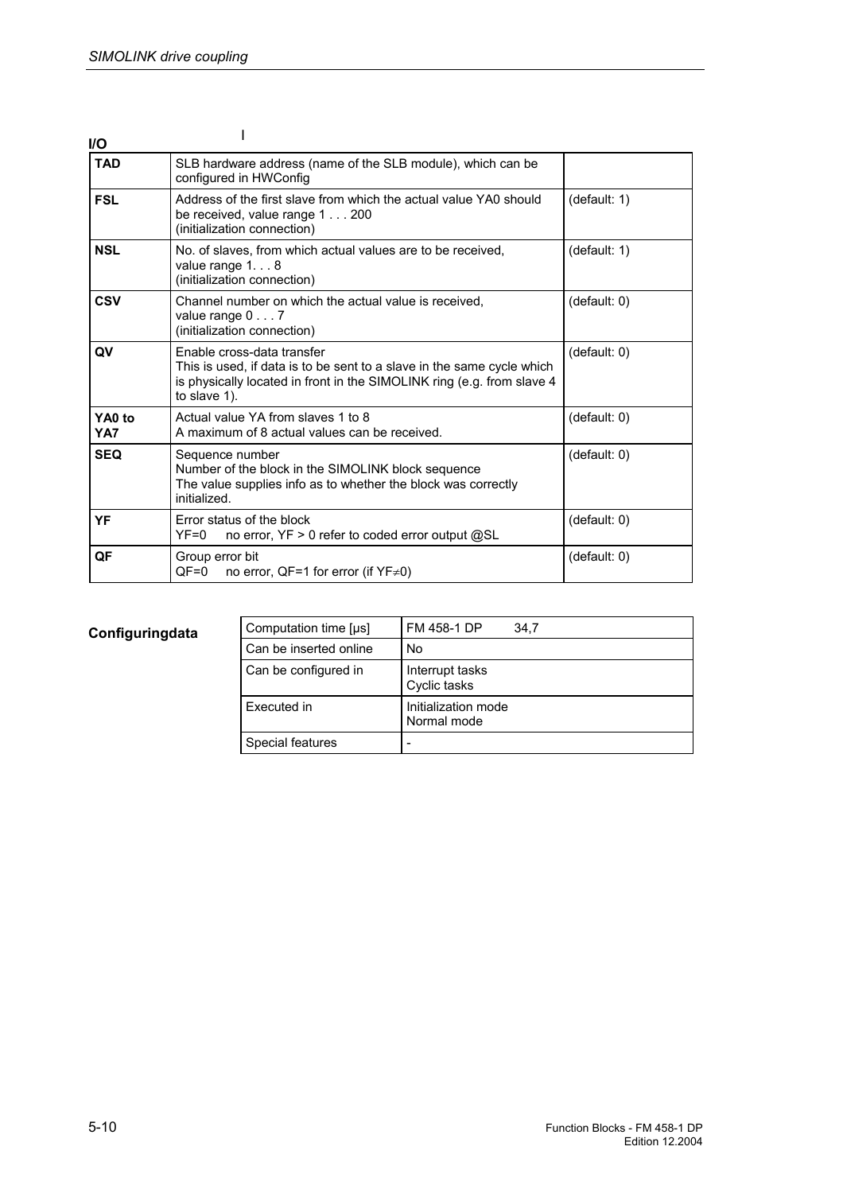**I/O**

| | | |
|---|---|---|
| **TAD** | SLB hardware address (name of the SLB module), which can be configured in HWConfig | |
| **FSL** | Address of the first slave from which the actual value YA0 should be received, value range 1 . . . 200<br>(initialization connection) | (default: 1) |
| **NSL** | No. of slaves, from which actual values are to be received, value range 1. . . 8<br>(initialization connection) | (default: 1) |
| **CSV** | Channel number on which the actual value is received, value range 0 . . . 7<br>(initialization connection) | (default: 0) |
| **QV** | Enable cross-data transfer<br>This is used, if data is to be sent to a slave in the same cycle which is physically located in front in the SIMOLINK ring (e.g. from slave 4 to slave 1). | (default: 0) |
| **YA0 to YA7** | Actual value YA from slaves 1 to 8<br>A maximum of 8 actual values can be received. | (default: 0) |
| **SEQ** | Sequence number<br>Number of the block in the SIMOLINK block sequence<br>The value supplies info as to whether the block was correctly initialized. | (default: 0) |
| **YF** | Error status of the block<br>YF=0 no error, YF > 0 refer to coded error output @SL | (default: 0) |
| **QF** | Group error bit<br>QF=0 no error, QF=1 for error (if YF≠0) | (default: 0) |

**Configuringdata**

| | |
|---|---|
| Computation time [µs] | FM 458-1 DP 34,7 |
| Can be inserted online | No |
| Can be configured in | Interrupt tasks<br>Cyclic tasks |
| Executed in | Initialization mode<br>Normal mode |
| Special features | - |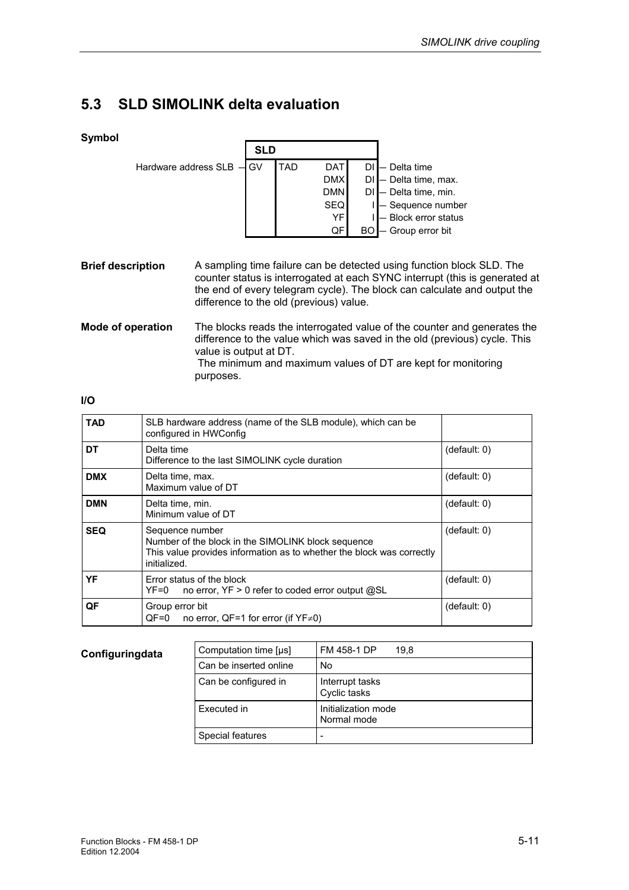## 5.3 SLD SIMOLINK delta evaluation

**Symbol**

| | SLD | | | | |
|---|---|---|---|---|---|
| Hardware address SLB — | GV | TAD | DAT | DI | — Delta time |
| | | | DMX | DI | — Delta time, max. |
| | | | DMN | DI | — Delta time, min. |
| | | | SEQ | I | — Sequence number |
| | | | YF | I | — Block error status |
| | | | QF | BO | — Group error bit |

**Brief description**

A sampling time failure can be detected using function block SLD. The counter status is interrogated at each SYNC interrupt (this is generated at the end of every telegram cycle). The block can calculate and output the difference to the old (previous) value.

**Mode of operation**

The blocks reads the interrogated value of the counter and generates the difference to the value which was saved in the old (previous) cycle. This value is output at DT.
The minimum and maximum values of DT are kept for monitoring purposes.

**I/O**

| | | |
|---|---|---|
| **TAD** | SLB hardware address (name of the SLB module), which can be configured in HWConfig | |
| **DT** | Delta time<br>Difference to the last SIMOLINK cycle duration | (default: 0) |
| **DMX** | Delta time, max.<br>Maximum value of DT | (default: 0) |
| **DMN** | Delta time, min.<br>Minimum value of DT | (default: 0) |
| **SEQ** | Sequence number<br>Number of the block in the SIMOLINK block sequence<br>This value provides information as to whether the block was correctly initialized. | (default: 0) |
| **YF** | Error status of the block<br>YF=0 no error, YF > 0 refer to coded error output @SL | (default: 0) |
| **QF** | Group error bit<br>QF=0 no error, QF=1 for error (if YF≠0) | (default: 0) |

**Configuringdata**

| | |
|---|---|
| Computation time [µs] | FM 458-1 DP 19,8 |
| Can be inserted online | No |
| Can be configured in | Interrupt tasks<br>Cyclic tasks |
| Executed in | Initialization mode<br>Normal mode |
| Special features | - |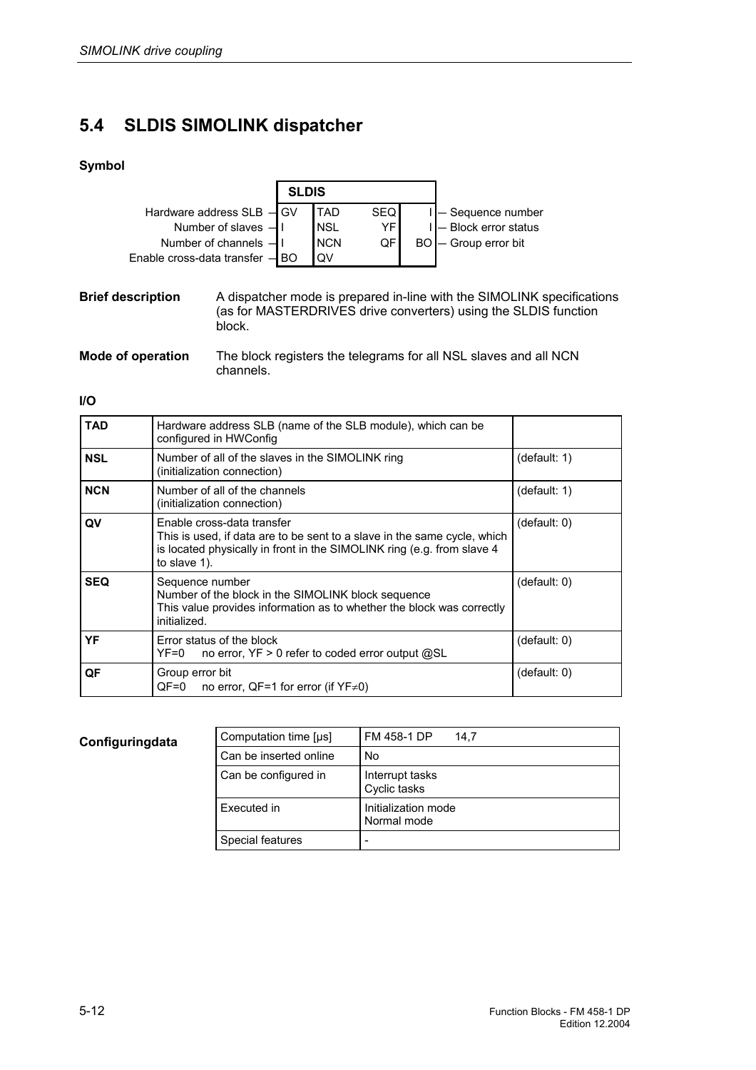## 5.4 SLDIS SIMOLINK dispatcher

### Symbol

| | SLDIS | | | |
|---|---|---|---|---|
| Hardware address SLB — GV | TAD | SEQ | I — Sequence number | |
| Number of slaves — I | NSL | YF | I — Block error status | |
| Number of channels — I | NCN | QF | BO — Group error bit | |
| Enable cross-data transfer — BO | QV | | | |

**Brief description** A dispatcher mode is prepared in-line with the SIMOLINK specifications (as for MASTERDRIVES drive converters) using the SLDIS function block.

**Mode of operation** The block registers the telegrams for all NSL slaves and all NCN channels.

### I/O

| | | |
|---|---|---|
| **TAD** | Hardware address SLB (name of the SLB module), which can be configured in HWConfig | |
| **NSL** | Number of all of the slaves in the SIMOLINK ring (initialization connection) | (default: 1) |
| **NCN** | Number of all of the channels (initialization connection) | (default: 1) |
| **QV** | Enable cross-data transfer<br>This is used, if data are to be sent to a slave in the same cycle, which is located physically in front in the SIMOLINK ring (e.g. from slave 4 to slave 1). | (default: 0) |
| **SEQ** | Sequence number<br>Number of the block in the SIMOLINK block sequence<br>This value provides information as to whether the block was correctly initialized. | (default: 0) |
| **YF** | Error status of the block<br>YF=0 no error, YF > 0 refer to coded error output @SL | (default: 0) |
| **QF** | Group error bit<br>QF=0 no error, QF=1 for error (if YF≠0) | (default: 0) |

**Configuringdata**

| | |
|---|---|
| Computation time [µs] | FM 458-1 DP 14,7 |
| Can be inserted online | No |
| Can be configured in | Interrupt tasks<br>Cyclic tasks |
| Executed in | Initialization mode<br>Normal mode |
| Special features | - |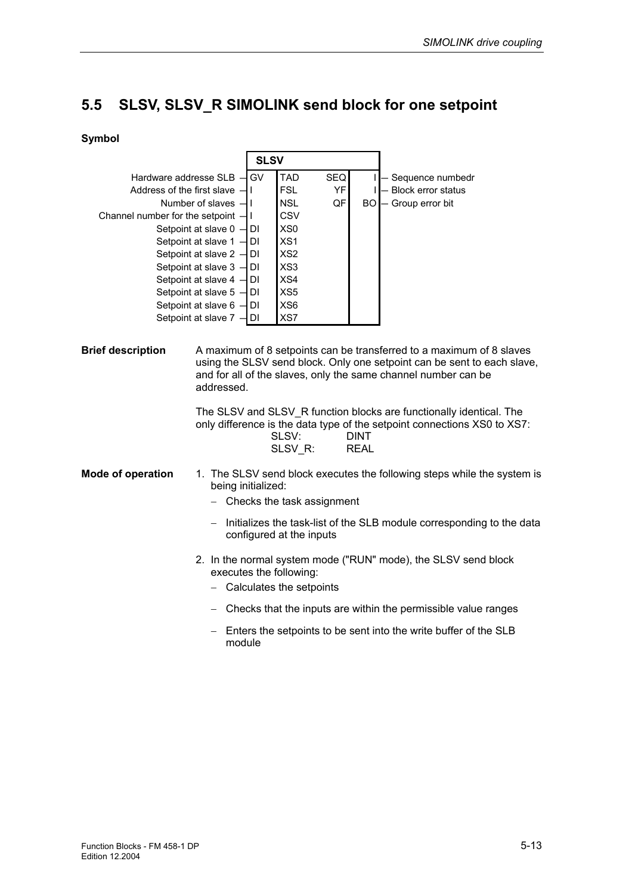## 5.5 SLSV, SLSV_R SIMOLINK send block for one setpoint

**Symbol**

| Description | Type | SLSV Input | SLSV Output | Type | Description |
|---|---|---|---|---|---|
| Hardware addresse SLB | GV | TAD | SEQ | I | Sequence numbedr |
| Address of the first slave | I | FSL | YF | I | Block error status |
| Number of slaves | I | NSL | QF | BO | Group error bit |
| Channel number for the setpoint | I | CSV | | | |
| Setpoint at slave 0 | DI | XS0 | | | |
| Setpoint at slave 1 | DI | XS1 | | | |
| Setpoint at slave 2 | DI | XS2 | | | |
| Setpoint at slave 3 | DI | XS3 | | | |
| Setpoint at slave 4 | DI | XS4 | | | |
| Setpoint at slave 5 | DI | XS5 | | | |
| Setpoint at slave 6 | DI | XS6 | | | |
| Setpoint at slave 7 | DI | XS7 | | | |

**Brief description**

A maximum of 8 setpoints can be transferred to a maximum of 8 slaves using the SLSV send block. Only one setpoint can be sent to each slave, and for all of the slaves, only the same channel number can be addressed.

The SLSV and SLSV_R function blocks are functionally identical. The only difference is the data type of the setpoint connections XS0 to XS7:

SLSV: DINT
SLSV_R: REAL

**Mode of operation**

1. The SLSV send block executes the following steps while the system is being initialized:
   - Checks the task assignment
   - Initializes the task-list of the SLB module corresponding to the data configured at the inputs
2. In the normal system mode ("RUN" mode), the SLSV send block executes the following:
   - Calculates the setpoints
   - Checks that the inputs are within the permissible value ranges
   - Enters the setpoints to be sent into the write buffer of the SLB module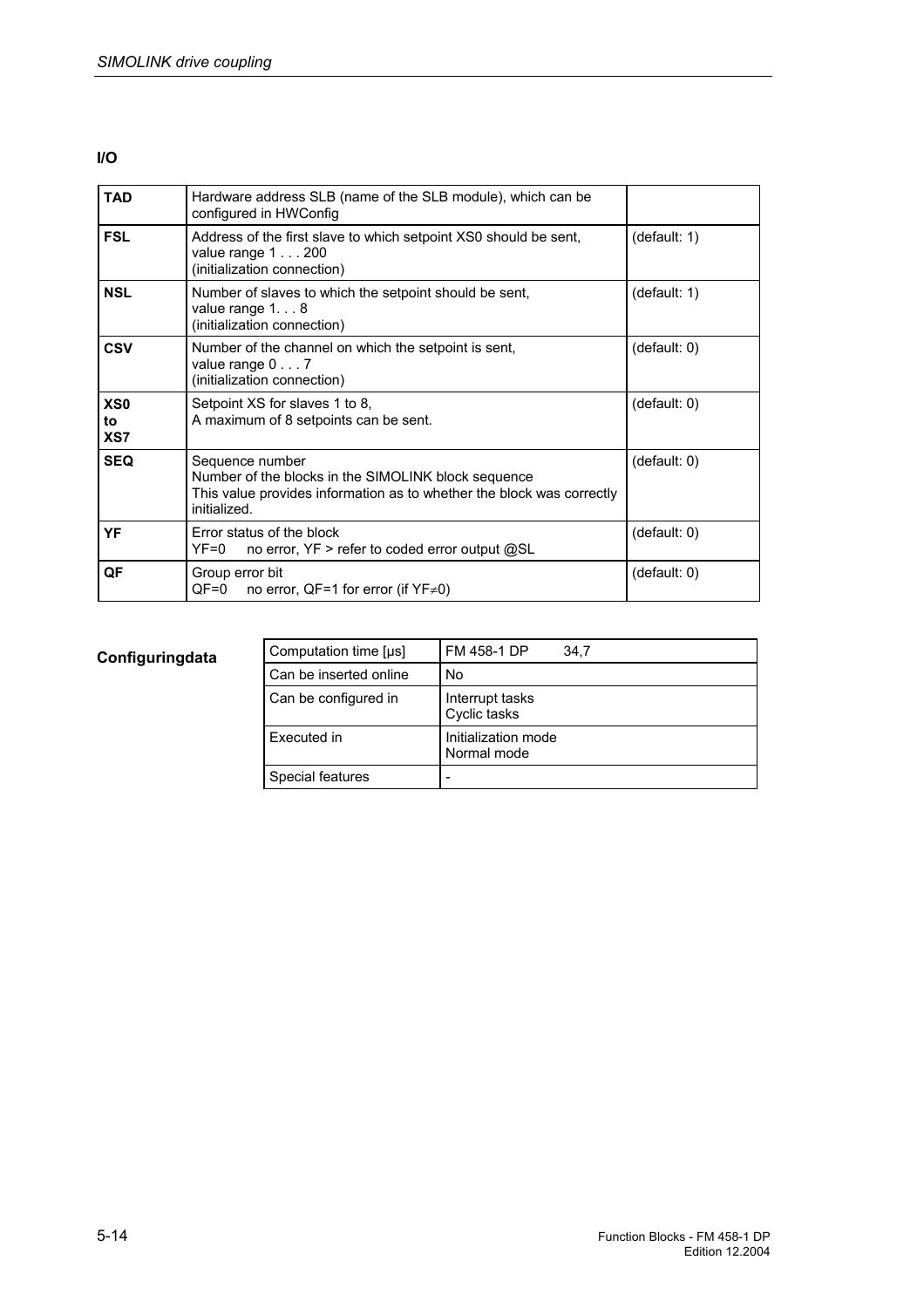**I/O**

| | | |
|---|---|---|
| **TAD** | Hardware address SLB (name of the SLB module), which can be configured in HWConfig | |
| **FSL** | Address of the first slave to which setpoint XS0 should be sent, value range 1 . . . 200 (initialization connection) | (default: 1) |
| **NSL** | Number of slaves to which the setpoint should be sent, value range 1. . . 8 (initialization connection) | (default: 1) |
| **CSV** | Number of the channel on which the setpoint is sent, value range 0 . . . 7 (initialization connection) | (default: 0) |
| **XS0 to XS7** | Setpoint XS for slaves 1 to 8, A maximum of 8 setpoints can be sent. | (default: 0) |
| **SEQ** | Sequence number Number of the blocks in the SIMOLINK block sequence This value provides information as to whether the block was correctly initialized. | (default: 0) |
| **YF** | Error status of the block YF=0 no error, YF > refer to coded error output @SL | (default: 0) |
| **QF** | Group error bit QF=0 no error, QF=1 for error (if YF≠0) | (default: 0) |

**Configuringdata**

| | |
|---|---|
| Computation time [µs] | FM 458-1 DP 34,7 |
| Can be inserted online | No |
| Can be configured in | Interrupt tasks Cyclic tasks |
| Executed in | Initialization mode Normal mode |
| Special features | - |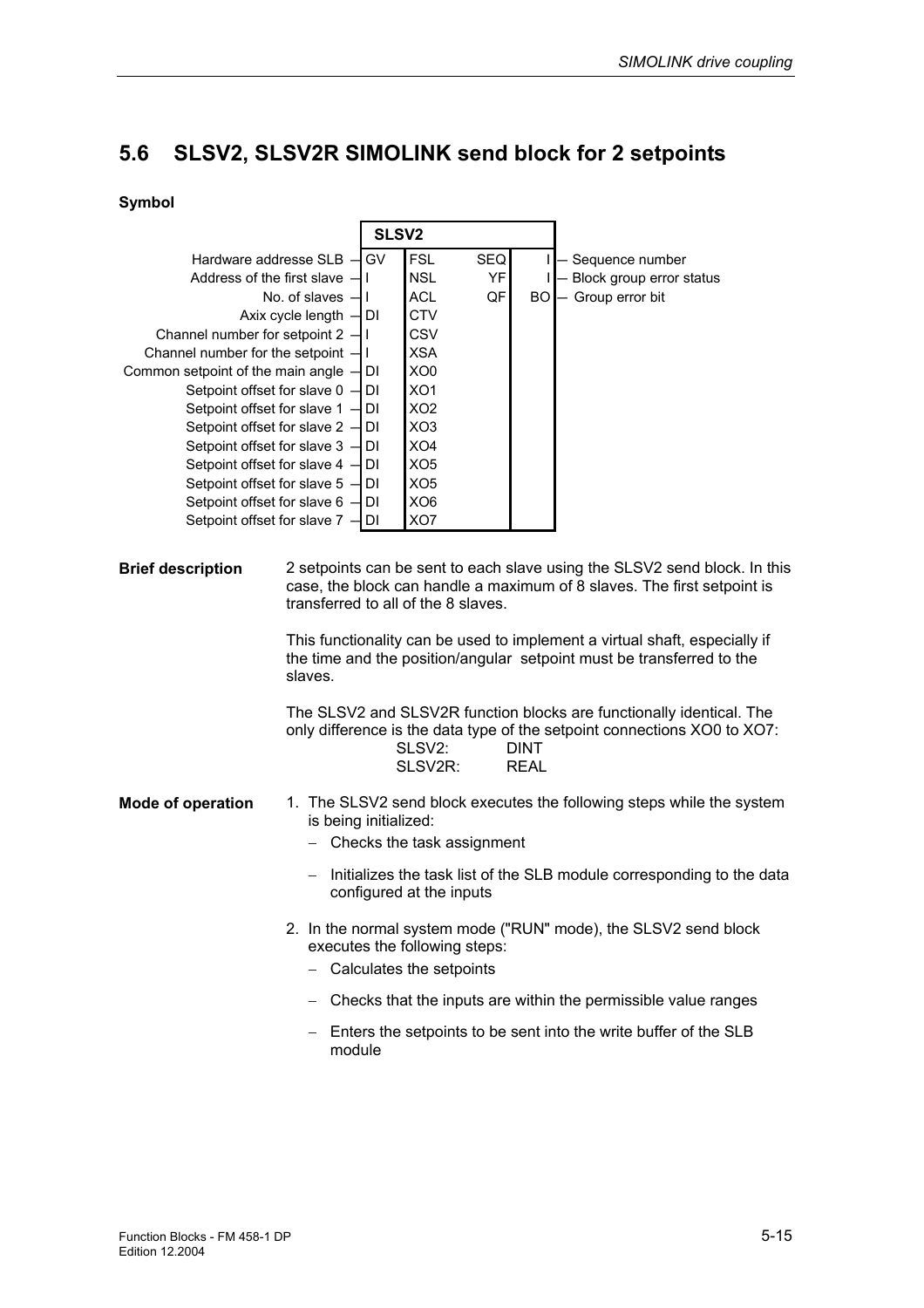## 5.6 SLSV2, SLSV2R SIMOLINK send block for 2 setpoints

**Symbol**

| Description | Type | SLSV2 | | Type | Description |
|---|---|---|---|---|---|
| Hardware addresse SLB | GV | FSL | SEQ | I | Sequence number |
| Address of the first slave | I | NSL | YF | I | Block group error status |
| No. of slaves | I | ACL | QF | BO | Group error bit |
| Axix cycle length | DI | CTV | | | |
| Channel number for setpoint 2 | I | CSV | | | |
| Channel number for the setpoint | I | XSA | | | |
| Common setpoint of the main angle | DI | XO0 | | | |
| Setpoint offset for slave 0 | DI | XO1 | | | |
| Setpoint offset for slave 1 | DI | XO2 | | | |
| Setpoint offset for slave 2 | DI | XO3 | | | |
| Setpoint offset for slave 3 | DI | XO4 | | | |
| Setpoint offset for slave 4 | DI | XO5 | | | |
| Setpoint offset for slave 5 | DI | XO5 | | | |
| Setpoint offset for slave 6 | DI | XO6 | | | |
| Setpoint offset for slave 7 | DI | XO7 | | | |

**Brief description**

2 setpoints can be sent to each slave using the SLSV2 send block. In this case, the block can handle a maximum of 8 slaves. The first setpoint is transferred to all of the 8 slaves.

This functionality can be used to implement a virtual shaft, especially if the time and the position/angular setpoint must be transferred to the slaves.

The SLSV2 and SLSV2R function blocks are functionally identical. The only difference is the data type of the setpoint connections XO0 to XO7:

SLSV2: DINT
SLSV2R: REAL

**Mode of operation**

1. The SLSV2 send block executes the following steps while the system is being initialized:
   - Checks the task assignment
   - Initializes the task list of the SLB module corresponding to the data configured at the inputs
2. In the normal system mode ("RUN" mode), the SLSV2 send block executes the following steps:
   - Calculates the setpoints
   - Checks that the inputs are within the permissible value ranges
   - Enters the setpoints to be sent into the write buffer of the SLB module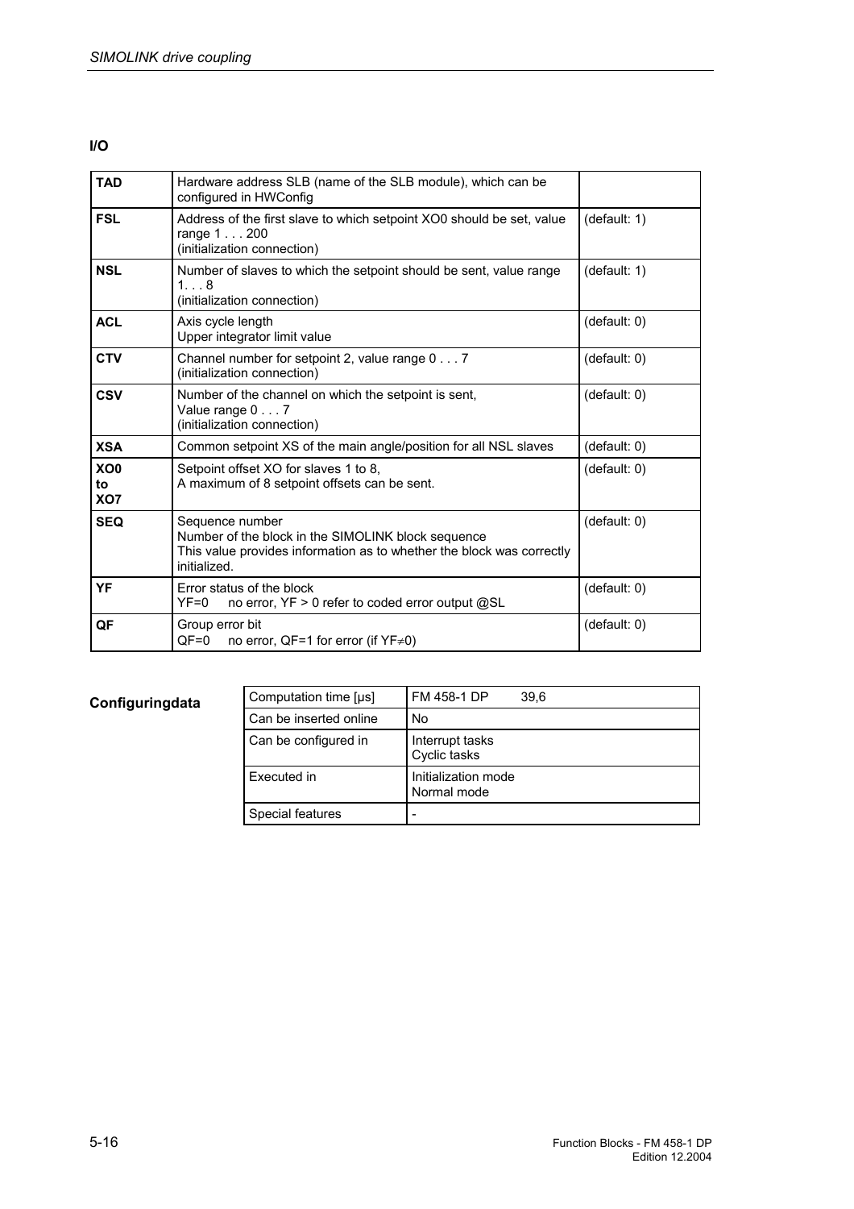### I/O

| | | |
|---|---|---|
| **TAD** | Hardware address SLB (name of the SLB module), which can be configured in HWConfig | |
| **FSL** | Address of the first slave to which setpoint XO0 should be set, value range 1 . . . 200<br>(initialization connection) | (default: 1) |
| **NSL** | Number of slaves to which the setpoint should be sent, value range 1. . . 8<br>(initialization connection) | (default: 1) |
| **ACL** | Axis cycle length<br>Upper integrator limit value | (default: 0) |
| **CTV** | Channel number for setpoint 2, value range 0 . . . 7<br>(initialization connection) | (default: 0) |
| **CSV** | Number of the channel on which the setpoint is sent,<br>Value range 0 . . . 7<br>(initialization connection) | (default: 0) |
| **XSA** | Common setpoint XS of the main angle/position for all NSL slaves | (default: 0) |
| **XO0 to XO7** | Setpoint offset XO for slaves 1 to 8,<br>A maximum of 8 setpoint offsets can be sent. | (default: 0) |
| **SEQ** | Sequence number<br>Number of the block in the SIMOLINK block sequence<br>This value provides information as to whether the block was correctly initialized. | (default: 0) |
| **YF** | Error status of the block<br>YF=0 no error, YF > 0 refer to coded error output @SL | (default: 0) |
| **QF** | Group error bit<br>QF=0 no error, QF=1 for error (if YF≠0) | (default: 0) |

**Configuringdata**

| | |
|---|---|
| Computation time [µs] | FM 458-1 DP 39,6 |
| Can be inserted online | No |
| Can be configured in | Interrupt tasks<br>Cyclic tasks |
| Executed in | Initialization mode<br>Normal mode |
| Special features | - |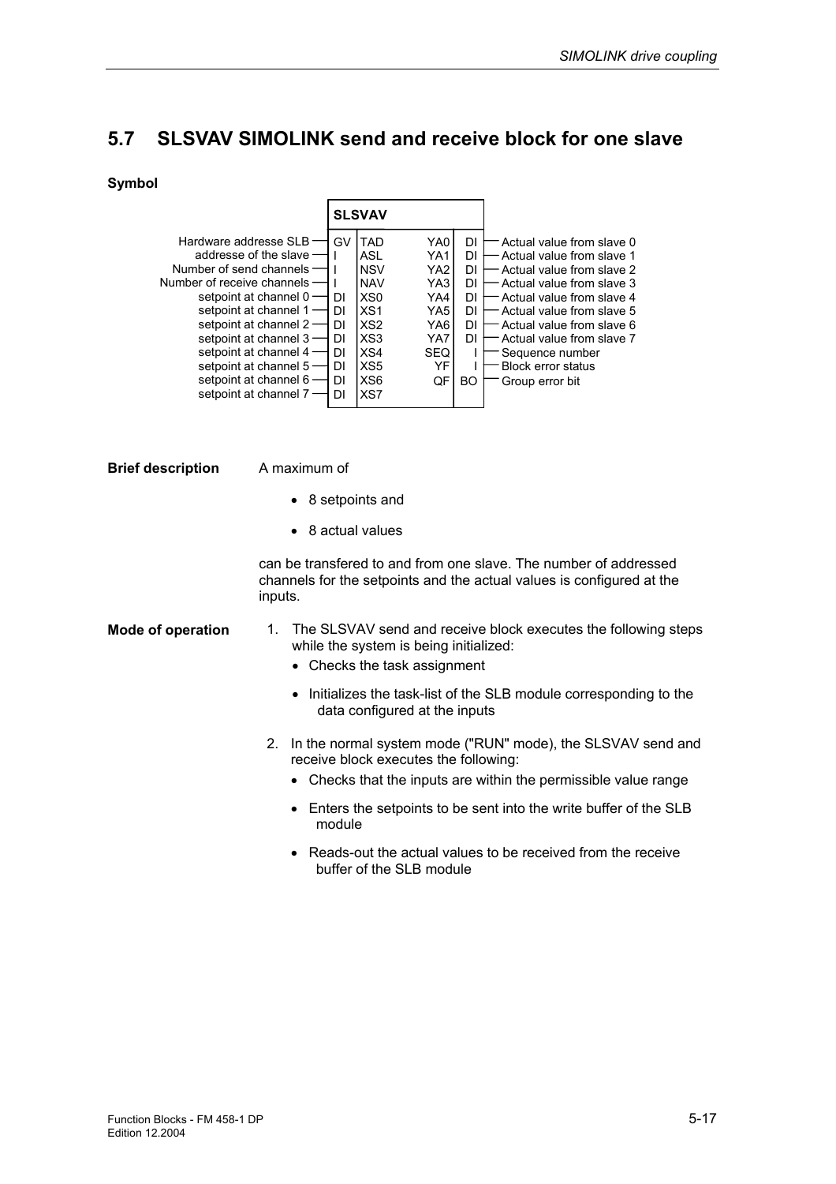## 5.7 SLSVAV SIMOLINK send and receive block for one slave

**Symbol**

| Description | Type | Input | Output | Type | Description |
|---|---|---|---|---|---|
| | | **SLSVAV** | | | |
| Hardware addresse SLB | GV | TAD | YA0 | DI | Actual value from slave 0 |
| addresse of the slave | I | ASL | YA1 | DI | Actual value from slave 1 |
| Number of send channels | I | NSV | YA2 | DI | Actual value from slave 2 |
| Number of receive channels | I | NAV | YA3 | DI | Actual value from slave 3 |
| setpoint at channel 0 | DI | XS0 | YA4 | DI | Actual value from slave 4 |
| setpoint at channel 1 | DI | XS1 | YA5 | DI | Actual value from slave 5 |
| setpoint at channel 2 | DI | XS2 | YA6 | DI | Actual value from slave 6 |
| setpoint at channel 3 | DI | XS3 | YA7 | DI | Actual value from slave 7 |
| setpoint at channel 4 | DI | XS4 | SEQ | I | Sequence number |
| setpoint at channel 5 | DI | XS5 | YF | I | Block error status |
| setpoint at channel 6 | DI | XS6 | QF | BO | Group error bit |
| setpoint at channel 7 | DI | XS7 | | | |

**Brief description**

A maximum of

- 8 setpoints and
- 8 actual values

can be transfered to and from one slave. The number of addressed channels for the setpoints and the actual values is configured at the inputs.

**Mode of operation**

1. The SLSVAV send and receive block executes the following steps while the system is being initialized:
   - Checks the task assignment
   - Initializes the task-list of the SLB module corresponding to the data configured at the inputs
2. In the normal system mode ("RUN" mode), the SLSVAV send and receive block executes the following:
   - Checks that the inputs are within the permissible value range
   - Enters the setpoints to be sent into the write buffer of the SLB module
   - Reads-out the actual values to be received from the receive buffer of the SLB module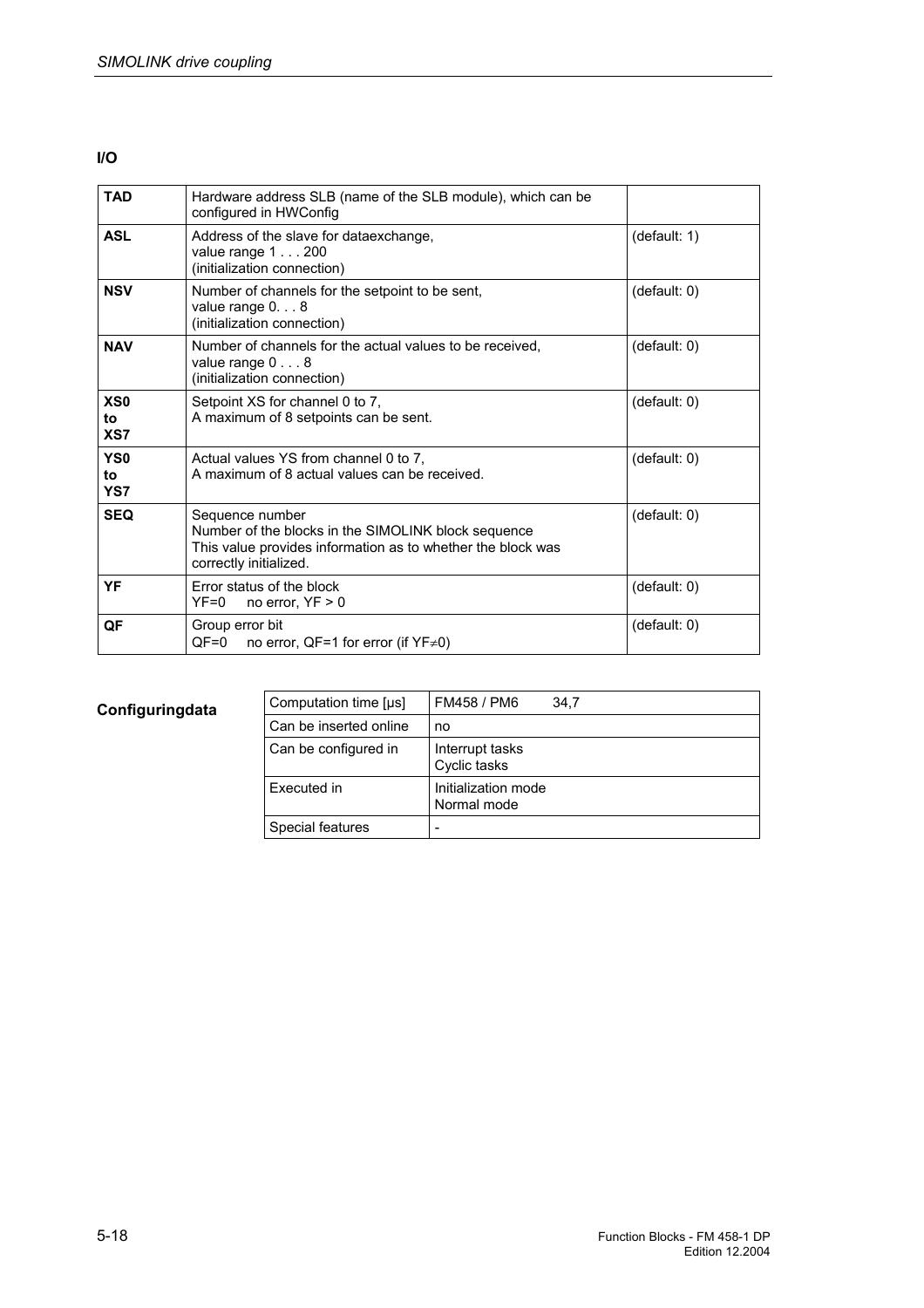**I/O**

| | | |
|---|---|---|
| **TAD** | Hardware address SLB (name of the SLB module), which can be configured in HWConfig | |
| **ASL** | Address of the slave for dataexchange,<br>value range 1 . . . 200<br>(initialization connection) | (default: 1) |
| **NSV** | Number of channels for the setpoint to be sent,<br>value range 0. . . 8<br>(initialization connection) | (default: 0) |
| **NAV** | Number of channels for the actual values to be received,<br>value range 0 . . . 8<br>(initialization connection) | (default: 0) |
| **XS0 to XS7** | Setpoint XS for channel 0 to 7,<br>A maximum of 8 setpoints can be sent. | (default: 0) |
| **YS0 to YS7** | Actual values YS from channel 0 to 7,<br>A maximum of 8 actual values can be received. | (default: 0) |
| **SEQ** | Sequence number<br>Number of the blocks in the SIMOLINK block sequence<br>This value provides information as to whether the block was correctly initialized. | (default: 0) |
| **YF** | Error status of the block<br>YF=0 no error, YF > 0 | (default: 0) |
| **QF** | Group error bit<br>QF=0 no error, QF=1 for error (if YF≠0) | (default: 0) |

**Configuringdata**

| | |
|---|---|
| Computation time [µs] | FM458 / PM6 34,7 |
| Can be inserted online | no |
| Can be configured in | Interrupt tasks<br>Cyclic tasks |
| Executed in | Initialization mode<br>Normal mode |
| Special features | - |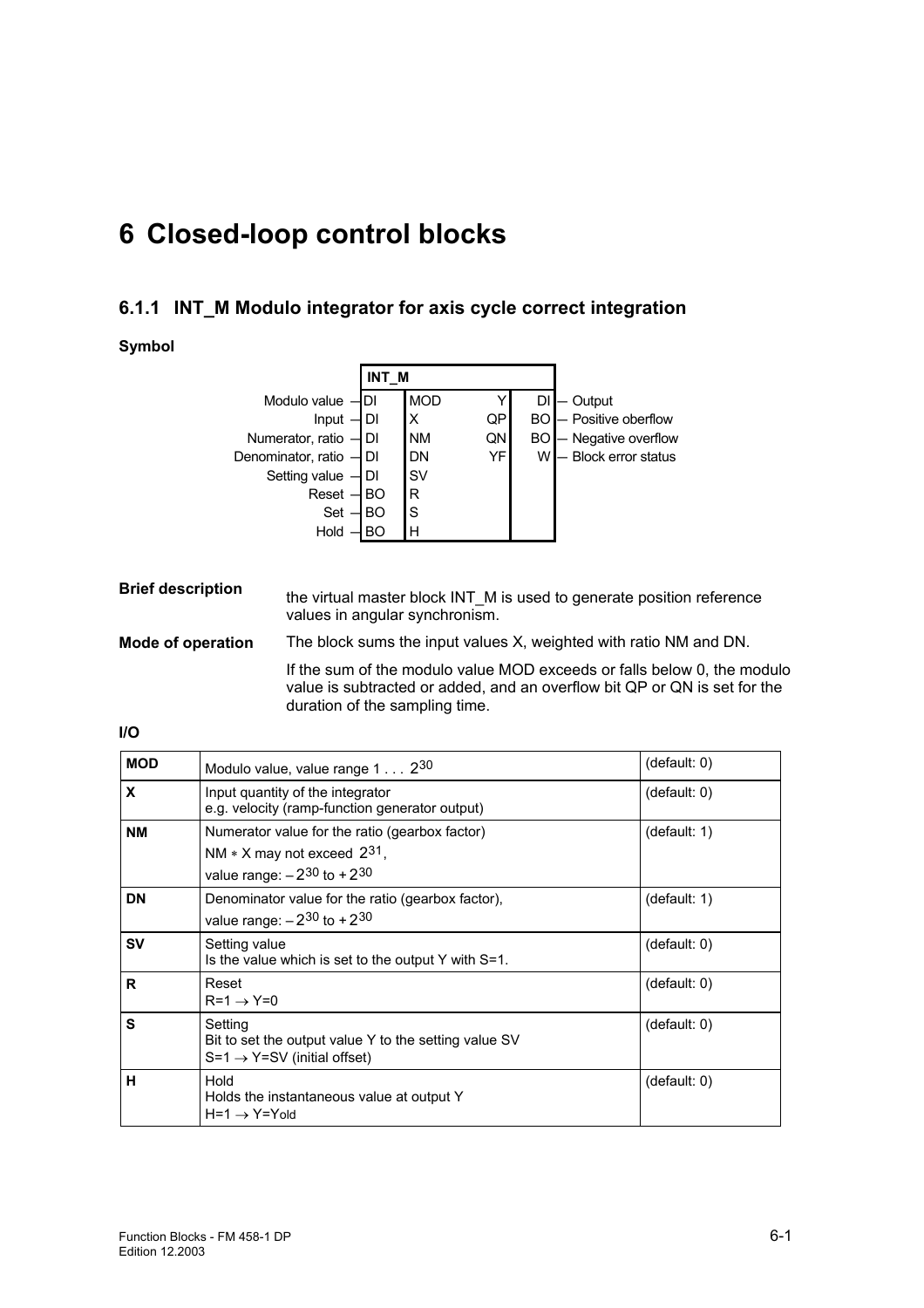# 6 Closed-loop control blocks

## 6.1.1 INT_M Modulo integrator for axis cycle correct integration

**Symbol**

| Input name | Type | INT_M | | Type | Output name |
|---|---|---|---|---|---|
| Modulo value | DI | MOD | Y | DI | Output |
| Input | DI | X | QP | BO | Positive oberflow |
| Numerator, ratio | DI | NM | QN | BO | Negative overflow |
| Denominator, ratio | DI | DN | YF | W | Block error status |
| Setting value | DI | SV | | | |
| Reset | BO | R | | | |
| Set | BO | S | | | |
| Hold | BO | H | | | |

**Brief description**

the virtual master block INT_M is used to generate position reference values in angular synchronism.

**Mode of operation**

The block sums the input values X, weighted with ratio NM and DN.

If the sum of the modulo value MOD exceeds or falls below 0, the modulo value is subtracted or added, and an overflow bit QP or QN is set for the duration of the sampling time.

**I/O**

| | | |
|---|---|---|
| **MOD** | Modulo value, value range 1 . . . $2^{30}$ | (default: 0) |
| **X** | Input quantity of the integrator<br>e.g. velocity (ramp-function generator output) | (default: 0) |
| **NM** | Numerator value for the ratio (gearbox factor)<br>NM ∗ X may not exceed $2^{31}$,<br>value range: $-2^{30}$ to $+2^{30}$ | (default: 1) |
| **DN** | Denominator value for the ratio (gearbox factor),<br>value range: $-2^{30}$ to $+2^{30}$ | (default: 1) |
| **SV** | Setting value<br>Is the value which is set to the output Y with S=1. | (default: 0) |
| **R** | Reset<br>R=1 → Y=0 | (default: 0) |
| **S** | Setting<br>Bit to set the output value Y to the setting value SV<br>S=1 → Y=SV (initial offset) | (default: 0) |
| **H** | Hold<br>Holds the instantaneous value at output Y<br>H=1 → $Y=Y_{old}$ | (default: 0) |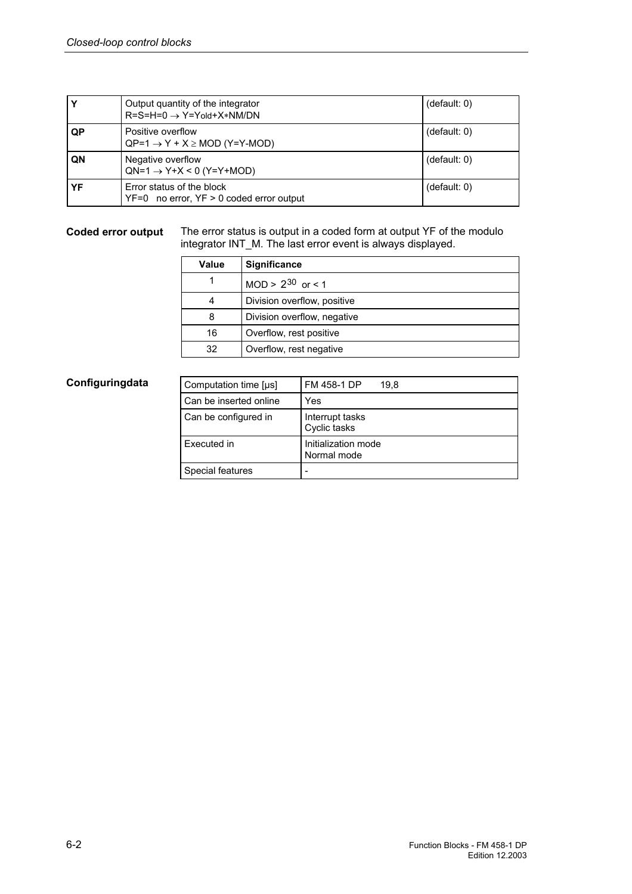| | | |
|---|---|---|
| **Y** | Output quantity of the integrator<br>R=S=H=0 → $Y=Y_{old}+X*NM/DN$ | (default: 0) |
| **QP** | Positive overflow<br>QP=1 → Y + X ≥ MOD (Y=Y-MOD) | (default: 0) |
| **QN** | Negative overflow<br>QN=1 → Y+X < 0 (Y=Y+MOD) | (default: 0) |
| **YF** | Error status of the block<br>YF=0 no error, YF > 0 coded error output | (default: 0) |

**Coded error output**

The error status is output in a coded form at output YF of the modulo integrator INT_M. The last error event is always displayed.

| Value | Significance |
|---|---|
| 1 | MOD > $2^{30}$ or < 1 |
| 4 | Division overflow, positive |
| 8 | Division overflow, negative |
| 16 | Overflow, rest positive |
| 32 | Overflow, rest negative |

**Configuringdata**

| | |
|---|---|
| Computation time [µs] | FM 458-1 DP 19,8 |
| Can be inserted online | Yes |
| Can be configured in | Interrupt tasks<br>Cyclic tasks |
| Executed in | Initialization mode<br>Normal mode |
| Special features | - |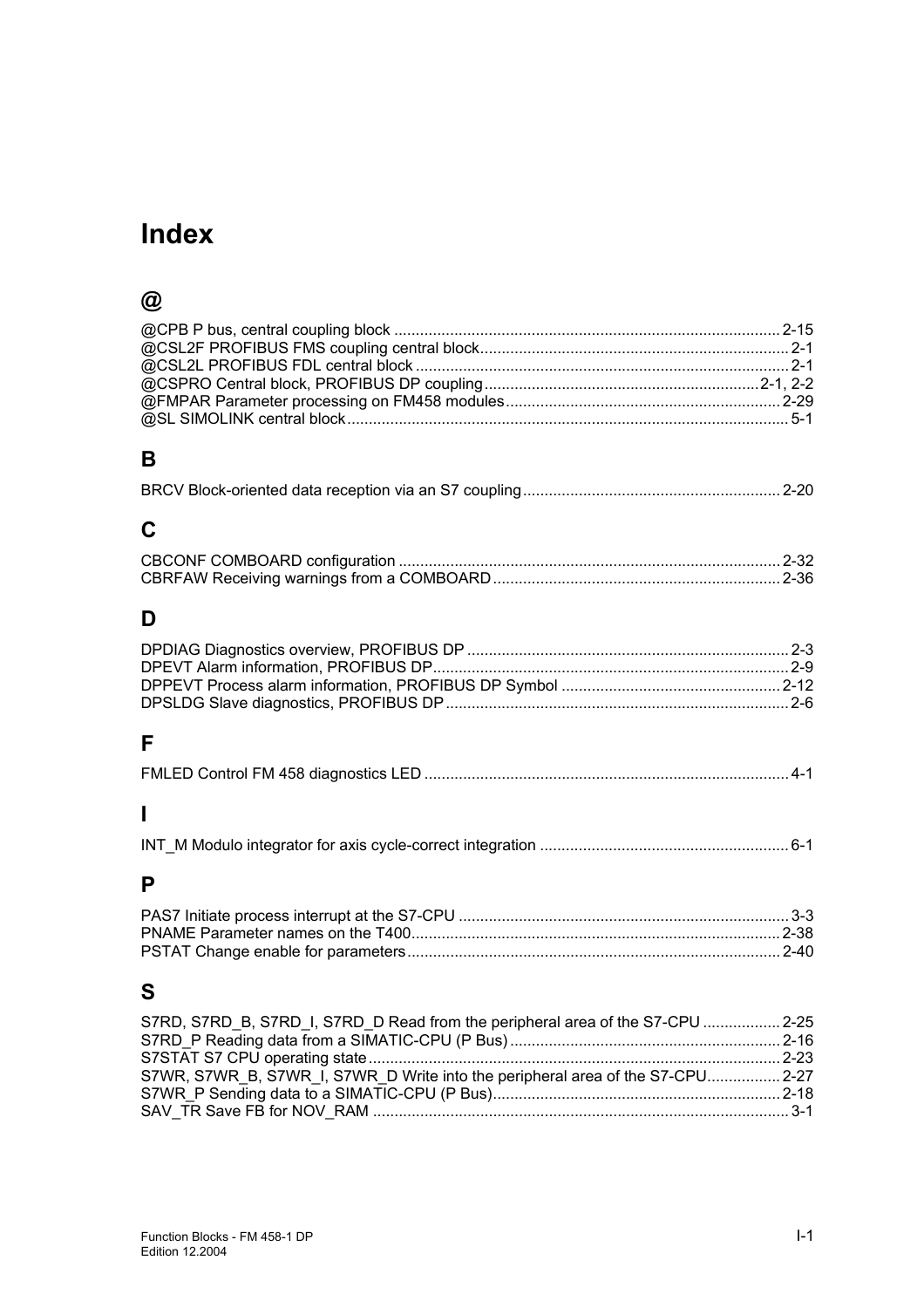# Index

## @

@CPB P bus, central coupling block ........................................................................................ 2-15
@CSL2F PROFIBUS FMS coupling central block....................................................................... 2-1
@CSL2L PROFIBUS FDL central block ..................................................................................... 2-1
@CSPRO Central block, PROFIBUS DP coupling ...............................................................2-1, 2-2
@FMPAR Parameter processing on FM458 modules.............................................................. 2-29
@SL SIMOLINK central block..................................................................................................... 5-1

## B

BRCV Block-oriented data reception via an S7 coupling........................................................... 2-20

## C

CBCONF COMBOARD configuration ....................................................................................... 2-32
CBRFAW Receiving warnings from a COMBOARD.................................................................. 2-36

## D

DPDIAG Diagnostics overview, PROFIBUS DP .......................................................................... 2-3
DPEVT Alarm information, PROFIBUS DP.................................................................................. 2-9
DPPEVT Process alarm information, PROFIBUS DP Symbol .................................................. 2-12
DPSLDG Slave diagnostics, PROFIBUS DP ............................................................................... 2-6

## F

FMLED Control FM 458 diagnostics LED .................................................................................... 4-1

## I

INT_M Modulo integrator for axis cycle-correct integration ......................................................... 6-1

## P

PAS7 Initiate process interrupt at the S7-CPU ............................................................................ 3-3
PNAME Parameter names on the T400..................................................................................... 2-38
PSTAT Change enable for parameters...................................................................................... 2-40

## S

S7RD, S7RD_B, S7RD_I, S7RD_D Read from the peripheral area of the S7-CPU .................. 2-25
S7RD_P Reading data from a SIMATIC-CPU (P Bus).............................................................. 2-16
S7STAT S7 CPU operating state............................................................................................... 2-23
S7WR, S7WR_B, S7WR_I, S7WR_D Write into the peripheral area of the S7-CPU................ 2-27
S7WR_P Sending data to a SIMATIC-CPU (P Bus).................................................................. 2-18
SAV_TR Save FB for NOV_RAM ................................................................................................ 3-1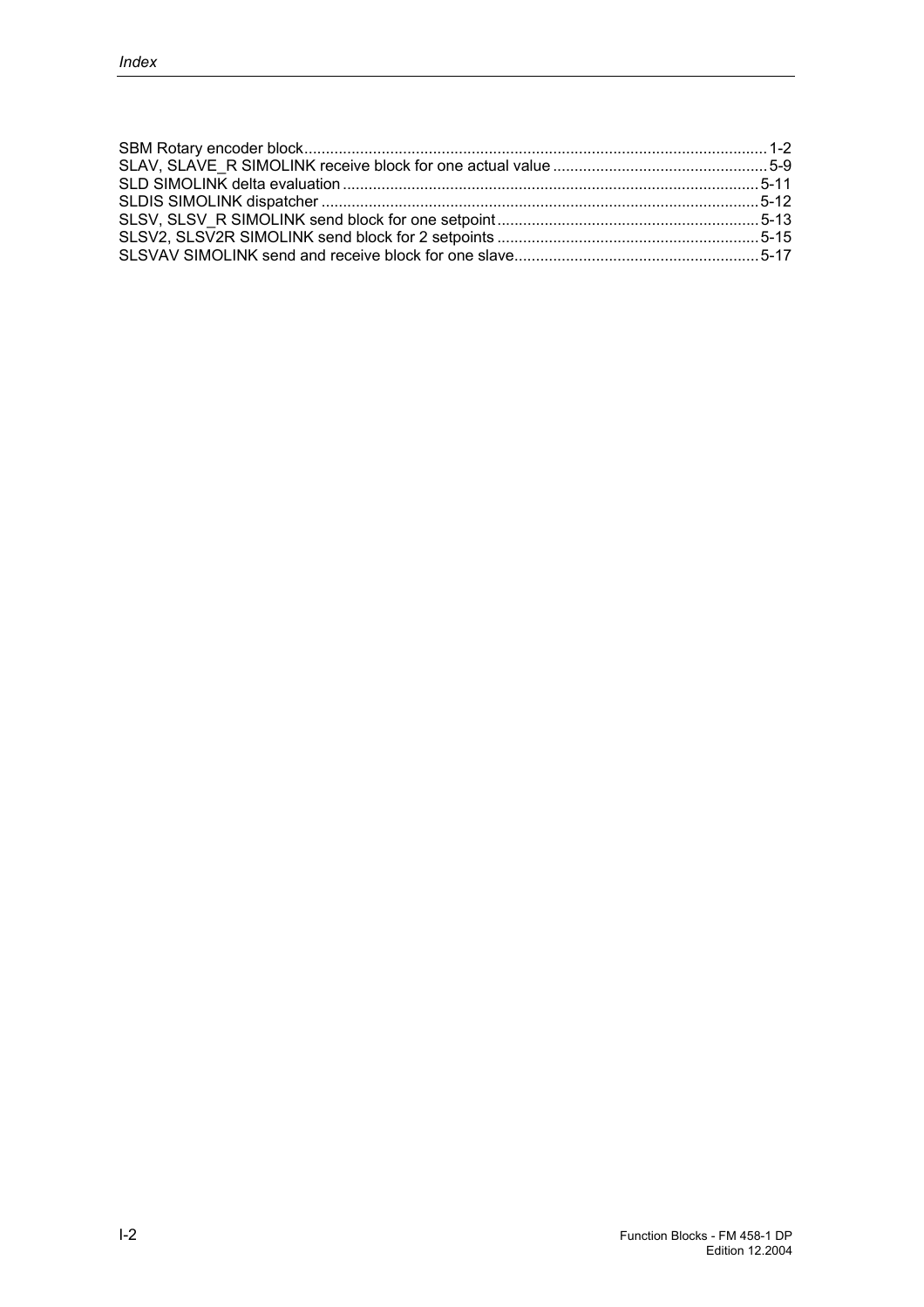SBM Rotary encoder block............................................................................................................ 1-2
SLAV, SLAVE_R SIMOLINK receive block for one actual value ................................................. 5-9
SLD SIMOLINK delta evaluation ................................................................................................ 5-11
SLDIS SIMOLINK dispatcher ...................................................................................................... 5-12
SLSV, SLSV_R SIMOLINK send block for one setpoint ............................................................. 5-13
SLSV2, SLSV2R SIMOLINK send block for 2 setpoints ............................................................. 5-15
SLSVAV SIMOLINK send and receive block for one slave......................................................... 5-17